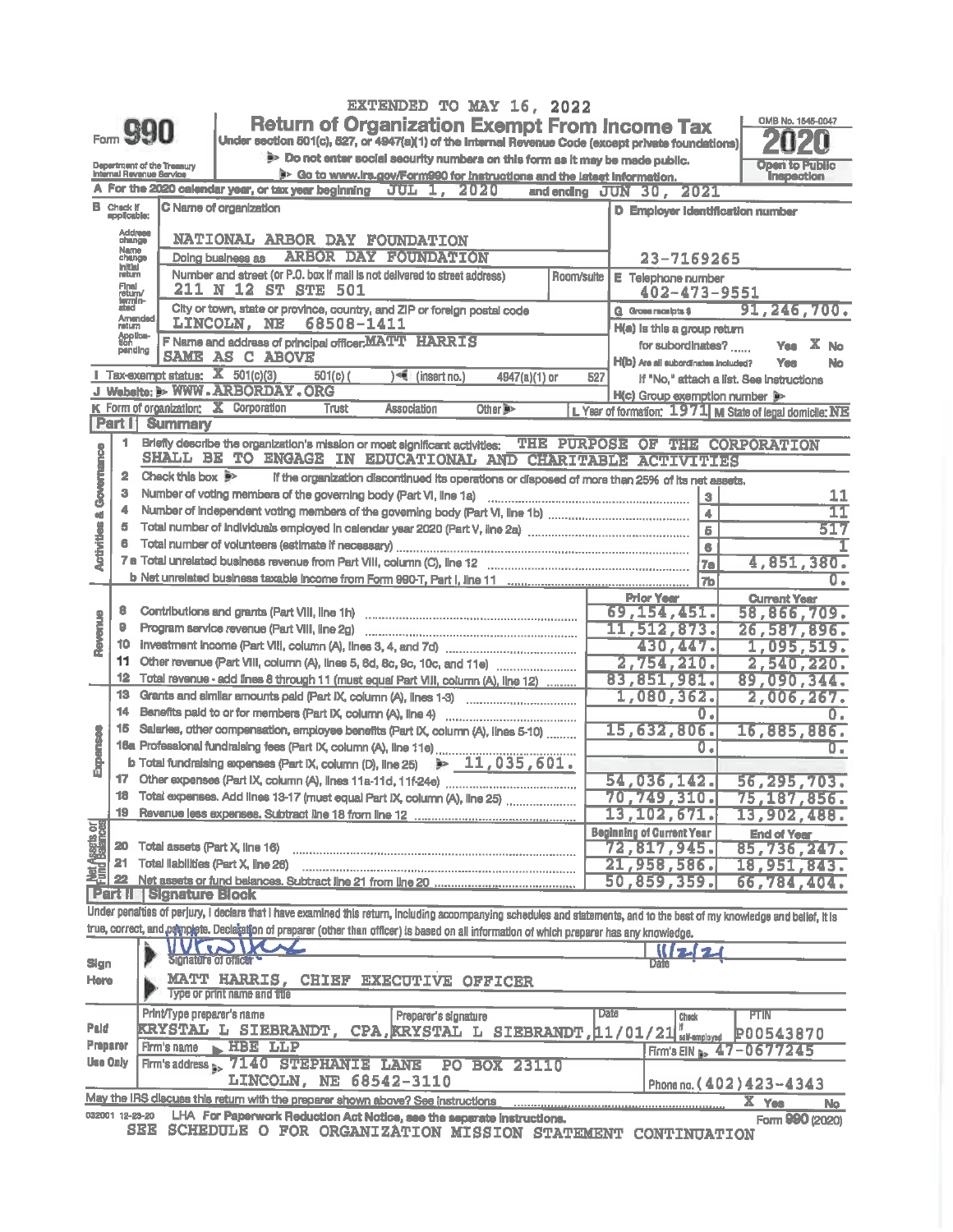EXTENDED TO MAY 16, 2022

# Form 990 — Return of Organization Exempt From Income Tax

**Under section 501(c), 527, or 4947(a)(1) of the Internal Revenue Code (except private foundations)**

▶ Do not enter social security numbers on this form as it may be made public.
▶ Go to www.irs.gov/Form990 for instructions and the latest information.

OMB No. 1545-0047 — **2020** — Open to Public Inspection

Department of the Treasury
Internal Revenue Service

**A** For the 2020 calendar year, or tax year beginning JUL 1, 2020 and ending JUN 30, 2021

**B** Check if applicable: Address change / Name change / Initial return / Final return/terminated / Amended return / Application pending

**C** Name of organization: NATIONAL ARBOR DAY FOUNDATION
Doing business as: ARBOR DAY FOUNDATION
Number and street (or P.O. box if mail is not delivered to street address): 211 N 12 ST STE 501 — Room/suite
City or town, state or province, country, and ZIP or foreign postal code: LINCOLN, NE 68508-1411

**D** Employer identification number: 23-7169265

**E** Telephone number: 402-473-9551

**G** Gross receipts $ 91,246,700.

**F** Name and address of principal officer: MATT HARRIS, SAME AS C ABOVE

**H(a)** Is this a group return for subordinates? Yes [ ] No [X]
**H(b)** Are all subordinates included? Yes No
If "No," attach a list. See instructions
**H(c)** Group exemption number ▶

**I** Tax-exempt status: [X] 501(c)(3) [ ] 501(c) ( ) ◀ (insert no.) [ ] 4947(a)(1) or [ ] 527

**J** Website: ▶ WWW.ARBORDAY.ORG

**K** Form of organization: [X] Corporation [ ] Trust [ ] Association [ ] Other ▶

**L** Year of formation: 1971 **M** State of legal domicile: NE

## Part I Summary

### Activities & Governance

1 Briefly describe the organization's mission or most significant activities: THE PURPOSE OF THE CORPORATION SHALL BE TO ENGAGE IN EDUCATIONAL AND CHARITABLE ACTIVITIES

2 Check this box ▶ [ ] if the organization discontinued its operations or disposed of more than 25% of its net assets.

| Line | Description | No. | Value |
|---|---|---|---|
| 3 | Number of voting members of the governing body (Part VI, line 1a) | 3 | 11 |
| 4 | Number of independent voting members of the governing body (Part VI, line 1b) | 4 | 11 |
| 5 | Total number of individuals employed in calendar year 2020 (Part V, line 2a) | 5 | 517 |
| 6 | Total number of volunteers (estimate if necessary) | 6 | 1 |
| 7a | Total unrelated business revenue from Part VIII, column (C), line 12 | 7a | 4,851,380. |
| 7b | Net unrelated business taxable income from Form 990-T, Part I, line 11 | 7b | 0. |

### Revenue and Expenses

| Line | Description | Prior Year | Current Year |
|---|---|---|---|
| 8 | Contributions and grants (Part VIII, line 1h) | 69,154,451. | 58,866,709. |
| 9 | Program service revenue (Part VIII, line 2g) | 11,512,873. | 26,587,896. |
| 10 | Investment income (Part VIII, column (A), lines 3, 4, and 7d) | 430,447. | 1,095,519. |
| 11 | Other revenue (Part VIII, column (A), lines 5, 6d, 8c, 9c, 10c, and 11e) | 2,754,210. | 2,540,220. |
| 12 | Total revenue - add lines 8 through 11 (must equal Part VIII, column (A), line 12) | 83,851,981. | 89,090,344. |
| 13 | Grants and similar amounts paid (Part IX, column (A), lines 1-3) | 1,080,362. | 2,006,267. |
| 14 | Benefits paid to or for members (Part IX, column (A), line 4) | 0. | 0. |
| 15 | Salaries, other compensation, employee benefits (Part IX, column (A), lines 5-10) | 15,632,806. | 16,885,886. |
| 16a | Professional fundraising fees (Part IX, column (A), line 11e) | 0. | 0. |
| b | Total fundraising expenses (Part IX, column (D), line 25) ▶ 11,035,601. | | |
| 17 | Other expenses (Part IX, column (A), lines 11a-11d, 11f-24e) | 54,036,142. | 56,295,703. |
| 18 | Total expenses. Add lines 13-17 (must equal Part IX, column (A), line 25) | 70,749,310. | 75,187,856. |
| 19 | Revenue less expenses. Subtract line 18 from line 12 | 13,102,671. | 13,902,488. |

### Net Assets or Fund Balances

| Line | Description | Beginning of Current Year | End of Year |
|---|---|---|---|
| 20 | Total assets (Part X, line 16) | 72,817,945. | 85,736,247. |
| 21 | Total liabilities (Part X, line 26) | 21,958,586. | 18,951,843. |
| 22 | Net assets or fund balances. Subtract line 21 from line 20 | 50,859,359. | 66,784,404. |

## Part II Signature Block

Under penalties of perjury, I declare that I have examined this return, including accompanying schedules and statements, and to the best of my knowledge and belief, it is true, correct, and complete. Declaration of preparer (other than officer) is based on all information of which preparer has any knowledge.

**Sign Here**
Signature of officer: [signature] — Date: 11/2/21
MATT HARRIS, CHIEF EXECUTIVE OFFICER
Type or print name and title

**Paid Preparer Use Only**

| Print/Type preparer's name | Preparer's signature | Date | Check if self-employed | PTIN |
|---|---|---|---|---|
| KRYSTAL L SIEBRANDT, CPA | KRYSTAL L SIEBRANDT | 11/01/21 | | P00543870 |

Firm's name ▶ HBE LLP — Firm's EIN ▶ 47-0677245
Firm's address ▶ 7140 STEPHANIE LANE PO BOX 23110, LINCOLN, NE 68542-3110 — Phone no. (402)423-4343

May the IRS discuss this return with the preparer shown above? See instructions [X] Yes [ ] No

032001 12-23-20 LHA For Paperwork Reduction Act Notice, see the separate instructions. Form **990** (2020)

SEE SCHEDULE O FOR ORGANIZATION MISSION STATEMENT CONTINUATION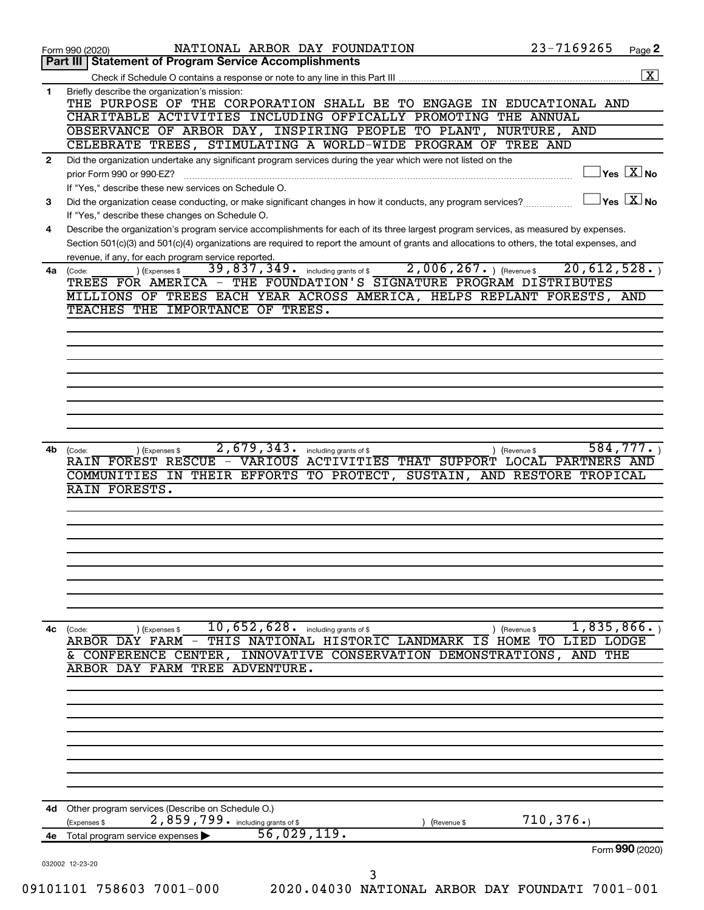Form 990 (2020) NATIONAL ARBOR DAY FOUNDATION 23-7169265 Page 2

## Part III | Statement of Program Service Accomplishments

Check if Schedule O contains a response or note to any line in this Part III .......... [X]

**1** Briefly describe the organization's mission:

THE PURPOSE OF THE CORPORATION SHALL BE TO ENGAGE IN EDUCATIONAL AND CHARITABLE ACTIVITIES INCLUDING OFFICALLY PROMOTING THE ANNUAL OBSERVANCE OF ARBOR DAY, INSPIRING PEOPLE TO PLANT, NURTURE, AND CELEBRATE TREES, STIMULATING A WORLD-WIDE PROGRAM OF TREE AND

**2** Did the organization undertake any significant program services during the year which were not listed on the prior Form 990 or 990-EZ? .......... [ ] Yes [X] No

If "Yes," describe these new services on Schedule O.

**3** Did the organization cease conducting, or make significant changes in how it conducts, any program services? .......... [ ] Yes [X] No

If "Yes," describe these changes on Schedule O.

**4** Describe the organization's program service accomplishments for each of its three largest program services, as measured by expenses. Section 501(c)(3) and 501(c)(4) organizations are required to report the amount of grants and allocations to others, the total expenses, and revenue, if any, for each program service reported.

**4a** (Code: ) (Expenses $ 39,837,349. including grants of $ 2,006,267. ) (Revenue $ 20,612,528. )

TREES FOR AMERICA - THE FOUNDATION'S SIGNATURE PROGRAM DISTRIBUTES MILLIONS OF TREES EACH YEAR ACROSS AMERICA, HELPS REPLANT FORESTS, AND TEACHES THE IMPORTANCE OF TREES.

**4b** (Code: ) (Expenses $ 2,679,343. including grants of $ ) (Revenue $ 584,777. )

RAIN FOREST RESCUE - VARIOUS ACTIVITIES THAT SUPPORT LOCAL PARTNERS AND COMMUNITIES IN THEIR EFFORTS TO PROTECT, SUSTAIN, AND RESTORE TROPICAL RAIN FORESTS.

**4c** (Code: ) (Expenses $ 10,652,628. including grants of $ ) (Revenue $ 1,835,866. )

ARBOR DAY FARM - THIS NATIONAL HISTORIC LANDMARK IS HOME TO LIED LODGE & CONFERENCE CENTER, INNOVATIVE CONSERVATION DEMONSTRATIONS, AND THE ARBOR DAY FARM TREE ADVENTURE.

**4d** Other program services (Describe on Schedule O.)

(Expenses $ 2,859,799. including grants of $ ) (Revenue $ 710,376.)

**4e** Total program service expenses ▶ 56,029,119.

Form **990** (2020)

032002 12-23-20

09101101 758603 7001-000 2020.04030 NATIONAL ARBOR DAY FOUNDATI 7001-001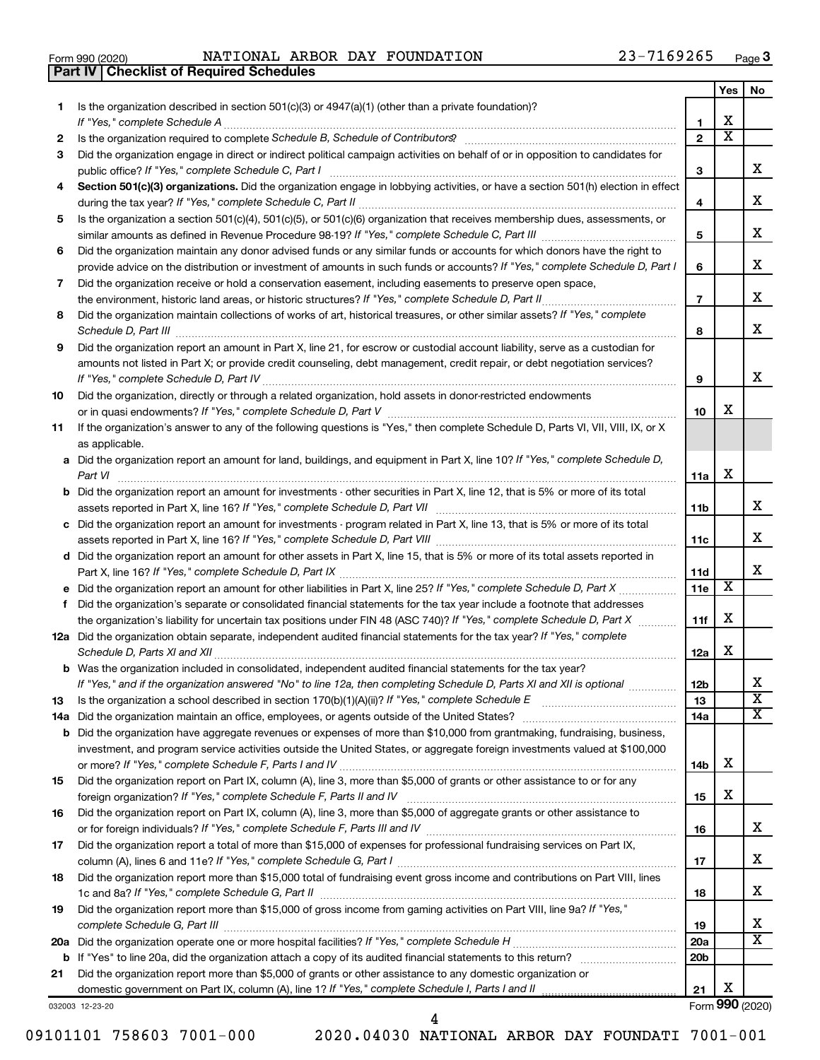Form 990 (2020) NATIONAL ARBOR DAY FOUNDATION 23-7169265

## Part IV | Checklist of Required Schedules

| | | | Yes | No |
|---|---|---|---|---|
| 1 | Is the organization described in section 501(c)(3) or 4947(a)(1) (other than a private foundation)? *If "Yes," complete Schedule A* | 1 | X | |
| 2 | Is the organization required to complete *Schedule B, Schedule of Contributors*? | 2 | X | |
| 3 | Did the organization engage in direct or indirect political campaign activities on behalf of or in opposition to candidates for public office? *If "Yes," complete Schedule C, Part I* | 3 | | X |
| 4 | **Section 501(c)(3) organizations.** Did the organization engage in lobbying activities, or have a section 501(h) election in effect during the tax year? *If "Yes," complete Schedule C, Part II* | 4 | | X |
| 5 | Is the organization a section 501(c)(4), 501(c)(5), or 501(c)(6) organization that receives membership dues, assessments, or similar amounts as defined in Revenue Procedure 98-19? *If "Yes," complete Schedule C, Part III* | 5 | | X |
| 6 | Did the organization maintain any donor advised funds or any similar funds or accounts for which donors have the right to provide advice on the distribution or investment of amounts in such funds or accounts? *If "Yes," complete Schedule D, Part I* | 6 | | X |
| 7 | Did the organization receive or hold a conservation easement, including easements to preserve open space, the environment, historic land areas, or historic structures? *If "Yes," complete Schedule D, Part II* | 7 | | X |
| 8 | Did the organization maintain collections of works of art, historical treasures, or other similar assets? *If "Yes," complete Schedule D, Part III* | 8 | | X |
| 9 | Did the organization report an amount in Part X, line 21, for escrow or custodial account liability, serve as a custodian for amounts not listed in Part X; or provide credit counseling, debt management, credit repair, or debt negotiation services? *If "Yes," complete Schedule D, Part IV* | 9 | | X |
| 10 | Did the organization, directly or through a related organization, hold assets in donor-restricted endowments or in quasi endowments? *If "Yes," complete Schedule D, Part V* | 10 | X | |
| 11 | If the organization's answer to any of the following questions is "Yes," then complete Schedule D, Parts VI, VII, VIII, IX, or X as applicable. | | | |
| a | Did the organization report an amount for land, buildings, and equipment in Part X, line 10? *If "Yes," complete Schedule D, Part VI* | 11a | X | |
| b | Did the organization report an amount for investments - other securities in Part X, line 12, that is 5% or more of its total assets reported in Part X, line 16? *If "Yes," complete Schedule D, Part VII* | 11b | | X |
| c | Did the organization report an amount for investments - program related in Part X, line 13, that is 5% or more of its total assets reported in Part X, line 16? *If "Yes," complete Schedule D, Part VIII* | 11c | | X |
| d | Did the organization report an amount for other assets in Part X, line 15, that is 5% or more of its total assets reported in Part X, line 16? *If "Yes," complete Schedule D, Part IX* | 11d | | X |
| e | Did the organization report an amount for other liabilities in Part X, line 25? *If "Yes," complete Schedule D, Part X* | 11e | X | |
| f | Did the organization's separate or consolidated financial statements for the tax year include a footnote that addresses the organization's liability for uncertain tax positions under FIN 48 (ASC 740)? *If "Yes," complete Schedule D, Part X* | 11f | X | |
| 12a | Did the organization obtain separate, independent audited financial statements for the tax year? *If "Yes," complete Schedule D, Parts XI and XII* | 12a | X | |
| b | Was the organization included in consolidated, independent audited financial statements for the tax year? *If "Yes," and if the organization answered "No" to line 12a, then completing Schedule D, Parts XI and XII is optional* | 12b | | X |
| 13 | Is the organization a school described in section 170(b)(1)(A)(ii)? *If "Yes," complete Schedule E* | 13 | | X |
| 14a | Did the organization maintain an office, employees, or agents outside of the United States? | 14a | | X |
| b | Did the organization have aggregate revenues or expenses of more than $10,000 from grantmaking, fundraising, business, investment, and program service activities outside the United States, or aggregate foreign investments valued at $100,000 or more? *If "Yes," complete Schedule F, Parts I and IV* | 14b | X | |
| 15 | Did the organization report on Part IX, column (A), line 3, more than $5,000 of grants or other assistance to or for any foreign organization? *If "Yes," complete Schedule F, Parts II and IV* | 15 | X | |
| 16 | Did the organization report on Part IX, column (A), line 3, more than $5,000 of aggregate grants or other assistance to or for foreign individuals? *If "Yes," complete Schedule F, Parts III and IV* | 16 | | X |
| 17 | Did the organization report a total of more than $15,000 of expenses for professional fundraising services on Part IX, column (A), lines 6 and 11e? *If "Yes," complete Schedule G, Part I* | 17 | | X |
| 18 | Did the organization report more than $15,000 total of fundraising event gross income and contributions on Part VIII, lines 1c and 8a? *If "Yes," complete Schedule G, Part II* | 18 | | X |
| 19 | Did the organization report more than $15,000 of gross income from gaming activities on Part VIII, line 9a? *If "Yes," complete Schedule G, Part III* | 19 | | X |
| 20a | Did the organization operate one or more hospital facilities? *If "Yes," complete Schedule H* | 20a | | X |
| b | If "Yes" to line 20a, did the organization attach a copy of its audited financial statements to this return? | 20b | | |
| 21 | Did the organization report more than $5,000 of grants or other assistance to any domestic organization or domestic government on Part IX, column (A), line 1? *If "Yes," complete Schedule I, Parts I and II* | 21 | X | |

032003 12-23-20 Form **990** (2020)

09101101 758603 7001-000 2020.04030 NATIONAL ARBOR DAY FOUNDATI 7001-001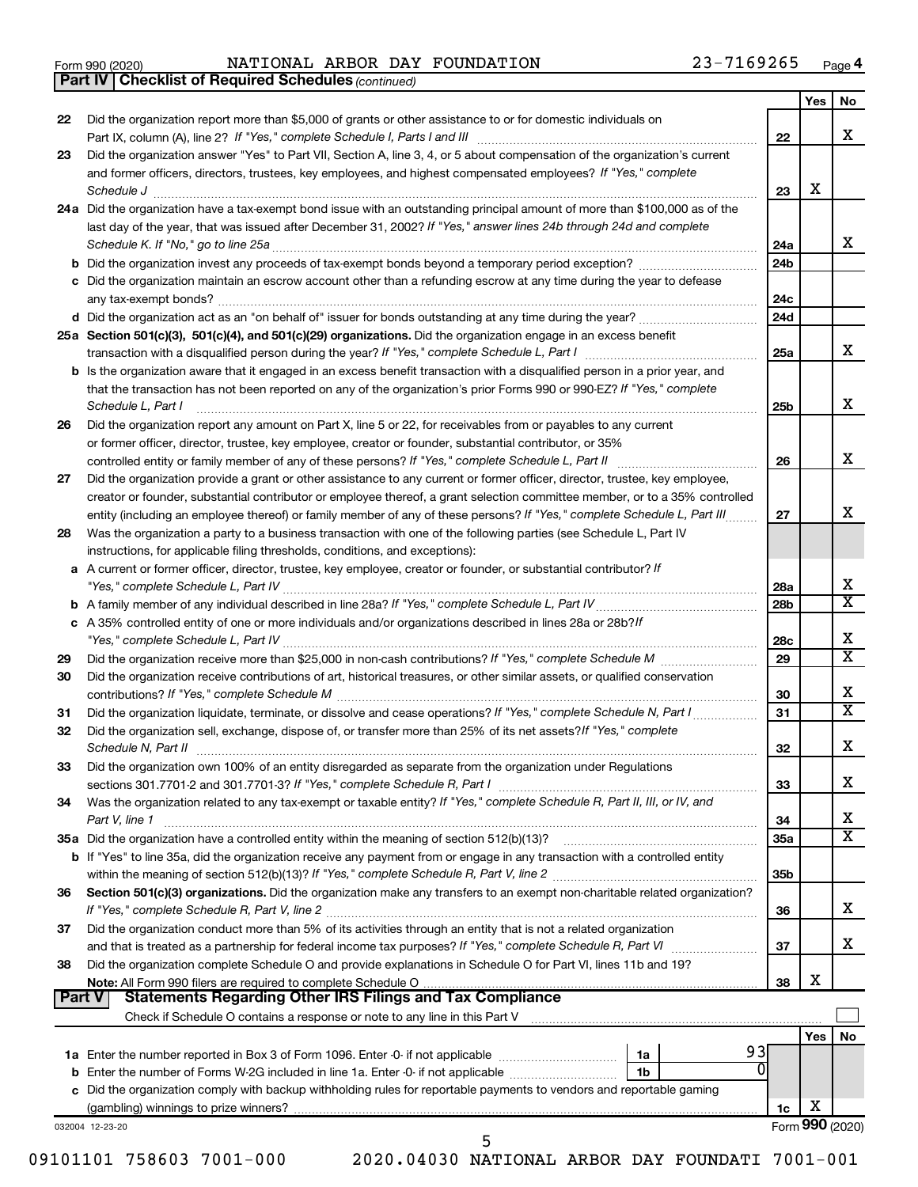Form 990 (2020) NATIONAL ARBOR DAY FOUNDATION 23-7169265 Page 4

**Part IV | Checklist of Required Schedules** *(continued)*

| | | | Yes | No |
|---|---|---|---|---|
| 22 | Did the organization report more than $5,000 of grants or other assistance to or for domestic individuals on Part IX, column (A), line 2? *If "Yes," complete Schedule I, Parts I and III* | 22 | | X |
| 23 | Did the organization answer "Yes" to Part VII, Section A, line 3, 4, or 5 about compensation of the organization's current and former officers, directors, trustees, key employees, and highest compensated employees? *If "Yes," complete Schedule J* | 23 | X | |
| 24a | Did the organization have a tax-exempt bond issue with an outstanding principal amount of more than $100,000 as of the last day of the year, that was issued after December 31, 2002? *If "Yes," answer lines 24b through 24d and complete Schedule K. If "No," go to line 25a* | 24a | | X |
| b | Did the organization invest any proceeds of tax-exempt bonds beyond a temporary period exception? | 24b | | |
| c | Did the organization maintain an escrow account other than a refunding escrow at any time during the year to defease any tax-exempt bonds? | 24c | | |
| d | Did the organization act as an "on behalf of" issuer for bonds outstanding at any time during the year? | 24d | | |
| 25a | **Section 501(c)(3), 501(c)(4), and 501(c)(29) organizations.** Did the organization engage in an excess benefit transaction with a disqualified person during the year? *If "Yes," complete Schedule L, Part I* | 25a | | X |
| b | Is the organization aware that it engaged in an excess benefit transaction with a disqualified person in a prior year, and that the transaction has not been reported on any of the organization's prior Forms 990 or 990-EZ? *If "Yes," complete Schedule L, Part I* | 25b | | X |
| 26 | Did the organization report any amount on Part X, line 5 or 22, for receivables from or payables to any current or former officer, director, trustee, key employee, creator or founder, substantial contributor, or 35% controlled entity or family member of any of these persons? *If "Yes," complete Schedule L, Part II* | 26 | | X |
| 27 | Did the organization provide a grant or other assistance to any current or former officer, director, trustee, key employee, creator or founder, substantial contributor or employee thereof, a grant selection committee member, or to a 35% controlled entity (including an employee thereof) or family member of any of these persons? *If "Yes," complete Schedule L, Part III* | 27 | | X |
| 28 | Was the organization a party to a business transaction with one of the following parties (see Schedule L, Part IV instructions, for applicable filing thresholds, conditions, and exceptions): | | | |
| a | A current or former officer, director, trustee, key employee, creator or founder, or substantial contributor? *If "Yes," complete Schedule L, Part IV* | 28a | | X |
| b | A family member of any individual described in line 28a? *If "Yes," complete Schedule L, Part IV* | 28b | | X |
| c | A 35% controlled entity of one or more individuals and/or organizations described in lines 28a or 28b? *If "Yes," complete Schedule L, Part IV* | 28c | | X |
| 29 | Did the organization receive more than $25,000 in non-cash contributions? *If "Yes," complete Schedule M* | 29 | | X |
| 30 | Did the organization receive contributions of art, historical treasures, or other similar assets, or qualified conservation contributions? *If "Yes," complete Schedule M* | 30 | | X |
| 31 | Did the organization liquidate, terminate, or dissolve and cease operations? *If "Yes," complete Schedule N, Part I* | 31 | | X |
| 32 | Did the organization sell, exchange, dispose of, or transfer more than 25% of its net assets? *If "Yes," complete Schedule N, Part II* | 32 | | X |
| 33 | Did the organization own 100% of an entity disregarded as separate from the organization under Regulations sections 301.7701-2 and 301.7701-3? *If "Yes," complete Schedule R, Part I* | 33 | | X |
| 34 | Was the organization related to any tax-exempt or taxable entity? *If "Yes," complete Schedule R, Part II, III, or IV, and Part V, line 1* | 34 | | X |
| 35a | Did the organization have a controlled entity within the meaning of section 512(b)(13)? | 35a | | X |
| b | If "Yes" to line 35a, did the organization receive any payment from or engage in any transaction with a controlled entity within the meaning of section 512(b)(13)? *If "Yes," complete Schedule R, Part V, line 2* | 35b | | |
| 36 | **Section 501(c)(3) organizations.** Did the organization make any transfers to an exempt non-charitable related organization? *If "Yes," complete Schedule R, Part V, line 2* | 36 | | X |
| 37 | Did the organization conduct more than 5% of its activities through an entity that is not a related organization and that is treated as a partnership for federal income tax purposes? *If "Yes," complete Schedule R, Part VI* | 37 | | X |
| 38 | Did the organization complete Schedule O and provide explanations in Schedule O for Part VI, lines 11b and 19? **Note:** All Form 990 filers are required to complete Schedule O | 38 | X | |

**Part V | Statements Regarding Other IRS Filings and Tax Compliance**

Check if Schedule O contains a response or note to any line in this Part V ☐

| | | | | | Yes | No |
|---|---|---|---|---|---|---|
| 1a | Enter the number reported in Box 3 of Form 1096. Enter -0- if not applicable | 1a | 93 | | | |
| b | Enter the number of Forms W-2G included in line 1a. Enter -0- if not applicable | 1b | 0 | | | |
| c | Did the organization comply with backup withholding rules for reportable payments to vendors and reportable gaming (gambling) winnings to prize winners? | | | 1c | X | |

032004 12-23-20 Form **990** (2020)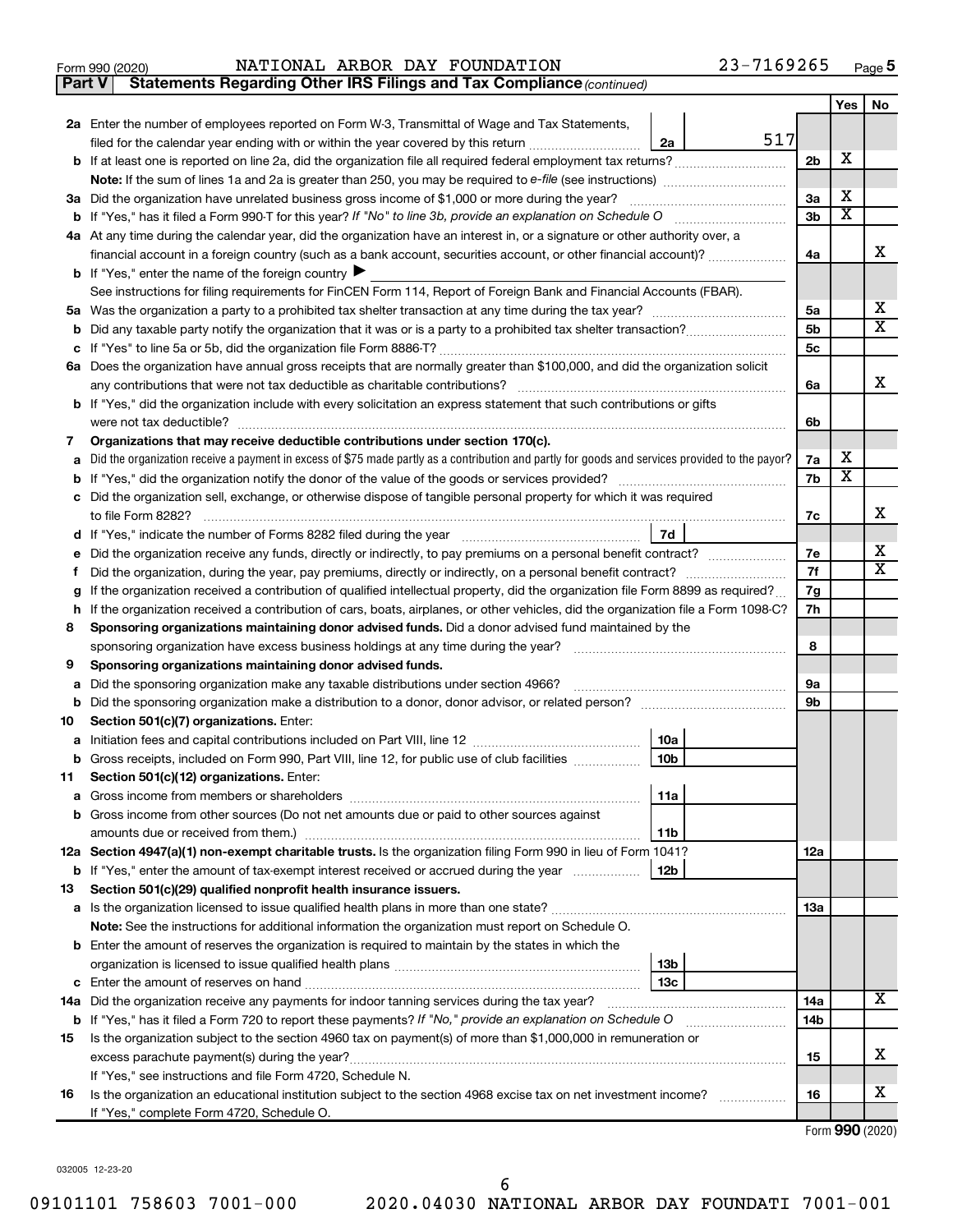Form 990 (2020) NATIONAL ARBOR DAY FOUNDATION 23-7169265 Page 5

**Part V Statements Regarding Other IRS Filings and Tax Compliance** *(continued)*

| | | | | Yes | No |
|---|---|---|---|---|---|
| **2a** | Enter the number of employees reported on Form W-3, Transmittal of Wage and Tax Statements, filed for the calendar year ending with or within the year covered by this return | 2a 517 | | | |
| **b** | If at least one is reported on line 2a, did the organization file all required federal employment tax returns? | | 2b | X | |
| | **Note:** If the sum of lines 1a and 2a is greater than 250, you may be required to *e-file* (see instructions) | | | | |
| **3a** | Did the organization have unrelated business gross income of $1,000 or more during the year? | | 3a | X | |
| **b** | If "Yes," has it filed a Form 990-T for this year? *If "No" to line 3b, provide an explanation on Schedule O* | | 3b | X | |
| **4a** | At any time during the calendar year, did the organization have an interest in, or a signature or other authority over, a financial account in a foreign country (such as a bank account, securities account, or other financial account)? | | 4a | | X |
| **b** | If "Yes," enter the name of the foreign country ▶ | | | | |
| | See instructions for filing requirements for FinCEN Form 114, Report of Foreign Bank and Financial Accounts (FBAR). | | | | |
| **5a** | Was the organization a party to a prohibited tax shelter transaction at any time during the tax year? | | 5a | | X |
| **b** | Did any taxable party notify the organization that it was or is a party to a prohibited tax shelter transaction? | | 5b | | X |
| **c** | If "Yes" to line 5a or 5b, did the organization file Form 8886-T? | | 5c | | |
| **6a** | Does the organization have annual gross receipts that are normally greater than $100,000, and did the organization solicit any contributions that were not tax deductible as charitable contributions? | | 6a | | X |
| **b** | If "Yes," did the organization include with every solicitation an express statement that such contributions or gifts were not tax deductible? | | 6b | | |
| **7** | **Organizations that may receive deductible contributions under section 170(c).** | | | | |
| **a** | Did the organization receive a payment in excess of $75 made partly as a contribution and partly for goods and services provided to the payor? | | 7a | X | |
| **b** | If "Yes," did the organization notify the donor of the value of the goods or services provided? | | 7b | X | |
| **c** | Did the organization sell, exchange, or otherwise dispose of tangible personal property for which it was required to file Form 8282? | | 7c | | X |
| **d** | If "Yes," indicate the number of Forms 8282 filed during the year | 7d | | | |
| **e** | Did the organization receive any funds, directly or indirectly, to pay premiums on a personal benefit contract? | | 7e | | X |
| **f** | Did the organization, during the year, pay premiums, directly or indirectly, on a personal benefit contract? | | 7f | | X |
| **g** | If the organization received a contribution of qualified intellectual property, did the organization file Form 8899 as required? | | 7g | | |
| **h** | If the organization received a contribution of cars, boats, airplanes, or other vehicles, did the organization file a Form 1098-C? | | 7h | | |
| **8** | **Sponsoring organizations maintaining donor advised funds.** Did a donor advised fund maintained by the sponsoring organization have excess business holdings at any time during the year? | | 8 | | |
| **9** | **Sponsoring organizations maintaining donor advised funds.** | | | | |
| **a** | Did the sponsoring organization make any taxable distributions under section 4966? | | 9a | | |
| **b** | Did the sponsoring organization make a distribution to a donor, donor advisor, or related person? | | 9b | | |
| **10** | **Section 501(c)(7) organizations.** Enter: | | | | |
| **a** | Initiation fees and capital contributions included on Part VIII, line 12 | 10a | | | |
| **b** | Gross receipts, included on Form 990, Part VIII, line 12, for public use of club facilities | 10b | | | |
| **11** | **Section 501(c)(12) organizations.** Enter: | | | | |
| **a** | Gross income from members or shareholders | 11a | | | |
| **b** | Gross income from other sources (Do not net amounts due or paid to other sources against amounts due or received from them.) | 11b | | | |
| **12a** | **Section 4947(a)(1) non-exempt charitable trusts.** Is the organization filing Form 990 in lieu of Form 1041? | | 12a | | |
| **b** | If "Yes," enter the amount of tax-exempt interest received or accrued during the year | 12b | | | |
| **13** | **Section 501(c)(29) qualified nonprofit health insurance issuers.** | | | | |
| **a** | Is the organization licensed to issue qualified health plans in more than one state? | | 13a | | |
| | **Note:** See the instructions for additional information the organization must report on Schedule O. | | | | |
| **b** | Enter the amount of reserves the organization is required to maintain by the states in which the organization is licensed to issue qualified health plans | 13b | | | |
| **c** | Enter the amount of reserves on hand | 13c | | | |
| **14a** | Did the organization receive any payments for indoor tanning services during the tax year? | | 14a | | X |
| **b** | If "Yes," has it filed a Form 720 to report these payments? *If "No," provide an explanation on Schedule O* | | 14b | | |
| **15** | Is the organization subject to the section 4960 tax on payment(s) of more than $1,000,000 in remuneration or excess parachute payment(s) during the year? | | 15 | | X |
| | If "Yes," see instructions and file Form 4720, Schedule N. | | | | |
| **16** | Is the organization an educational institution subject to the section 4968 excise tax on net investment income? | | 16 | | X |
| | If "Yes," complete Form 4720, Schedule O. | | | | |

Form **990** (2020)

032005 12-23-20

09101101 758603 7001-000 2020.04030 NATIONAL ARBOR DAY FOUNDATI 7001-001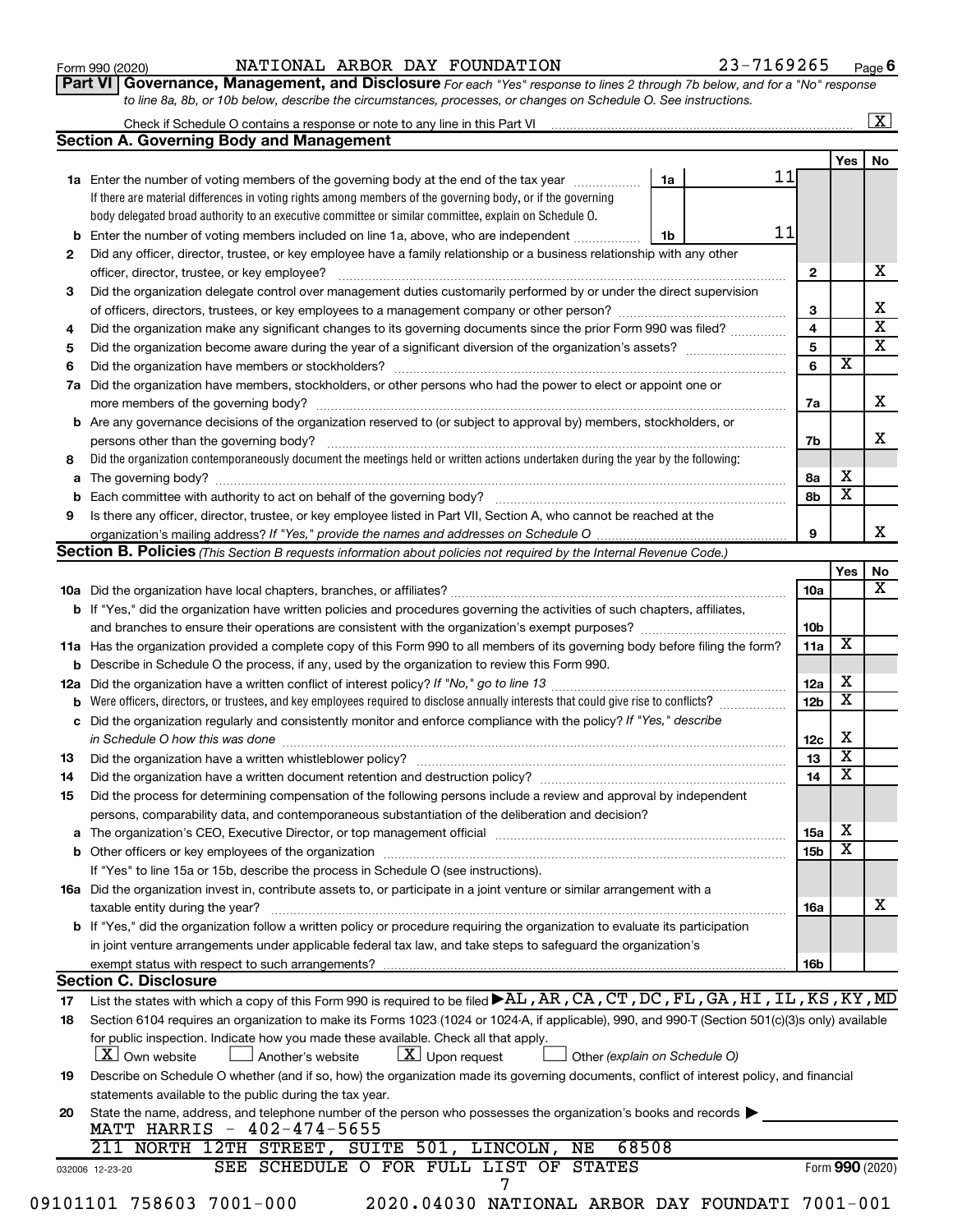Form 990 (2020) NATIONAL ARBOR DAY FOUNDATION 23-7169265 Page 6

**Part VI Governance, Management, and Disclosure** *For each "Yes" response to lines 2 through 7b below, and for a "No" response to line 8a, 8b, or 10b below, describe the circumstances, processes, or changes on Schedule O. See instructions.*

Check if Schedule O contains a response or note to any line in this Part VI ..... [X]

## Section A. Governing Body and Management

| | | | | Yes | No |
|---|---|---|---|---|---|
| **1a** | Enter the number of voting members of the governing body at the end of the tax year ..... If there are material differences in voting rights among members of the governing body, or if the governing body delegated broad authority to an executive committee or similar committee, explain on Schedule O. | 1a: 11 | | | |
| **b** | Enter the number of voting members included on line 1a, above, who are independent ..... | 1b: 11 | | | |
| **2** | Did any officer, director, trustee, or key employee have a family relationship or a business relationship with any other officer, director, trustee, or key employee? ..... | | 2 | | X |
| **3** | Did the organization delegate control over management duties customarily performed by or under the direct supervision of officers, directors, trustees, or key employees to a management company or other person? ..... | | 3 | | X |
| **4** | Did the organization make any significant changes to its governing documents since the prior Form 990 was filed? ..... | | 4 | | X |
| **5** | Did the organization become aware during the year of a significant diversion of the organization's assets? ..... | | 5 | | X |
| **6** | Did the organization have members or stockholders? ..... | | 6 | X | |
| **7a** | Did the organization have members, stockholders, or other persons who had the power to elect or appoint one or more members of the governing body? ..... | | 7a | | X |
| **b** | Are any governance decisions of the organization reserved to (or subject to approval by) members, stockholders, or persons other than the governing body? ..... | | 7b | | X |
| **8** | Did the organization contemporaneously document the meetings held or written actions undertaken during the year by the following: | | | | |
| **a** | The governing body? ..... | | 8a | X | |
| **b** | Each committee with authority to act on behalf of the governing body? ..... | | 8b | X | |
| **9** | Is there any officer, director, trustee, or key employee listed in Part VII, Section A, who cannot be reached at the organization's mailing address? *If "Yes," provide the names and addresses on Schedule O* ..... | | 9 | | X |

## Section B. Policies *(This Section B requests information about policies not required by the Internal Revenue Code.)*

| | | | Yes | No |
|---|---|---|---|---|
| **10a** | Did the organization have local chapters, branches, or affiliates? ..... | 10a | | X |
| **b** | If "Yes," did the organization have written policies and procedures governing the activities of such chapters, affiliates, and branches to ensure their operations are consistent with the organization's exempt purposes? ..... | 10b | | |
| **11a** | Has the organization provided a complete copy of this Form 990 to all members of its governing body before filing the form? | 11a | X | |
| **b** | Describe in Schedule O the process, if any, used by the organization to review this Form 990. | | | |
| **12a** | Did the organization have a written conflict of interest policy? *If "No," go to line 13* ..... | 12a | X | |
| **b** | Were officers, directors, or trustees, and key employees required to disclose annually interests that could give rise to conflicts? ..... | 12b | X | |
| **c** | Did the organization regularly and consistently monitor and enforce compliance with the policy? *If "Yes," describe in Schedule O how this was done* ..... | 12c | X | |
| **13** | Did the organization have a written whistleblower policy? ..... | 13 | X | |
| **14** | Did the organization have a written document retention and destruction policy? ..... | 14 | X | |
| **15** | Did the process for determining compensation of the following persons include a review and approval by independent persons, comparability data, and contemporaneous substantiation of the deliberation and decision? | | | |
| **a** | The organization's CEO, Executive Director, or top management official ..... | 15a | X | |
| **b** | Other officers or key employees of the organization ..... If "Yes" to line 15a or 15b, describe the process in Schedule O (see instructions). | 15b | X | |
| **16a** | Did the organization invest in, contribute assets to, or participate in a joint venture or similar arrangement with a taxable entity during the year? ..... | 16a | | X |
| **b** | If "Yes," did the organization follow a written policy or procedure requiring the organization to evaluate its participation in joint venture arrangements under applicable federal tax law, and take steps to safeguard the organization's exempt status with respect to such arrangements? ..... | 16b | | |

## Section C. Disclosure

**17** List the states with which a copy of this Form 990 is required to be filed ▶ AL, AR, CA, CT, DC, FL, GA, HI, IL, KS, KY, MD

**18** Section 6104 requires an organization to make its Forms 1023 (1024 or 1024-A, if applicable), 990, and 990-T (Section 501(c)(3)s only) available for public inspection. Indicate how you made these available. Check all that apply.

[X] Own website [ ] Another's website [X] Upon request [ ] Other *(explain on Schedule O)*

**19** Describe on Schedule O whether (and if so, how) the organization made its governing documents, conflict of interest policy, and financial statements available to the public during the tax year.

**20** State the name, address, and telephone number of the person who possesses the organization's books and records ▶

MATT HARRIS - 402-474-5655
211 NORTH 12TH STREET, SUITE 501, LINCOLN, NE 68508

SEE SCHEDULE O FOR FULL LIST OF STATES

032006 12-23-20 Form **990** (2020)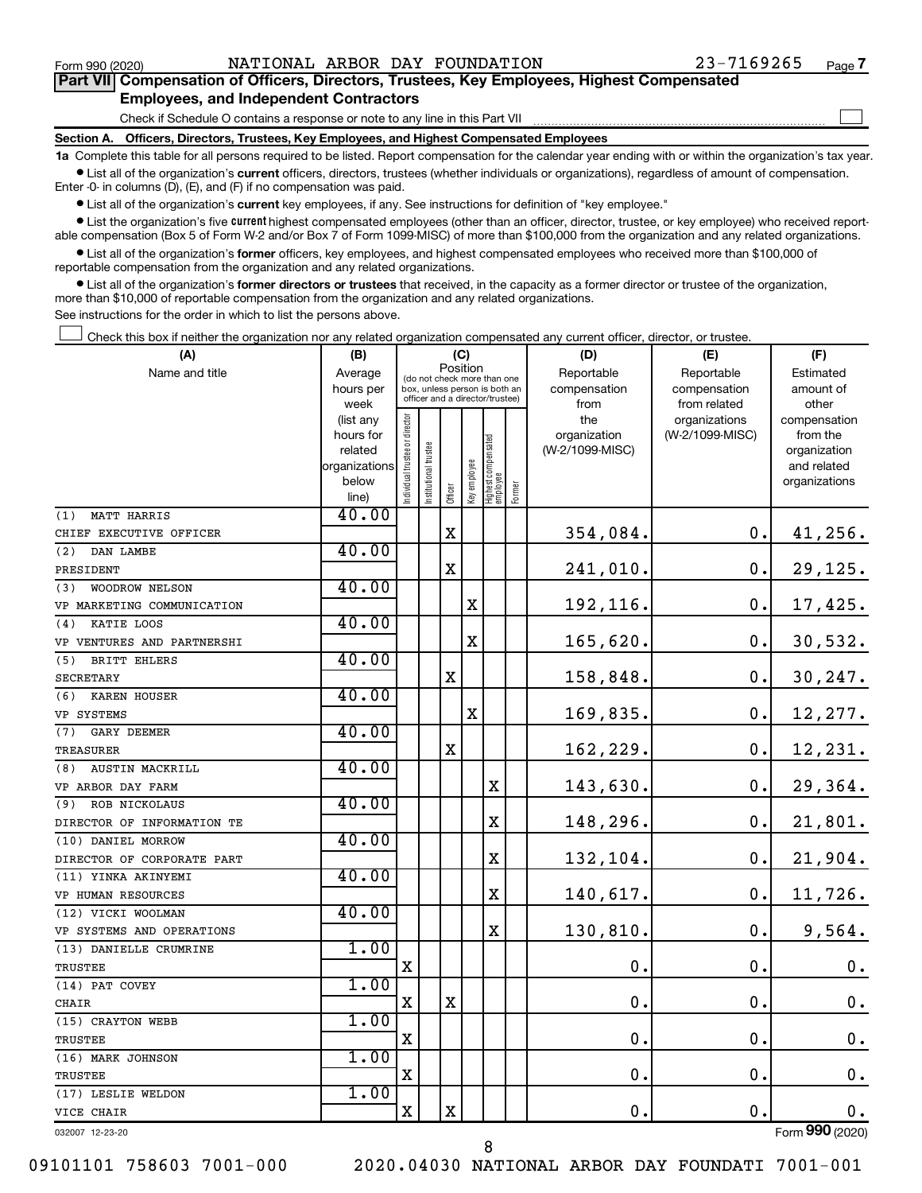Form 990 (2020) NATIONAL ARBOR DAY FOUNDATION 23-7169265

## Part VII Compensation of Officers, Directors, Trustees, Key Employees, Highest Compensated Employees, and Independent Contractors

Check if Schedule O contains a response or note to any line in this Part VII

**Section A. Officers, Directors, Trustees, Key Employees, and Highest Compensated Employees**

**1a** Complete this table for all persons required to be listed. Report compensation for the calendar year ending with or within the organization's tax year.

- List all of the organization's **current** officers, directors, trustees (whether individuals or organizations), regardless of amount of compensation. Enter -0- in columns (D), (E), and (F) if no compensation was paid.
- List all of the organization's **current** key employees, if any. See instructions for definition of "key employee."
- List the organization's five **current** highest compensated employees (other than an officer, director, trustee, or key employee) who received reportable compensation (Box 5 of Form W-2 and/or Box 7 of Form 1099-MISC) of more than $100,000 from the organization and any related organizations.
- List all of the organization's **former** officers, key employees, and highest compensated employees who received more than $100,000 of reportable compensation from the organization and any related organizations.
- List all of the organization's **former directors or trustees** that received, in the capacity as a former director or trustee of the organization, more than $10,000 of reportable compensation from the organization and any related organizations.

See instructions for the order in which to list the persons above.

Check this box if neither the organization nor any related organization compensated any current officer, director, or trustee.

| (A) Name and title | (B) Average hours per week (list any hours for related organizations below line) | (C) Individual trustee or director | Institutional trustee | Officer | Key employee | Highest compensated employee | Former | (D) Reportable compensation from the organization (W-2/1099-MISC) | (E) Reportable compensation from related organizations (W-2/1099-MISC) | (F) Estimated amount of other compensation from the organization and related organizations |
|---|---|---|---|---|---|---|---|---|---|---|
| (1) MATT HARRIS<br>CHIEF EXECUTIVE OFFICER | 40.00 | | | X | | | | 354,084. | 0. | 41,256. |
| (2) DAN LAMBE<br>PRESIDENT | 40.00 | | | X | | | | 241,010. | 0. | 29,125. |
| (3) WOODROW NELSON<br>VP MARKETING COMMUNICATION | 40.00 | | | | X | | | 192,116. | 0. | 17,425. |
| (4) KATIE LOOS<br>VP VENTURES AND PARTNERSHI | 40.00 | | | | X | | | 165,620. | 0. | 30,532. |
| (5) BRITT EHLERS<br>SECRETARY | 40.00 | | | X | | | | 158,848. | 0. | 30,247. |
| (6) KAREN HOUSER<br>VP SYSTEMS | 40.00 | | | | X | | | 169,835. | 0. | 12,277. |
| (7) GARY DEEMER<br>TREASURER | 40.00 | | | X | | | | 162,229. | 0. | 12,231. |
| (8) AUSTIN MACKRILL<br>VP ARBOR DAY FARM | 40.00 | | | | | X | | 143,630. | 0. | 29,364. |
| (9) ROB NICKOLAUS<br>DIRECTOR OF INFORMATION TE | 40.00 | | | | | X | | 148,296. | 0. | 21,801. |
| (10) DANIEL MORROW<br>DIRECTOR OF CORPORATE PART | 40.00 | | | | | X | | 132,104. | 0. | 21,904. |
| (11) YINKA AKINYEMI<br>VP HUMAN RESOURCES | 40.00 | | | | | X | | 140,617. | 0. | 11,726. |
| (12) VICKI WOOLMAN<br>VP SYSTEMS AND OPERATIONS | 40.00 | | | | | X | | 130,810. | 0. | 9,564. |
| (13) DANIELLE CRUMRINE<br>TRUSTEE | 1.00 | X | | | | | | 0. | 0. | 0. |
| (14) PAT COVEY<br>CHAIR | 1.00 | X | | X | | | | 0. | 0. | 0. |
| (15) CRAYTON WEBB<br>TRUSTEE | 1.00 | X | | | | | | 0. | 0. | 0. |
| (16) MARK JOHNSON<br>TRUSTEE | 1.00 | X | | | | | | 0. | 0. | 0. |
| (17) LESLIE WELDON<br>VICE CHAIR | 1.00 | X | | X | | | | 0. | 0. | 0. |

032007 12-23-20 Form 990 (2020)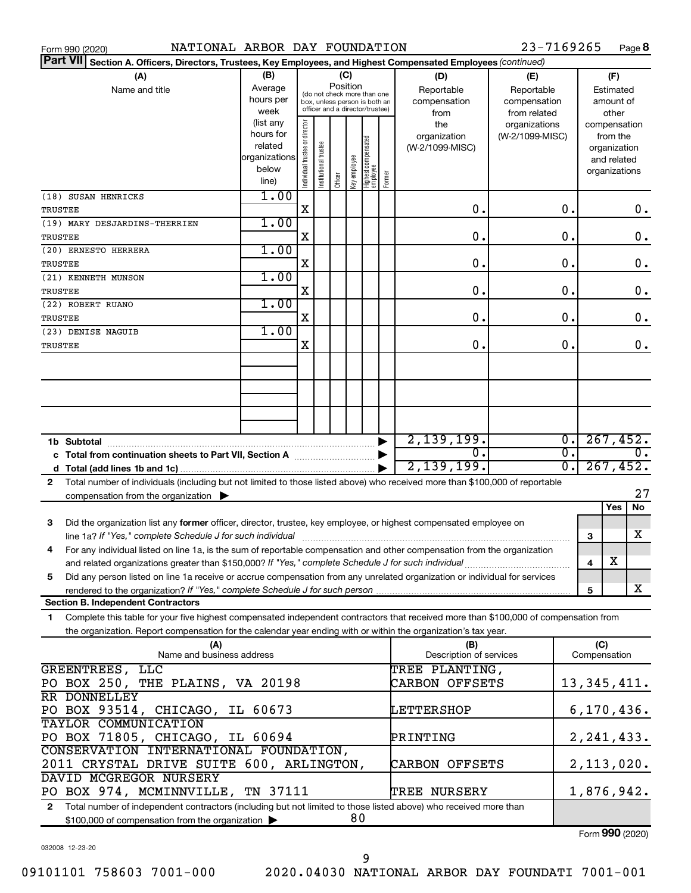Form 990 (2020) NATIONAL ARBOR DAY FOUNDATION 23-7169265 Page 8

**Part VII Section A. Officers, Directors, Trustees, Key Employees, and Highest Compensated Employees** *(continued)*

| (A) Name and title | (B) Average hours per week (list any hours for related organizations below line) | (C) Position: Individual trustee or director | Institutional trustee | Officer | Key employee | Highest compensated employee | Former | (D) Reportable compensation from the organization (W-2/1099-MISC) | (E) Reportable compensation from related organizations (W-2/1099-MISC) | (F) Estimated amount of other compensation from the organization and related organizations |
|---|---|---|---|---|---|---|---|---|---|---|
| (18) SUSAN HENRICKS TRUSTEE | 1.00 | X | | | | | | 0. | 0. | 0. |
| (19) MARY DESJARDINS-THERRIEN TRUSTEE | 1.00 | X | | | | | | 0. | 0. | 0. |
| (20) ERNESTO HERRERA TRUSTEE | 1.00 | X | | | | | | 0. | 0. | 0. |
| (21) KENNETH MUNSON TRUSTEE | 1.00 | X | | | | | | 0. | 0. | 0. |
| (22) ROBERT RUANO TRUSTEE | 1.00 | X | | | | | | 0. | 0. | 0. |
| (23) DENISE NAGUIB TRUSTEE | 1.00 | X | | | | | | 0. | 0. | 0. |
| 1b Subtotal | | | | | | | | 2,139,199. | 0. | 267,452. |
| c Total from continuation sheets to Part VII, Section A | | | | | | | | 0. | 0. | 0. |
| d Total (add lines 1b and 1c) | | | | | | | | 2,139,199. | 0. | 267,452. |

2 Total number of individuals (including but not limited to those listed above) who received more than $100,000 of reportable compensation from the organization ▶ 27

| | | Yes | No |
|---|---|---|---|
| 3 Did the organization list any **former** officer, director, trustee, key employee, or highest compensated employee on line 1a? *If "Yes," complete Schedule J for such individual* | 3 | | X |
| 4 For any individual listed on line 1a, is the sum of reportable compensation and other compensation from the organization and related organizations greater than $150,000? *If "Yes," complete Schedule J for such individual* | 4 | X | |
| 5 Did any person listed on line 1a receive or accrue compensation from any unrelated organization or individual for services rendered to the organization? *If "Yes," complete Schedule J for such person* | 5 | | X |

**Section B. Independent Contractors**

1 Complete this table for your five highest compensated independent contractors that received more than $100,000 of compensation from the organization. Report compensation for the calendar year ending with or within the organization's tax year.

| (A) Name and business address | (B) Description of services | (C) Compensation |
|---|---|---|
| GREENTREES, LLC PO BOX 250, THE PLAINS, VA 20198 | TREE PLANTING, CARBON OFFSETS | 13,345,411. |
| RR DONNELLEY PO BOX 93514, CHICAGO, IL 60673 | LETTERSHOP | 6,170,436. |
| TAYLOR COMMUNICATION PO BOX 71805, CHICAGO, IL 60694 | PRINTING | 2,241,433. |
| CONSERVATION INTERNATIONAL FOUNDATION, 2011 CRYSTAL DRIVE SUITE 600, ARLINGTON, | CARBON OFFSETS | 2,113,020. |
| DAVID MCGREGOR NURSERY PO BOX 974, MCMINNVILLE, TN 37111 | TREE NURSERY | 1,876,942. |

2 Total number of independent contractors (including but not limited to those listed above) who received more than $100,000 of compensation from the organization ▶ 80

Form **990** (2020)

032008 12-23-20

09101101 758603 7001-000 2020.04030 NATIONAL ARBOR DAY FOUNDATI 7001-001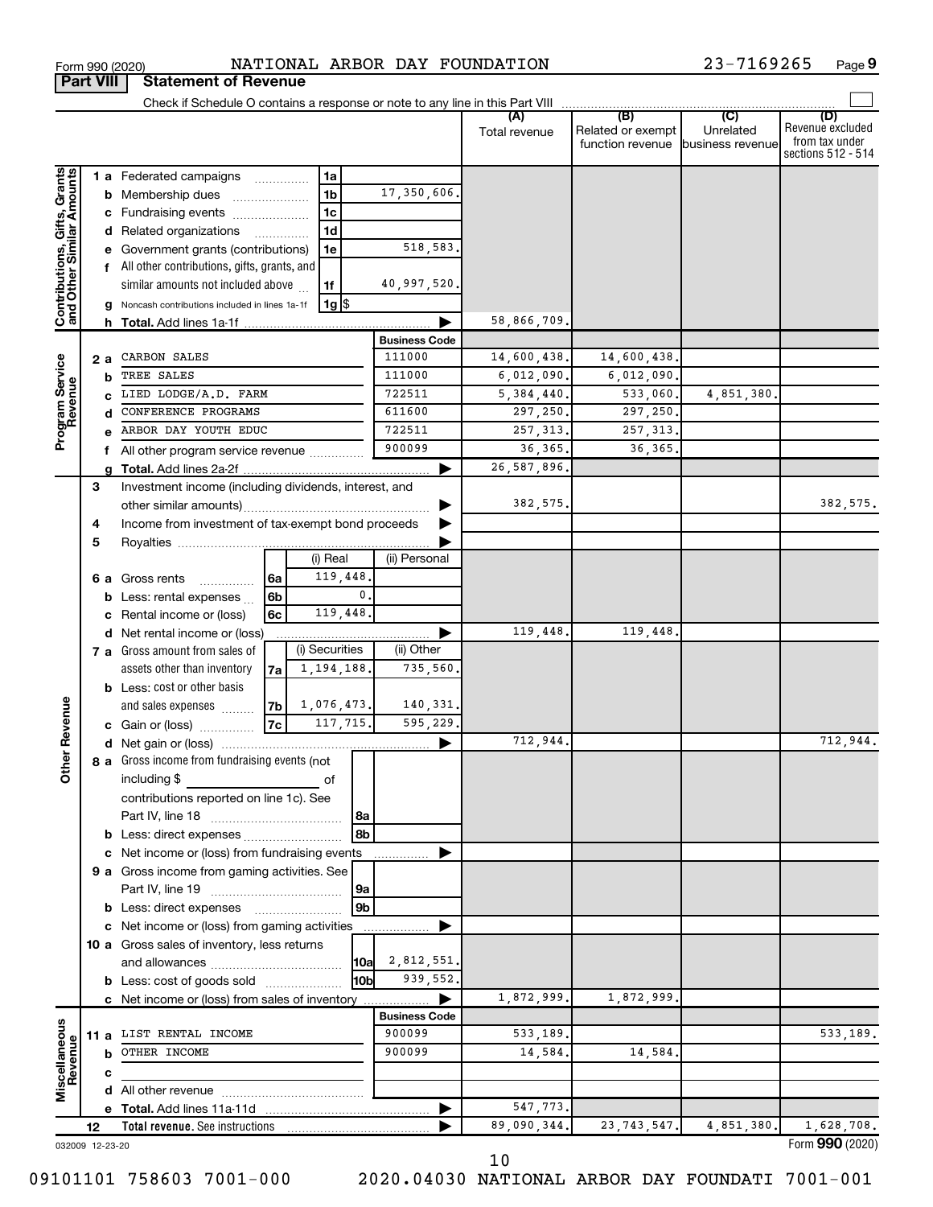Form 990 (2020) NATIONAL ARBOR DAY FOUNDATION 23-7169265 Page 9

## Part VIII Statement of Revenue

Check if Schedule O contains a response or note to any line in this Part VIII ☐

| | | | | (A) Total revenue | (B) Related or exempt function revenue | (C) Unrelated business revenue | (D) Revenue excluded from tax under sections 512 - 514 |
|---|---|---|---|---|---|---|---|
| **Contributions, Gifts, Grants and Other Similar Amounts** | 1a Federated campaigns | 1a | | | | | |
| | b Membership dues | 1b | 17,350,606. | | | | |
| | c Fundraising events | 1c | | | | | |
| | d Related organizations | 1d | | | | | |
| | e Government grants (contributions) | 1e | 518,583. | | | | |
| | f All other contributions, gifts, grants, and similar amounts not included above | 1f | 40,997,520. | | | | |
| | g Noncash contributions included in lines 1a-1f | 1g | $ | | | | |
| | h **Total.** Add lines 1a-1f | | ▶ | 58,866,709. | | | |
| **Program Service Revenue** | | | **Business Code** | | | | |
| | 2a CARBON SALES | | 111000 | 14,600,438. | 14,600,438. | | |
| | b TREE SALES | | 111000 | 6,012,090. | 6,012,090. | | |
| | c LIED LODGE/A.D. FARM | | 722511 | 5,384,440. | 533,060. | 4,851,380. | |
| | d CONFERENCE PROGRAMS | | 611600 | 297,250. | 297,250. | | |
| | e ARBOR DAY YOUTH EDUC | | 722511 | 257,313. | 257,313. | | |
| | f All other program service revenue | | 900099 | 36,365. | 36,365. | | |
| | g **Total.** Add lines 2a-2f | | ▶ | 26,587,896. | | | |
| **Other Revenue** | 3 Investment income (including dividends, interest, and other similar amounts) | | ▶ | 382,575. | | | 382,575. |
| | 4 Income from investment of tax-exempt bond proceeds | | ▶ | | | | |
| | 5 Royalties | | ▶ | | | | |
| | | (i) Real | (ii) Personal | | | | |
| | 6a Gross rents (6a) | 119,448. | | | | | |
| | b Less: rental expenses (6b) | 0. | | | | | |
| | c Rental income or (loss) (6c) | 119,448. | | | | | |
| | d Net rental income or (loss) | | ▶ | 119,448. | 119,448. | | |
| | | (i) Securities | (ii) Other | | | | |
| | 7a Gross amount from sales of assets other than inventory (7a) | 1,194,188. | 735,560. | | | | |
| | b Less: cost or other basis and sales expenses (7b) | 1,076,473. | 140,331. | | | | |
| | c Gain or (loss) (7c) | 117,715. | 595,229. | | | | |
| | d Net gain or (loss) | | ▶ | 712,944. | | | 712,944. |
| | 8a Gross income from fundraising events (not including $ ___ of contributions reported on line 1c). See Part IV, line 18 | 8a | | | | | |
| | b Less: direct expenses | 8b | | | | | |
| | c Net income or (loss) from fundraising events | | ▶ | | | | |
| | 9a Gross income from gaming activities. See Part IV, line 19 | 9a | | | | | |
| | b Less: direct expenses | 9b | | | | | |
| | c Net income or (loss) from gaming activities | | ▶ | | | | |
| | 10a Gross sales of inventory, less returns and allowances | 10a | 2,812,551. | | | | |
| | b Less: cost of goods sold | 10b | 939,552. | | | | |
| | c Net income or (loss) from sales of inventory | | ▶ | 1,872,999. | 1,872,999. | | |
| **Miscellaneous Revenue** | | | **Business Code** | | | | |
| | 11a LIST RENTAL INCOME | | 900099 | 533,189. | | | 533,189. |
| | b OTHER INCOME | | 900099 | 14,584. | 14,584. | | |
| | c | | | | | | |
| | d All other revenue | | | | | | |
| | e **Total.** Add lines 11a-11d | | ▶ | 547,773. | | | |
| | 12 **Total revenue.** See instructions | | ▶ | 89,090,344. | 23,743,547. | 4,851,380. | 1,628,708. |

032009 12-23-20 Form **990** (2020)

09101101 758603 7001-000 2020.04030 NATIONAL ARBOR DAY FOUNDATI 7001-001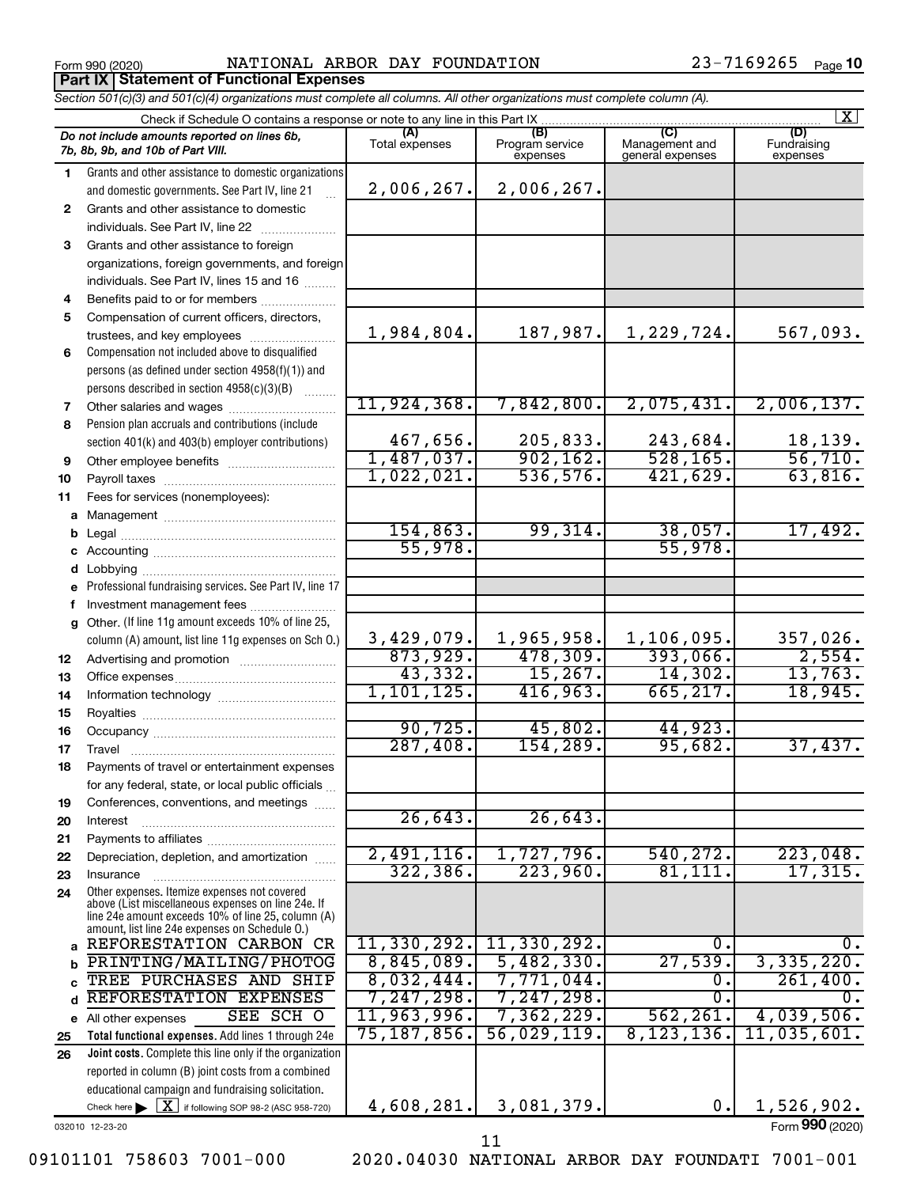Form 990 (2020) NATIONAL ARBOR DAY FOUNDATION 23-7169265 Page 10

**Part IX Statement of Functional Expenses**

*Section 501(c)(3) and 501(c)(4) organizations must complete all columns. All other organizations must complete column (A).*

Check if Schedule O contains a response or note to any line in this Part IX [X]

| | *Do not include amounts reported on lines 6b, 7b, 8b, 9b, and 10b of Part VIII.* | (A) Total expenses | (B) Program service expenses | (C) Management and general expenses | (D) Fundraising expenses |
|---|---|---|---|---|---|
| 1 | Grants and other assistance to domestic organizations and domestic governments. See Part IV, line 21 | 2,006,267. | 2,006,267. | | |
| 2 | Grants and other assistance to domestic individuals. See Part IV, line 22 | | | | |
| 3 | Grants and other assistance to foreign organizations, foreign governments, and foreign individuals. See Part IV, lines 15 and 16 | | | | |
| 4 | Benefits paid to or for members | | | | |
| 5 | Compensation of current officers, directors, trustees, and key employees | 1,984,804. | 187,987. | 1,229,724. | 567,093. |
| 6 | Compensation not included above to disqualified persons (as defined under section 4958(f)(1)) and persons described in section 4958(c)(3)(B) | | | | |
| 7 | Other salaries and wages | 11,924,368. | 7,842,800. | 2,075,431. | 2,006,137. |
| 8 | Pension plan accruals and contributions (include section 401(k) and 403(b) employer contributions) | 467,656. | 205,833. | 243,684. | 18,139. |
| 9 | Other employee benefits | 1,487,037. | 902,162. | 528,165. | 56,710. |
| 10 | Payroll taxes | 1,022,021. | 536,576. | 421,629. | 63,816. |
| 11 | Fees for services (nonemployees): | | | | |
| a | Management | | | | |
| b | Legal | 154,863. | 99,314. | 38,057. | 17,492. |
| c | Accounting | 55,978. | | 55,978. | |
| d | Lobbying | | | | |
| e | Professional fundraising services. See Part IV, line 17 | | | | |
| f | Investment management fees | | | | |
| g | Other. (If line 11g amount exceeds 10% of line 25, column (A) amount, list line 11g expenses on Sch O.) | 3,429,079. | 1,965,958. | 1,106,095. | 357,026. |
| 12 | Advertising and promotion | 873,929. | 478,309. | 393,066. | 2,554. |
| 13 | Office expenses | 43,332. | 15,267. | 14,302. | 13,763. |
| 14 | Information technology | 1,101,125. | 416,963. | 665,217. | 18,945. |
| 15 | Royalties | | | | |
| 16 | Occupancy | 90,725. | 45,802. | 44,923. | |
| 17 | Travel | 287,408. | 154,289. | 95,682. | 37,437. |
| 18 | Payments of travel or entertainment expenses for any federal, state, or local public officials | | | | |
| 19 | Conferences, conventions, and meetings | | | | |
| 20 | Interest | 26,643. | 26,643. | | |
| 21 | Payments to affiliates | | | | |
| 22 | Depreciation, depletion, and amortization | 2,491,116. | 1,727,796. | 540,272. | 223,048. |
| 23 | Insurance | 322,386. | 223,960. | 81,111. | 17,315. |
| 24 | Other expenses. Itemize expenses not covered above (List miscellaneous expenses on line 24e. If line 24e amount exceeds 10% of line 25, column (A) amount, list line 24e expenses on Schedule O.) | | | | |
| a | REFORESTATION CARBON CR | 11,330,292. | 11,330,292. | 0. | 0. |
| b | PRINTING/MAILING/PHOTOG | 8,845,089. | 5,482,330. | 27,539. | 3,335,220. |
| c | TREE PURCHASES AND SHIP | 8,032,444. | 7,771,044. | 0. | 261,400. |
| d | REFORESTATION EXPENSES | 7,247,298. | 7,247,298. | 0. | 0. |
| e | All other expenses SEE SCH O | 11,963,996. | 7,362,229. | 562,261. | 4,039,506. |
| 25 | **Total functional expenses.** Add lines 1 through 24e | 75,187,856. | 56,029,119. | 8,123,136. | 11,035,601. |
| 26 | **Joint costs.** Complete this line only if the organization reported in column (B) joint costs from a combined educational campaign and fundraising solicitation. Check here [X] if following SOP 98-2 (ASC 958-720) | 4,608,281. | 3,081,379. | 0. | 1,526,902. |

032010 12-23-20 Form 990 (2020)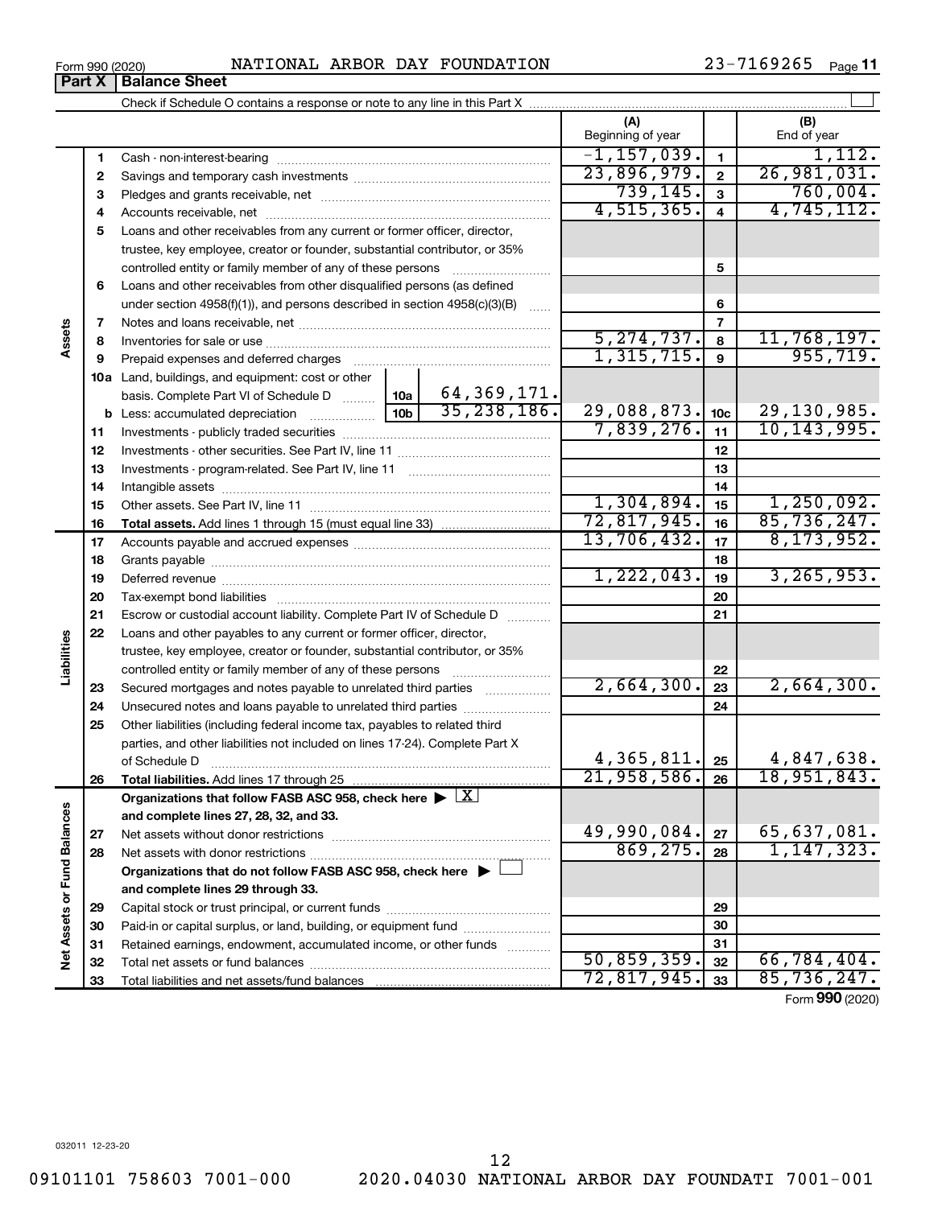Form 990 (2020) NATIONAL ARBOR DAY FOUNDATION 23-7169265

## Part X | Balance Sheet

Check if Schedule O contains a response or note to any line in this Part X

| | | | (A) Beginning of year | | (B) End of year |
|---|---|---|---|---|---|
| **Assets** | 1 | Cash - non-interest-bearing | -1,157,039. | 1 | 1,112. |
| | 2 | Savings and temporary cash investments | 23,896,979. | 2 | 26,981,031. |
| | 3 | Pledges and grants receivable, net | 739,145. | 3 | 760,004. |
| | 4 | Accounts receivable, net | 4,515,365. | 4 | 4,745,112. |
| | 5 | Loans and other receivables from any current or former officer, director, trustee, key employee, creator or founder, substantial contributor, or 35% controlled entity or family member of any of these persons | | 5 | |
| | 6 | Loans and other receivables from other disqualified persons (as defined under section 4958(f)(1)), and persons described in section 4958(c)(3)(B) | | 6 | |
| | 7 | Notes and loans receivable, net | | 7 | |
| | 8 | Inventories for sale or use | 5,274,737. | 8 | 11,768,197. |
| | 9 | Prepaid expenses and deferred charges | 1,315,715. | 9 | 955,719. |
| | 10a | Land, buildings, and equipment: cost or other basis. Complete Part VI of Schedule D — 10a: 64,369,171. | | | |
| | b | Less: accumulated depreciation — 10b: 35,238,186. | 29,088,873. | 10c | 29,130,985. |
| | 11 | Investments - publicly traded securities | 7,839,276. | 11 | 10,143,995. |
| | 12 | Investments - other securities. See Part IV, line 11 | | 12 | |
| | 13 | Investments - program-related. See Part IV, line 11 | | 13 | |
| | 14 | Intangible assets | | 14 | |
| | 15 | Other assets. See Part IV, line 11 | 1,304,894. | 15 | 1,250,092. |
| | 16 | **Total assets.** Add lines 1 through 15 (must equal line 33) | 72,817,945. | 16 | 85,736,247. |
| **Liabilities** | 17 | Accounts payable and accrued expenses | 13,706,432. | 17 | 8,173,952. |
| | 18 | Grants payable | | 18 | |
| | 19 | Deferred revenue | 1,222,043. | 19 | 3,265,953. |
| | 20 | Tax-exempt bond liabilities | | 20 | |
| | 21 | Escrow or custodial account liability. Complete Part IV of Schedule D | | 21 | |
| | 22 | Loans and other payables to any current or former officer, director, trustee, key employee, creator or founder, substantial contributor, or 35% controlled entity or family member of any of these persons | | 22 | |
| | 23 | Secured mortgages and notes payable to unrelated third parties | 2,664,300. | 23 | 2,664,300. |
| | 24 | Unsecured notes and loans payable to unrelated third parties | | 24 | |
| | 25 | Other liabilities (including federal income tax, payables to related third parties, and other liabilities not included on lines 17-24). Complete Part X of Schedule D | 4,365,811. | 25 | 4,847,638. |
| | 26 | **Total liabilities.** Add lines 17 through 25 | 21,958,586. | 26 | 18,951,843. |
| **Net Assets or Fund Balances** | | **Organizations that follow FASB ASC 958, check here** ▶ [X] **and complete lines 27, 28, 32, and 33.** | | | |
| | 27 | Net assets without donor restrictions | 49,990,084. | 27 | 65,637,081. |
| | 28 | Net assets with donor restrictions | 869,275. | 28 | 1,147,323. |
| | | **Organizations that do not follow FASB ASC 958, check here** ▶ [ ] **and complete lines 29 through 33.** | | | |
| | 29 | Capital stock or trust principal, or current funds | | 29 | |
| | 30 | Paid-in or capital surplus, or land, building, or equipment fund | | 30 | |
| | 31 | Retained earnings, endowment, accumulated income, or other funds | | 31 | |
| | 32 | Total net assets or fund balances | 50,859,359. | 32 | 66,784,404. |
| | 33 | Total liabilities and net assets/fund balances | 72,817,945. | 33 | 85,736,247. |

Form **990** (2020)

032011 12-23-20

09101101 758603 7001-000 2020.04030 NATIONAL ARBOR DAY FOUNDATI 7001-001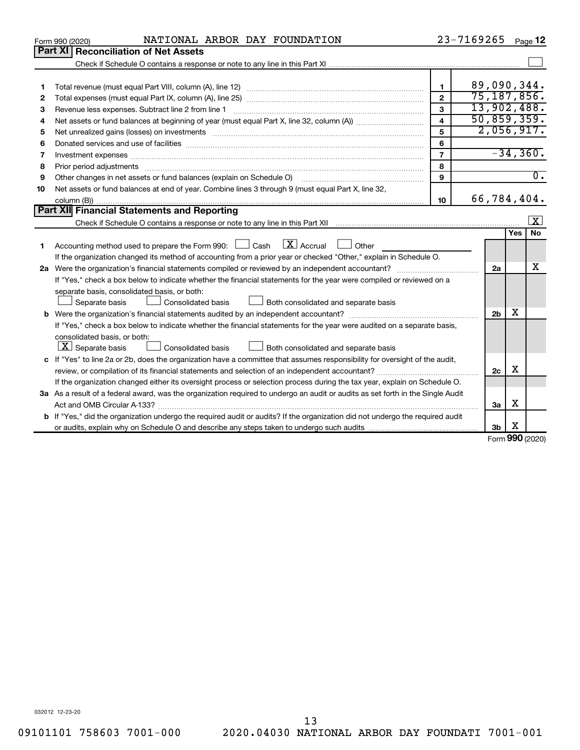Form 990 (2020) NATIONAL ARBOR DAY FOUNDATION 23-7169265

## Part XI Reconciliation of Net Assets

Check if Schedule O contains a response or note to any line in this Part XI ☐

| | | | |
|---|---|---|---|
| 1 | Total revenue (must equal Part VIII, column (A), line 12) | 1 | 89,090,344. |
| 2 | Total expenses (must equal Part IX, column (A), line 25) | 2 | 75,187,856. |
| 3 | Revenue less expenses. Subtract line 2 from line 1 | 3 | 13,902,488. |
| 4 | Net assets or fund balances at beginning of year (must equal Part X, line 32, column (A)) | 4 | 50,859,359. |
| 5 | Net unrealized gains (losses) on investments | 5 | 2,056,917. |
| 6 | Donated services and use of facilities | 6 | |
| 7 | Investment expenses | 7 | -34,360. |
| 8 | Prior period adjustments | 8 | |
| 9 | Other changes in net assets or fund balances (explain on Schedule O) | 9 | 0. |
| 10 | Net assets or fund balances at end of year. Combine lines 3 through 9 (must equal Part X, line 32, column (B)) | 10 | 66,784,404. |

## Part XII Financial Statements and Reporting

Check if Schedule O contains a response or note to any line in this Part XII ☒

| | | | Yes | No |
|---|---|---|---|---|
| 1 | Accounting method used to prepare the Form 990: ☐ Cash ☒ Accrual ☐ Other<br>If the organization changed its method of accounting from a prior year or checked "Other," explain in Schedule O. | | | |
| 2a | Were the organization's financial statements compiled or reviewed by an independent accountant?<br>If "Yes," check a box below to indicate whether the financial statements for the year were compiled or reviewed on a separate basis, consolidated basis, or both:<br>☐ Separate basis ☐ Consolidated basis ☐ Both consolidated and separate basis | 2a | | X |
| b | Were the organization's financial statements audited by an independent accountant?<br>If "Yes," check a box below to indicate whether the financial statements for the year were audited on a separate basis, consolidated basis, or both:<br>☒ Separate basis ☐ Consolidated basis ☐ Both consolidated and separate basis | 2b | X | |
| c | If "Yes" to line 2a or 2b, does the organization have a committee that assumes responsibility for oversight of the audit, review, or compilation of its financial statements and selection of an independent accountant?<br>If the organization changed either its oversight process or selection process during the tax year, explain on Schedule O. | 2c | X | |
| 3a | As a result of a federal award, was the organization required to undergo an audit or audits as set forth in the Single Audit Act and OMB Circular A-133? | 3a | X | |
| b | If "Yes," did the organization undergo the required audit or audits? If the organization did not undergo the required audit or audits, explain why on Schedule O and describe any steps taken to undergo such audits | 3b | X | |

Form 990 (2020)

032012 12-23-20

09101101 758603 7001-000 2020.04030 NATIONAL ARBOR DAY FOUNDATI 7001-001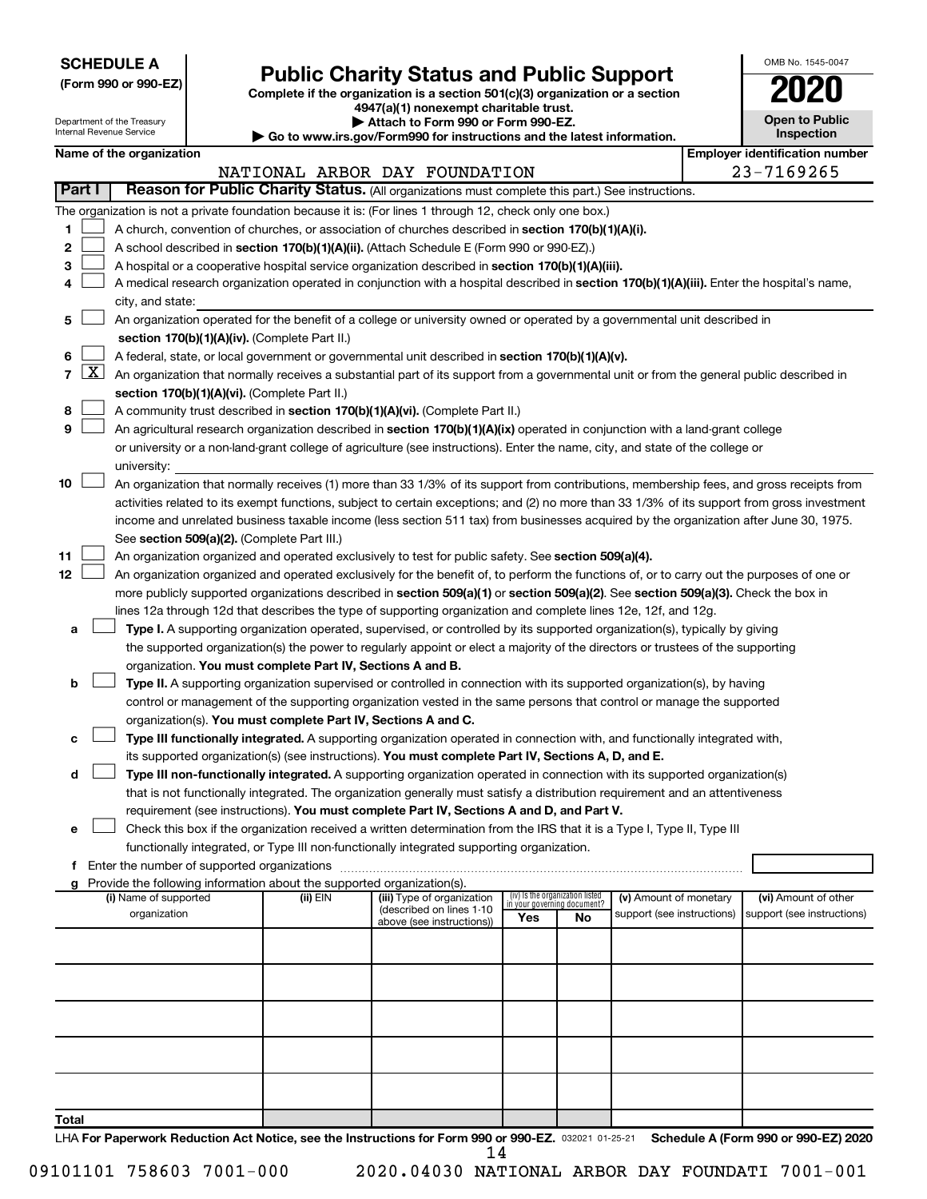**SCHEDULE A**
**(Form 990 or 990-EZ)**

Department of the Treasury
Internal Revenue Service

# Public Charity Status and Public Support

**Complete if the organization is a section 501(c)(3) organization or a section 4947(a)(1) nonexempt charitable trust.**
**▶ Attach to Form 990 or Form 990-EZ.**
**▶ Go to www.irs.gov/Form990 for instructions and the latest information.**

OMB No. 1545-0047
**2020**
**Open to Public Inspection**

**Name of the organization:** NATIONAL ARBOR DAY FOUNDATION
**Employer identification number:** 23-7169265

## Part I — Reason for Public Charity Status. (All organizations must complete this part.) See instructions.

The organization is not a private foundation because it is: (For lines 1 through 12, check only one box.)

1. ☐ A church, convention of churches, or association of churches described in **section 170(b)(1)(A)(i).**
2. ☐ A school described in **section 170(b)(1)(A)(ii).** (Attach Schedule E (Form 990 or 990-EZ).)
3. ☐ A hospital or a cooperative hospital service organization described in **section 170(b)(1)(A)(iii).**
4. ☐ A medical research organization operated in conjunction with a hospital described in **section 170(b)(1)(A)(iii).** Enter the hospital's name, city, and state:
5. ☐ An organization operated for the benefit of a college or university owned or operated by a governmental unit described in **section 170(b)(1)(A)(iv).** (Complete Part II.)
6. ☐ A federal, state, or local government or governmental unit described in **section 170(b)(1)(A)(v).**
7. ☒ An organization that normally receives a substantial part of its support from a governmental unit or from the general public described in **section 170(b)(1)(A)(vi).** (Complete Part II.)
8. ☐ A community trust described in **section 170(b)(1)(A)(vi).** (Complete Part II.)
9. ☐ An agricultural research organization described in **section 170(b)(1)(A)(ix)** operated in conjunction with a land-grant college or university or a non-land-grant college of agriculture (see instructions). Enter the name, city, and state of the college or university:
10. ☐ An organization that normally receives (1) more than 33 1/3% of its support from contributions, membership fees, and gross receipts from activities related to its exempt functions, subject to certain exceptions; and (2) no more than 33 1/3% of its support from gross investment income and unrelated business taxable income (less section 511 tax) from businesses acquired by the organization after June 30, 1975. See **section 509(a)(2).** (Complete Part III.)
11. ☐ An organization organized and operated exclusively to test for public safety. See **section 509(a)(4).**
12. ☐ An organization organized and operated exclusively for the benefit of, to perform the functions of, or to carry out the purposes of one or more publicly supported organizations described in **section 509(a)(1)** or **section 509(a)(2).** See **section 509(a)(3).** Check the box in lines 12a through 12d that describes the type of supporting organization and complete lines 12e, 12f, and 12g.
    - **a** ☐ **Type I.** A supporting organization operated, supervised, or controlled by its supported organization(s), typically by giving the supported organization(s) the power to regularly appoint or elect a majority of the directors or trustees of the supporting organization. **You must complete Part IV, Sections A and B.**
    - **b** ☐ **Type II.** A supporting organization supervised or controlled in connection with its supported organization(s), by having control or management of the supporting organization vested in the same persons that control or manage the supported organization(s). **You must complete Part IV, Sections A and C.**
    - **c** ☐ **Type III functionally integrated.** A supporting organization operated in connection with, and functionally integrated with, its supported organization(s) (see instructions). **You must complete Part IV, Sections A, D, and E.**
    - **d** ☐ **Type III non-functionally integrated.** A supporting organization operated in connection with its supported organization(s) that is not functionally integrated. The organization generally must satisfy a distribution requirement and an attentiveness requirement (see instructions). **You must complete Part IV, Sections A and D, and Part V.**
    - **e** ☐ Check this box if the organization received a written determination from the IRS that it is a Type I, Type II, Type III functionally integrated, or Type III non-functionally integrated supporting organization.
    - **f** Enter the number of supported organizations
    - **g** Provide the following information about the supported organization(s).

| (i) Name of supported organization | (ii) EIN | (iii) Type of organization (described on lines 1-10 above (see instructions)) | (iv) Is the organization listed in your governing document? Yes | No | (v) Amount of monetary support (see instructions) | (vi) Amount of other support (see instructions) |
|---|---|---|---|---|---|---|
| | | | | | | |
| | | | | | | |
| | | | | | | |
| | | | | | | |
| | | | | | | |
| **Total** | | | | | | |

LHA **For Paperwork Reduction Act Notice, see the Instructions for Form 990 or 990-EZ.** 032021 01-25-21 **Schedule A (Form 990 or 990-EZ) 2020**

09101101 758603 7001-000 2020.04030 NATIONAL ARBOR DAY FOUNDATI 7001-001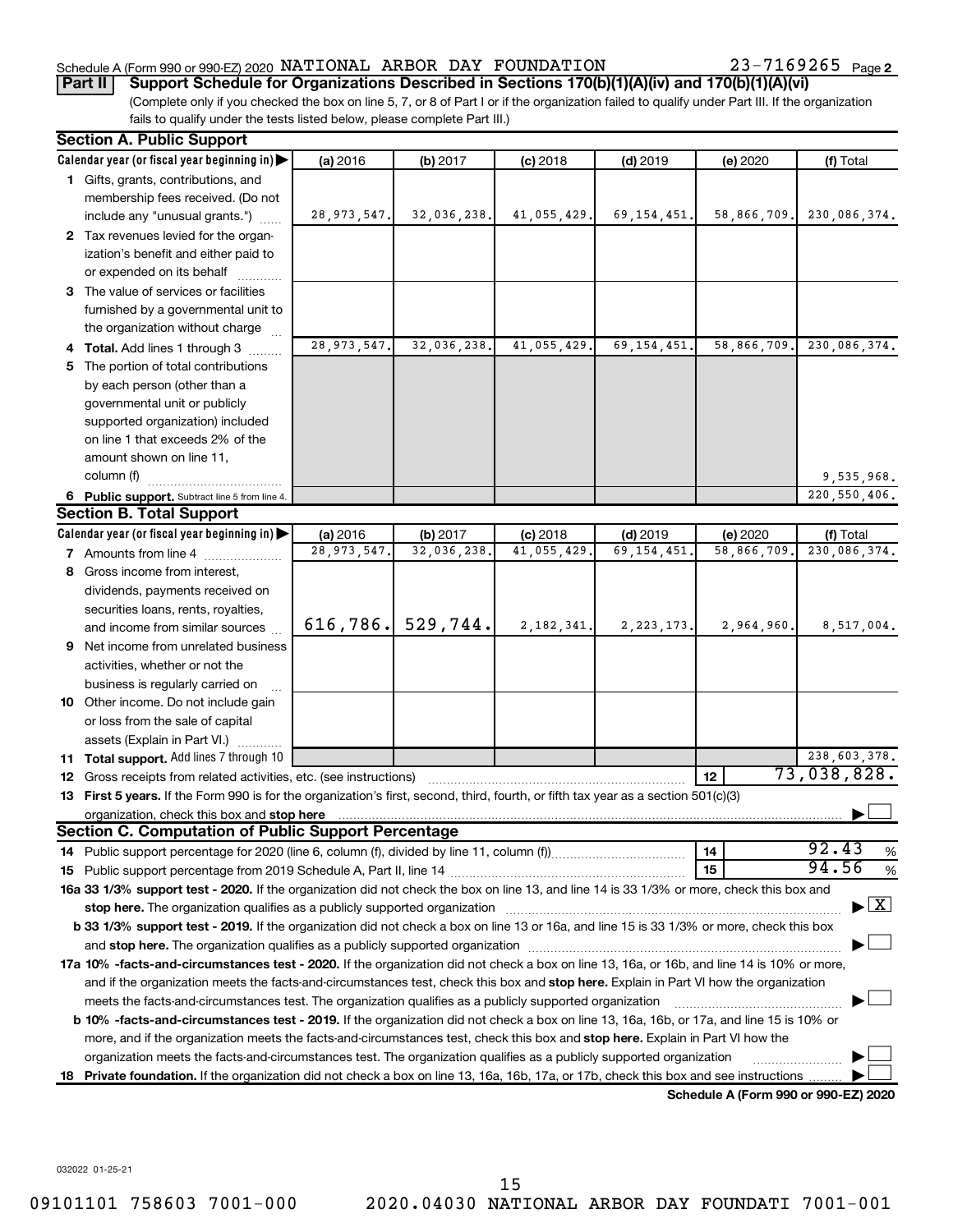Schedule A (Form 990 or 990-EZ) 2020 NATIONAL ARBOR DAY FOUNDATION 23-7169265 Page 2

**Part II** **Support Schedule for Organizations Described in Sections 170(b)(1)(A)(iv) and 170(b)(1)(A)(vi)**

(Complete only if you checked the box on line 5, 7, or 8 of Part I or if the organization failed to qualify under Part III. If the organization fails to qualify under the tests listed below, please complete Part III.)

## Section A. Public Support

| Calendar year (or fiscal year beginning in) | (a) 2016 | (b) 2017 | (c) 2018 | (d) 2019 | (e) 2020 | (f) Total |
|---|---|---|---|---|---|---|
| 1 Gifts, grants, contributions, and membership fees received. (Do not include any "unusual grants.") | 28,973,547. | 32,036,238. | 41,055,429. | 69,154,451. | 58,866,709. | 230,086,374. |
| 2 Tax revenues levied for the organization's benefit and either paid to or expended on its behalf | | | | | | |
| 3 The value of services or facilities furnished by a governmental unit to the organization without charge | | | | | | |
| 4 Total. Add lines 1 through 3 | 28,973,547. | 32,036,238. | 41,055,429. | 69,154,451. | 58,866,709. | 230,086,374. |
| 5 The portion of total contributions by each person (other than a governmental unit or publicly supported organization) included on line 1 that exceeds 2% of the amount shown on line 11, column (f) | | | | | | 9,535,968. |
| 6 Public support. Subtract line 5 from line 4. | | | | | | 220,550,406. |

## Section B. Total Support

| Calendar year (or fiscal year beginning in) | (a) 2016 | (b) 2017 | (c) 2018 | (d) 2019 | (e) 2020 | (f) Total |
|---|---|---|---|---|---|---|
| 7 Amounts from line 4 | 28,973,547. | 32,036,238. | 41,055,429. | 69,154,451. | 58,866,709. | 230,086,374. |
| 8 Gross income from interest, dividends, payments received on securities loans, rents, royalties, and income from similar sources | 616,786. | 529,744. | 2,182,341. | 2,223,173. | 2,964,960. | 8,517,004. |
| 9 Net income from unrelated business activities, whether or not the business is regularly carried on | | | | | | |
| 10 Other income. Do not include gain or loss from the sale of capital assets (Explain in Part VI.) | | | | | | |
| 11 Total support. Add lines 7 through 10 | | | | | | 238,603,378. |

12 Gross receipts from related activities, etc. (see instructions) — 12 — 73,038,828.

13 **First 5 years.** If the Form 990 is for the organization's first, second, third, fourth, or fifth tax year as a section 501(c)(3) organization, check this box and **stop here** ☐

## Section C. Computation of Public Support Percentage

14 Public support percentage for 2020 (line 6, column (f), divided by line 11, column (f)) — 14 — 92.43 %

15 Public support percentage from 2019 Schedule A, Part II, line 14 — 15 — 94.56 %

16a **33 1/3% support test - 2020.** If the organization did not check the box on line 13, and line 14 is 33 1/3% or more, check this box and **stop here.** The organization qualifies as a publicly supported organization ☒

b **33 1/3% support test - 2019.** If the organization did not check a box on line 13 or 16a, and line 15 is 33 1/3% or more, check this box and **stop here.** The organization qualifies as a publicly supported organization ☐

17a **10% -facts-and-circumstances test - 2020.** If the organization did not check a box on line 13, 16a, or 16b, and line 14 is 10% or more, and if the organization meets the facts-and-circumstances test, check this box and **stop here.** Explain in Part VI how the organization meets the facts-and-circumstances test. The organization qualifies as a publicly supported organization ☐

b **10% -facts-and-circumstances test - 2019.** If the organization did not check a box on line 13, 16a, 16b, or 17a, and line 15 is 10% or more, and if the organization meets the facts-and-circumstances test, check this box and **stop here.** Explain in Part VI how the organization meets the facts-and-circumstances test. The organization qualifies as a publicly supported organization ☐

18 **Private foundation.** If the organization did not check a box on line 13, 16a, 16b, 17a, or 17b, check this box and see instructions ☐

**Schedule A (Form 990 or 990-EZ) 2020**

032022 01-25-21

09101101 758603 7001-000 2020.04030 NATIONAL ARBOR DAY FOUNDATI 7001-001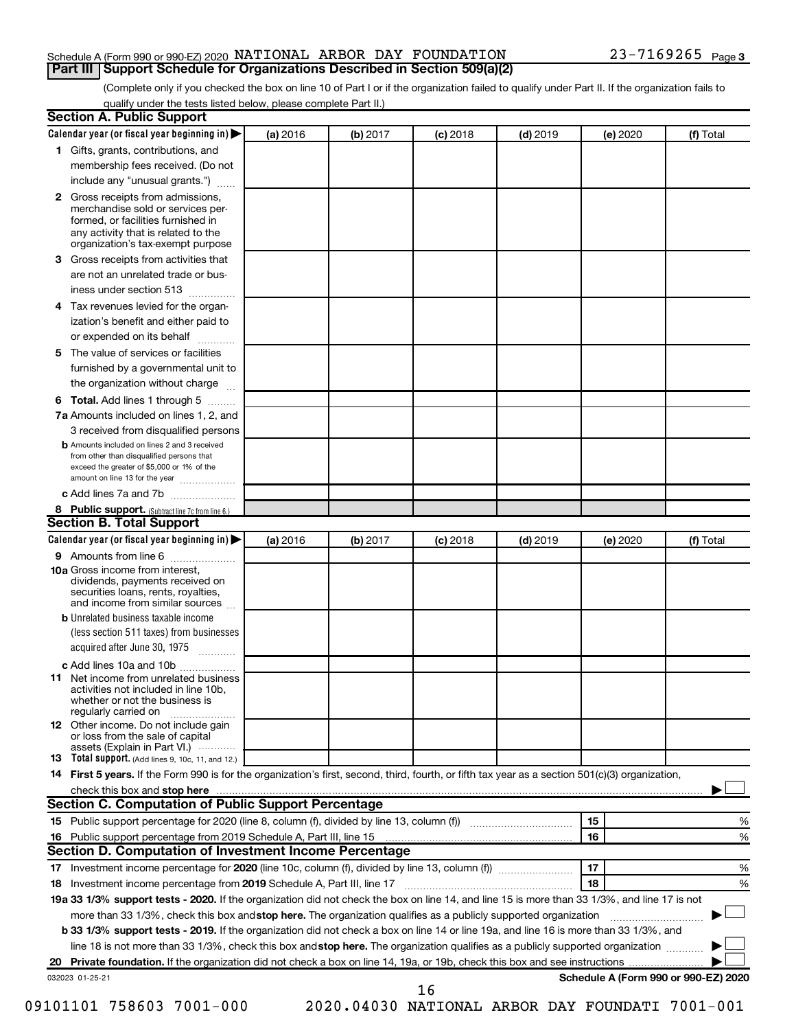Schedule A (Form 990 or 990-EZ) 2020 NATIONAL ARBOR DAY FOUNDATION 23-7169265 Page 3

## Part III Support Schedule for Organizations Described in Section 509(a)(2)

(Complete only if you checked the box on line 10 of Part I or if the organization failed to qualify under Part II. If the organization fails to qualify under the tests listed below, please complete Part II.)

### Section A. Public Support

| Calendar year (or fiscal year beginning in) | (a) 2016 | (b) 2017 | (c) 2018 | (d) 2019 | (e) 2020 | (f) Total |
|---|---|---|---|---|---|---|
| 1 Gifts, grants, contributions, and membership fees received. (Do not include any "unusual grants.") | | | | | | |
| 2 Gross receipts from admissions, merchandise sold or services performed, or facilities furnished in any activity that is related to the organization's tax-exempt purpose | | | | | | |
| 3 Gross receipts from activities that are not an unrelated trade or business under section 513 | | | | | | |
| 4 Tax revenues levied for the organization's benefit and either paid to or expended on its behalf | | | | | | |
| 5 The value of services or facilities furnished by a governmental unit to the organization without charge | | | | | | |
| 6 Total. Add lines 1 through 5 | | | | | | |
| 7a Amounts included on lines 1, 2, and 3 received from disqualified persons | | | | | | |
| b Amounts included on lines 2 and 3 received from other than disqualified persons that exceed the greater of $5,000 or 1% of the amount on line 13 for the year | | | | | | |
| c Add lines 7a and 7b | | | | | | |
| 8 Public support. (Subtract line 7c from line 6.) | | | | | | |

### Section B. Total Support

| Calendar year (or fiscal year beginning in) | (a) 2016 | (b) 2017 | (c) 2018 | (d) 2019 | (e) 2020 | (f) Total |
|---|---|---|---|---|---|---|
| 9 Amounts from line 6 | | | | | | |
| 10a Gross income from interest, dividends, payments received on securities loans, rents, royalties, and income from similar sources | | | | | | |
| b Unrelated business taxable income (less section 511 taxes) from businesses acquired after June 30, 1975 | | | | | | |
| c Add lines 10a and 10b | | | | | | |
| 11 Net income from unrelated business activities not included in line 10b, whether or not the business is regularly carried on | | | | | | |
| 12 Other income. Do not include gain or loss from the sale of capital assets (Explain in Part VI.) | | | | | | |
| 13 Total support. (Add lines 9, 10c, 11, and 12.) | | | | | | |

14 **First 5 years.** If the Form 990 is for the organization's first, second, third, fourth, or fifth tax year as a section 501(c)(3) organization, check this box and **stop here** ☐

### Section C. Computation of Public Support Percentage

| | | |
|---|---|---|
| 15 Public support percentage for 2020 (line 8, column (f), divided by line 13, column (f)) | 15 | % |
| 16 Public support percentage from 2019 Schedule A, Part III, line 15 | 16 | % |

### Section D. Computation of Investment Income Percentage

| | | |
|---|---|---|
| 17 Investment income percentage for **2020** (line 10c, column (f), divided by line 13, column (f)) | 17 | % |
| 18 Investment income percentage from **2019** Schedule A, Part III, line 17 | 18 | % |

**19a 33 1/3% support tests - 2020.** If the organization did not check the box on line 14, and line 15 is more than 33 1/3%, and line 17 is not more than 33 1/3%, check this box and **stop here.** The organization qualifies as a publicly supported organization ☐

**b 33 1/3% support tests - 2019.** If the organization did not check a box on line 14 or line 19a, and line 16 is more than 33 1/3%, and line 18 is not more than 33 1/3%, check this box and **stop here.** The organization qualifies as a publicly supported organization ☐

**20 Private foundation.** If the organization did not check a box on line 14, 19a, or 19b, check this box and see instructions ☐

032023 01-25-21 **Schedule A (Form 990 or 990-EZ) 2020**

09101101 758603 7001-000 2020.04030 NATIONAL ARBOR DAY FOUNDATI 7001-001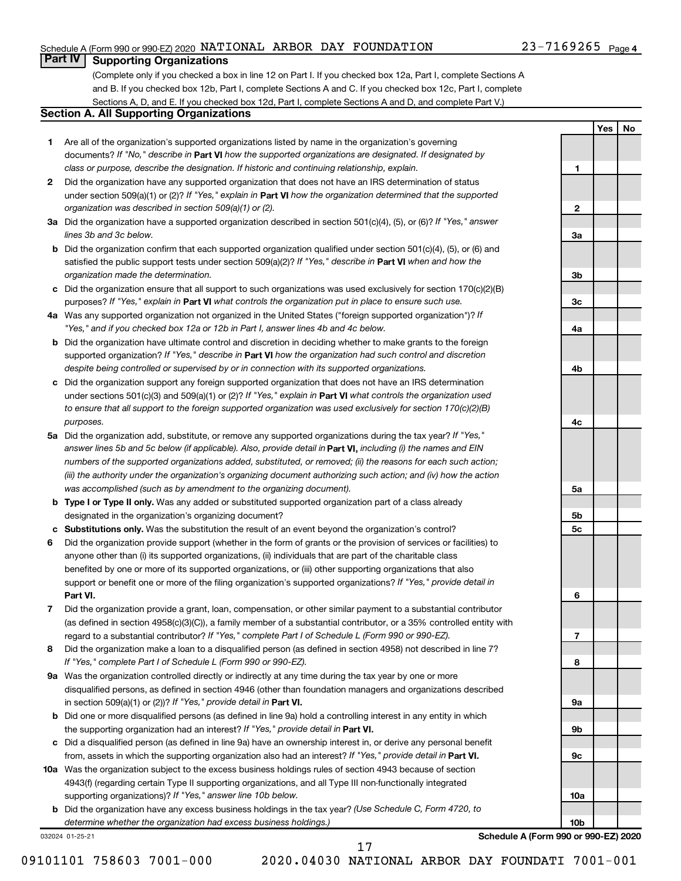Schedule A (Form 990 or 990-EZ) 2020 NATIONAL ARBOR DAY FOUNDATION 23-7169265 Page 4

## Part IV Supporting Organizations

(Complete only if you checked a box in line 12 on Part I. If you checked box 12a, Part I, complete Sections A and B. If you checked box 12b, Part I, complete Sections A and C. If you checked box 12c, Part I, complete Sections A, D, and E. If you checked box 12d, Part I, complete Sections A and D, and complete Part V.)

### Section A. All Supporting Organizations

| | | | Yes | No |
|---|---|---|---|---|
| 1 | Are all of the organization's supported organizations listed by name in the organization's governing documents? *If "No," describe in* **Part VI** *how the supported organizations are designated. If designated by class or purpose, describe the designation. If historic and continuing relationship, explain.* | 1 | | |
| 2 | Did the organization have any supported organization that does not have an IRS determination of status under section 509(a)(1) or (2)? *If "Yes," explain in* **Part VI** *how the organization determined that the supported organization was described in section 509(a)(1) or (2).* | 2 | | |
| 3a | Did the organization have a supported organization described in section 501(c)(4), (5), or (6)? *If "Yes," answer lines 3b and 3c below.* | 3a | | |
| b | Did the organization confirm that each supported organization qualified under section 501(c)(4), (5), or (6) and satisfied the public support tests under section 509(a)(2)? *If "Yes," describe in* **Part VI** *when and how the organization made the determination.* | 3b | | |
| c | Did the organization ensure that all support to such organizations was used exclusively for section 170(c)(2)(B) purposes? *If "Yes," explain in* **Part VI** *what controls the organization put in place to ensure such use.* | 3c | | |
| 4a | Was any supported organization not organized in the United States ("foreign supported organization")? *If "Yes," and if you checked box 12a or 12b in Part I, answer lines 4b and 4c below.* | 4a | | |
| b | Did the organization have ultimate control and discretion in deciding whether to make grants to the foreign supported organization? *If "Yes," describe in* **Part VI** *how the organization had such control and discretion despite being controlled or supervised by or in connection with its supported organizations.* | 4b | | |
| c | Did the organization support any foreign supported organization that does not have an IRS determination under sections 501(c)(3) and 509(a)(1) or (2)? *If "Yes," explain in* **Part VI** *what controls the organization used to ensure that all support to the foreign supported organization was used exclusively for section 170(c)(2)(B) purposes.* | 4c | | |
| 5a | Did the organization add, substitute, or remove any supported organizations during the tax year? *If "Yes," answer lines 5b and 5c below (if applicable). Also, provide detail in* **Part VI,** *including (i) the names and EIN numbers of the supported organizations added, substituted, or removed; (ii) the reasons for each such action; (iii) the authority under the organization's organizing document authorizing such action; and (iv) how the action was accomplished (such as by amendment to the organizing document).* | 5a | | |
| b | **Type I or Type II only.** Was any added or substituted supported organization part of a class already designated in the organization's organizing document? | 5b | | |
| c | **Substitutions only.** Was the substitution the result of an event beyond the organization's control? | 5c | | |
| 6 | Did the organization provide support (whether in the form of grants or the provision of services or facilities) to anyone other than (i) its supported organizations, (ii) individuals that are part of the charitable class benefited by one or more of its supported organizations, or (iii) other supporting organizations that also support or benefit one or more of the filing organization's supported organizations? *If "Yes," provide detail in* **Part VI.** | 6 | | |
| 7 | Did the organization provide a grant, loan, compensation, or other similar payment to a substantial contributor (as defined in section 4958(c)(3)(C)), a family member of a substantial contributor, or a 35% controlled entity with regard to a substantial contributor? *If "Yes," complete Part I of Schedule L (Form 990 or 990-EZ).* | 7 | | |
| 8 | Did the organization make a loan to a disqualified person (as defined in section 4958) not described in line 7? *If "Yes," complete Part I of Schedule L (Form 990 or 990-EZ).* | 8 | | |
| 9a | Was the organization controlled directly or indirectly at any time during the tax year by one or more disqualified persons, as defined in section 4946 (other than foundation managers and organizations described in section 509(a)(1) or (2))? *If "Yes," provide detail in* **Part VI.** | 9a | | |
| b | Did one or more disqualified persons (as defined in line 9a) hold a controlling interest in any entity in which the supporting organization had an interest? *If "Yes," provide detail in* **Part VI.** | 9b | | |
| c | Did a disqualified person (as defined in line 9a) have an ownership interest in, or derive any personal benefit from, assets in which the supporting organization also had an interest? *If "Yes," provide detail in* **Part VI.** | 9c | | |
| 10a | Was the organization subject to the excess business holdings rules of section 4943 because of section 4943(f) (regarding certain Type II supporting organizations, and all Type III non-functionally integrated supporting organizations)? *If "Yes," answer line 10b below.* | 10a | | |
| b | Did the organization have any excess business holdings in the tax year? *(Use Schedule C, Form 4720, to determine whether the organization had excess business holdings.)* | 10b | | |

032024 01-25-21 **Schedule A (Form 990 or 990-EZ) 2020**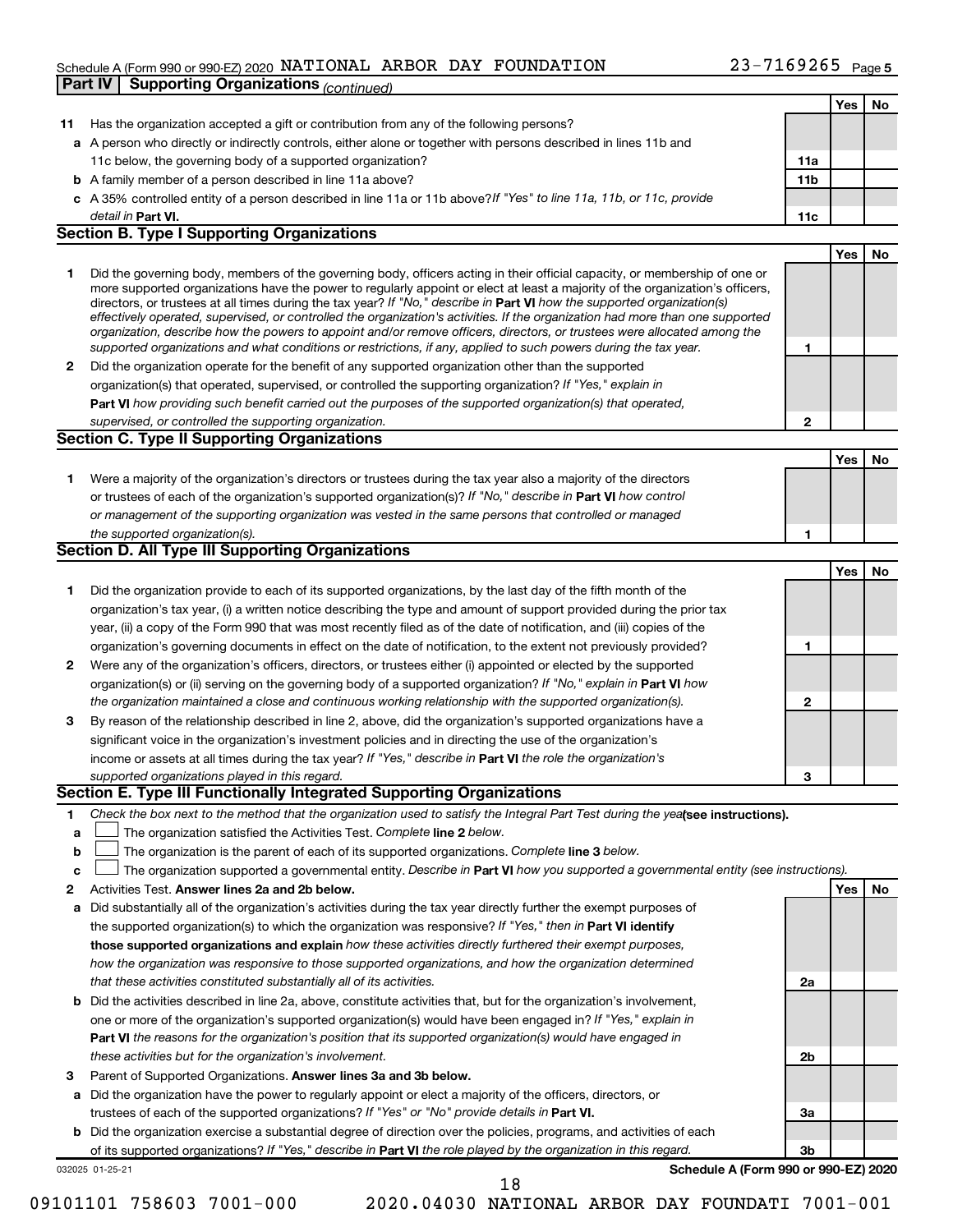Schedule A (Form 990 or 990-EZ) 2020 NATIONAL ARBOR DAY FOUNDATION 23-7169265 Page 5

**Part IV | Supporting Organizations** *(continued)*

| | | | Yes | No |
|---|---|---|---|---|
| **11** | Has the organization accepted a gift or contribution from any of the following persons? | | | |
| **a** | A person who directly or indirectly controls, either alone or together with persons described in lines 11b and 11c below, the governing body of a supported organization? | **11a** | | |
| **b** | A family member of a person described in line 11a above? | **11b** | | |
| **c** | A 35% controlled entity of a person described in line 11a or 11b above? *If "Yes" to line 11a, 11b, or 11c, provide detail in* **Part VI.** | **11c** | | |

**Section B. Type I Supporting Organizations**

| | | | Yes | No |
|---|---|---|---|---|
| **1** | Did the governing body, members of the governing body, officers acting in their official capacity, or membership of one or more supported organizations have the power to regularly appoint or elect at least a majority of the organization's officers, directors, or trustees at all times during the tax year? *If "No," describe in* **Part VI** *how the supported organization(s) effectively operated, supervised, or controlled the organization's activities. If the organization had more than one supported organization, describe how the powers to appoint and/or remove officers, directors, or trustees were allocated among the supported organizations and what conditions or restrictions, if any, applied to such powers during the tax year.* | **1** | | |
| **2** | Did the organization operate for the benefit of any supported organization other than the supported organization(s) that operated, supervised, or controlled the supporting organization? *If "Yes," explain in* **Part VI** *how providing such benefit carried out the purposes of the supported organization(s) that operated, supervised, or controlled the supporting organization.* | **2** | | |

**Section C. Type II Supporting Organizations**

| | | | Yes | No |
|---|---|---|---|---|
| **1** | Were a majority of the organization's directors or trustees during the tax year also a majority of the directors or trustees of each of the organization's supported organization(s)? *If "No," describe in* **Part VI** *how control or management of the supporting organization was vested in the same persons that controlled or managed the supported organization(s).* | **1** | | |

**Section D. All Type III Supporting Organizations**

| | | | Yes | No |
|---|---|---|---|---|
| **1** | Did the organization provide to each of its supported organizations, by the last day of the fifth month of the organization's tax year, (i) a written notice describing the type and amount of support provided during the prior tax year, (ii) a copy of the Form 990 that was most recently filed as of the date of notification, and (iii) copies of the organization's governing documents in effect on the date of notification, to the extent not previously provided? | **1** | | |
| **2** | Were any of the organization's officers, directors, or trustees either (i) appointed or elected by the supported organization(s) or (ii) serving on the governing body of a supported organization? *If "No," explain in* **Part VI** *how the organization maintained a close and continuous working relationship with the supported organization(s).* | **2** | | |
| **3** | By reason of the relationship described in line 2, above, did the organization's supported organizations have a significant voice in the organization's investment policies and in directing the use of the organization's income or assets at all times during the tax year? *If "Yes," describe in* **Part VI** *the role the organization's supported organizations played in this regard.* | **3** | | |

**Section E. Type III Functionally Integrated Supporting Organizations**

**1** *Check the box next to the method that the organization used to satisfy the Integral Part Test during the year* **(see instructions).**

- **a** ☐ The organization satisfied the Activities Test. *Complete* **line 2** *below.*
- **b** ☐ The organization is the parent of each of its supported organizations. *Complete* **line 3** *below.*
- **c** ☐ The organization supported a governmental entity. *Describe in* **Part VI** *how you supported a governmental entity (see instructions).*

| | | | Yes | No |
|---|---|---|---|---|
| **2** | Activities Test. **Answer lines 2a and 2b below.** | | | |
| **a** | Did substantially all of the organization's activities during the tax year directly further the exempt purposes of the supported organization(s) to which the organization was responsive? *If "Yes," then in* **Part VI identify those supported organizations and explain** *how these activities directly furthered their exempt purposes, how the organization was responsive to those supported organizations, and how the organization determined that these activities constituted substantially all of its activities.* | **2a** | | |
| **b** | Did the activities described in line 2a, above, constitute activities that, but for the organization's involvement, one or more of the organization's supported organization(s) would have been engaged in? *If "Yes," explain in* **Part VI** *the reasons for the organization's position that its supported organization(s) would have engaged in these activities but for the organization's involvement.* | **2b** | | |
| **3** | Parent of Supported Organizations. **Answer lines 3a and 3b below.** | | | |
| **a** | Did the organization have the power to regularly appoint or elect a majority of the officers, directors, or trustees of each of the supported organizations? *If "Yes" or "No" provide details in* **Part VI.** | **3a** | | |
| **b** | Did the organization exercise a substantial degree of direction over the policies, programs, and activities of each of its supported organizations? *If "Yes," describe in* **Part VI** *the role played by the organization in this regard.* | **3b** | | |

032025 01-25-21 **Schedule A (Form 990 or 990-EZ) 2020**

09101101 758603 7001-000 2020.04030 NATIONAL ARBOR DAY FOUNDATI 7001-001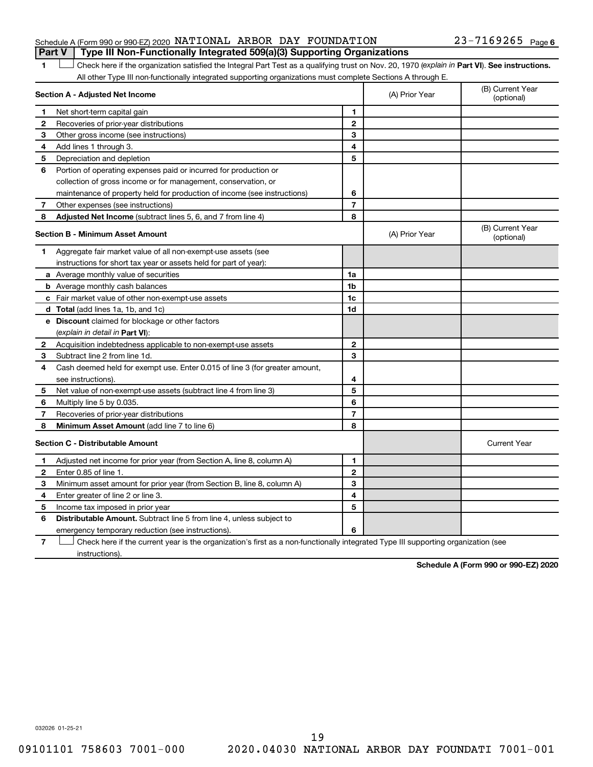Schedule A (Form 990 or 990-EZ) 2020 NATIONAL ARBOR DAY FOUNDATION 23-7169265 Page 6

## Part V Type III Non-Functionally Integrated 509(a)(3) Supporting Organizations

1 ☐ Check here if the organization satisfied the Integral Part Test as a qualifying trust on Nov. 20, 1970 (*explain in* **Part VI**). **See instructions.** All other Type III non-functionally integrated supporting organizations must complete Sections A through E.

| **Section A - Adjusted Net Income** | | | (A) Prior Year | (B) Current Year (optional) |
|---|---|---|---|---|
| 1 | Net short-term capital gain | 1 | | |
| 2 | Recoveries of prior-year distributions | 2 | | |
| 3 | Other gross income (see instructions) | 3 | | |
| 4 | Add lines 1 through 3. | 4 | | |
| 5 | Depreciation and depletion | 5 | | |
| 6 | Portion of operating expenses paid or incurred for production or collection of gross income or for management, conservation, or maintenance of property held for production of income (see instructions) | 6 | | |
| 7 | Other expenses (see instructions) | 7 | | |
| 8 | **Adjusted Net Income** (subtract lines 5, 6, and 7 from line 4) | 8 | | |

| **Section B - Minimum Asset Amount** | | | (A) Prior Year | (B) Current Year (optional) |
|---|---|---|---|---|
| 1 | Aggregate fair market value of all non-exempt-use assets (see instructions for short tax year or assets held for part of year): | | | |
| a | Average monthly value of securities | 1a | | |
| b | Average monthly cash balances | 1b | | |
| c | Fair market value of other non-exempt-use assets | 1c | | |
| d | **Total** (add lines 1a, 1b, and 1c) | 1d | | |
| e | **Discount** claimed for blockage or other factors (*explain in detail in* **Part VI**): | | | |
| 2 | Acquisition indebtedness applicable to non-exempt-use assets | 2 | | |
| 3 | Subtract line 2 from line 1d. | 3 | | |
| 4 | Cash deemed held for exempt use. Enter 0.015 of line 3 (for greater amount, see instructions). | 4 | | |
| 5 | Net value of non-exempt-use assets (subtract line 4 from line 3) | 5 | | |
| 6 | Multiply line 5 by 0.035. | 6 | | |
| 7 | Recoveries of prior-year distributions | 7 | | |
| 8 | **Minimum Asset Amount** (add line 7 to line 6) | 8 | | |

| **Section C - Distributable Amount** | | | | Current Year |
|---|---|---|---|---|
| 1 | Adjusted net income for prior year (from Section A, line 8, column A) | 1 | | |
| 2 | Enter 0.85 of line 1. | 2 | | |
| 3 | Minimum asset amount for prior year (from Section B, line 8, column A) | 3 | | |
| 4 | Enter greater of line 2 or line 3. | 4 | | |
| 5 | Income tax imposed in prior year | 5 | | |
| 6 | **Distributable Amount.** Subtract line 5 from line 4, unless subject to emergency temporary reduction (see instructions). | 6 | | |

7 ☐ Check here if the current year is the organization's first as a non-functionally integrated Type III supporting organization (see instructions).

**Schedule A (Form 990 or 990-EZ) 2020**

032026 01-25-21

09101101 758603 7001-000 2020.04030 NATIONAL ARBOR DAY FOUNDATI 7001-001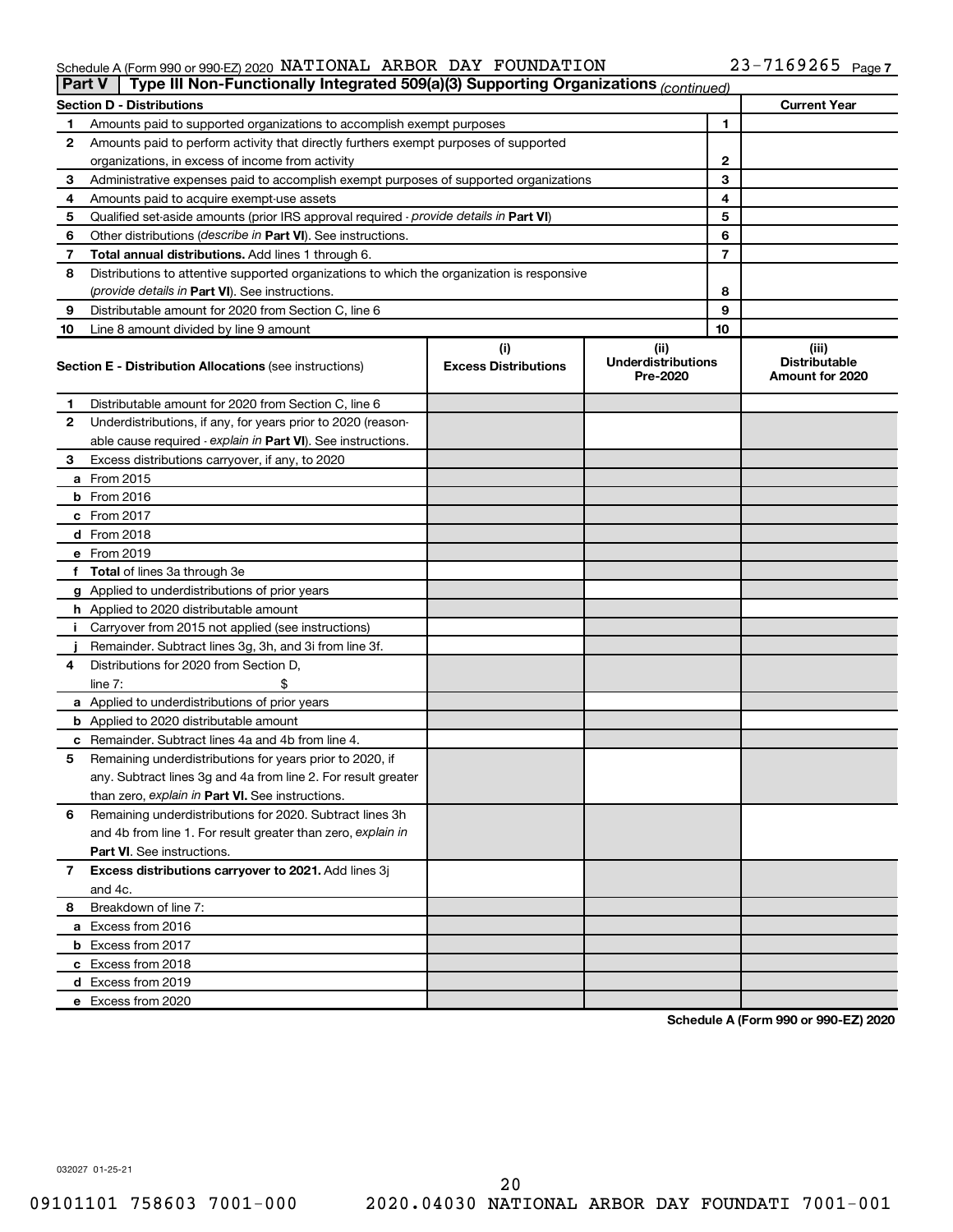Schedule A (Form 990 or 990-EZ) 2020 NATIONAL ARBOR DAY FOUNDATION 23-7169265 Page 7

**Part V | Type III Non-Functionally Integrated 509(a)(3) Supporting Organizations** *(continued)*

| **Section D - Distributions** | | | **Current Year** |
|---|---|---|---|
| 1 | Amounts paid to supported organizations to accomplish exempt purposes | 1 | |
| 2 | Amounts paid to perform activity that directly furthers exempt purposes of supported organizations, in excess of income from activity | 2 | |
| 3 | Administrative expenses paid to accomplish exempt purposes of supported organizations | 3 | |
| 4 | Amounts paid to acquire exempt-use assets | 4 | |
| 5 | Qualified set-aside amounts (prior IRS approval required - *provide details in* **Part VI**) | 5 | |
| 6 | Other distributions (*describe in* **Part VI**). See instructions. | 6 | |
| 7 | **Total annual distributions.** Add lines 1 through 6. | 7 | |
| 8 | Distributions to attentive supported organizations to which the organization is responsive (*provide details in* **Part VI**). See instructions. | 8 | |
| 9 | Distributable amount for 2020 from Section C, line 6 | 9 | |
| 10 | Line 8 amount divided by line 9 amount | 10 | |

| **Section E - Distribution Allocations** (see instructions) | (i) Excess Distributions | (ii) Underdistributions Pre-2020 | (iii) Distributable Amount for 2020 |
|---|---|---|---|
| **1** Distributable amount for 2020 from Section C, line 6 | | | |
| **2** Underdistributions, if any, for years prior to 2020 (reasonable cause required - *explain in* **Part VI**). See instructions. | | | |
| **3** Excess distributions carryover, if any, to 2020 | | | |
| **a** From 2015 | | | |
| **b** From 2016 | | | |
| **c** From 2017 | | | |
| **d** From 2018 | | | |
| **e** From 2019 | | | |
| **f** **Total** of lines 3a through 3e | | | |
| **g** Applied to underdistributions of prior years | | | |
| **h** Applied to 2020 distributable amount | | | |
| **i** Carryover from 2015 not applied (see instructions) | | | |
| **j** Remainder. Subtract lines 3g, 3h, and 3i from line 3f. | | | |
| **4** Distributions for 2020 from Section D, line 7: $ | | | |
| **a** Applied to underdistributions of prior years | | | |
| **b** Applied to 2020 distributable amount | | | |
| **c** Remainder. Subtract lines 4a and 4b from line 4. | | | |
| **5** Remaining underdistributions for years prior to 2020, if any. Subtract lines 3g and 4a from line 2. For result greater than zero, *explain in* **Part VI.** See instructions. | | | |
| **6** Remaining underdistributions for 2020. Subtract lines 3h and 4b from line 1. For result greater than zero, *explain in* **Part VI**. See instructions. | | | |
| **7** **Excess distributions carryover to 2021.** Add lines 3j and 4c. | | | |
| **8** Breakdown of line 7: | | | |
| **a** Excess from 2016 | | | |
| **b** Excess from 2017 | | | |
| **c** Excess from 2018 | | | |
| **d** Excess from 2019 | | | |
| **e** Excess from 2020 | | | |

**Schedule A (Form 990 or 990-EZ) 2020**

032027 01-25-21

09101101 758603 7001-000 2020.04030 NATIONAL ARBOR DAY FOUNDATI 7001-001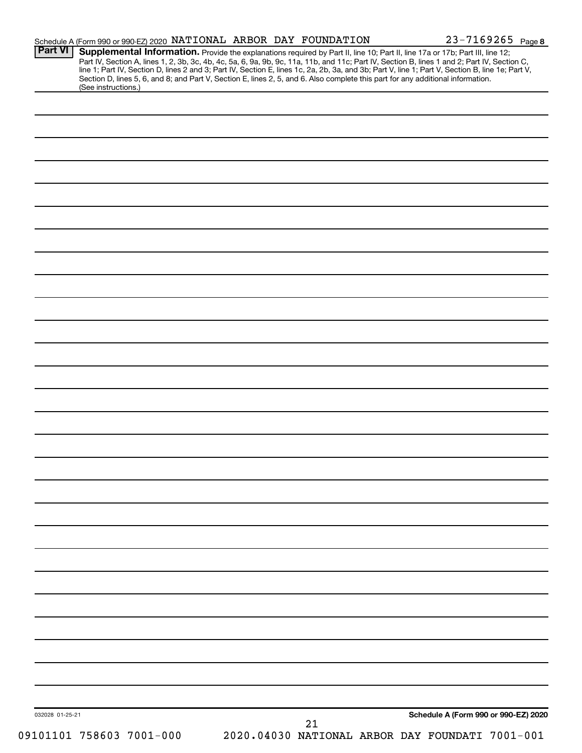Schedule A (Form 990 or 990-EZ) 2020 NATIONAL ARBOR DAY FOUNDATION 23-7169265 Page 8

**Part VI** **Supplemental Information.** Provide the explanations required by Part II, line 10; Part II, line 17a or 17b; Part III, line 12; Part IV, Section A, lines 1, 2, 3b, 3c, 4b, 4c, 5a, 6, 9a, 9b, 9c, 11a, 11b, and 11c; Part IV, Section B, lines 1 and 2; Part IV, Section C, line 1; Part IV, Section D, lines 2 and 3; Part IV, Section E, lines 1c, 2a, 2b, 3a, and 3b; Part V, line 1; Part V, Section B, line 1e; Part V, Section D, lines 5, 6, and 8; and Part V, Section E, lines 2, 5, and 6. Also complete this part for any additional information. (See instructions.)

032028 01-25-21

**Schedule A (Form 990 or 990-EZ) 2020**

09101101 758603 7001-000 2020.04030 NATIONAL ARBOR DAY FOUNDATI 7001-001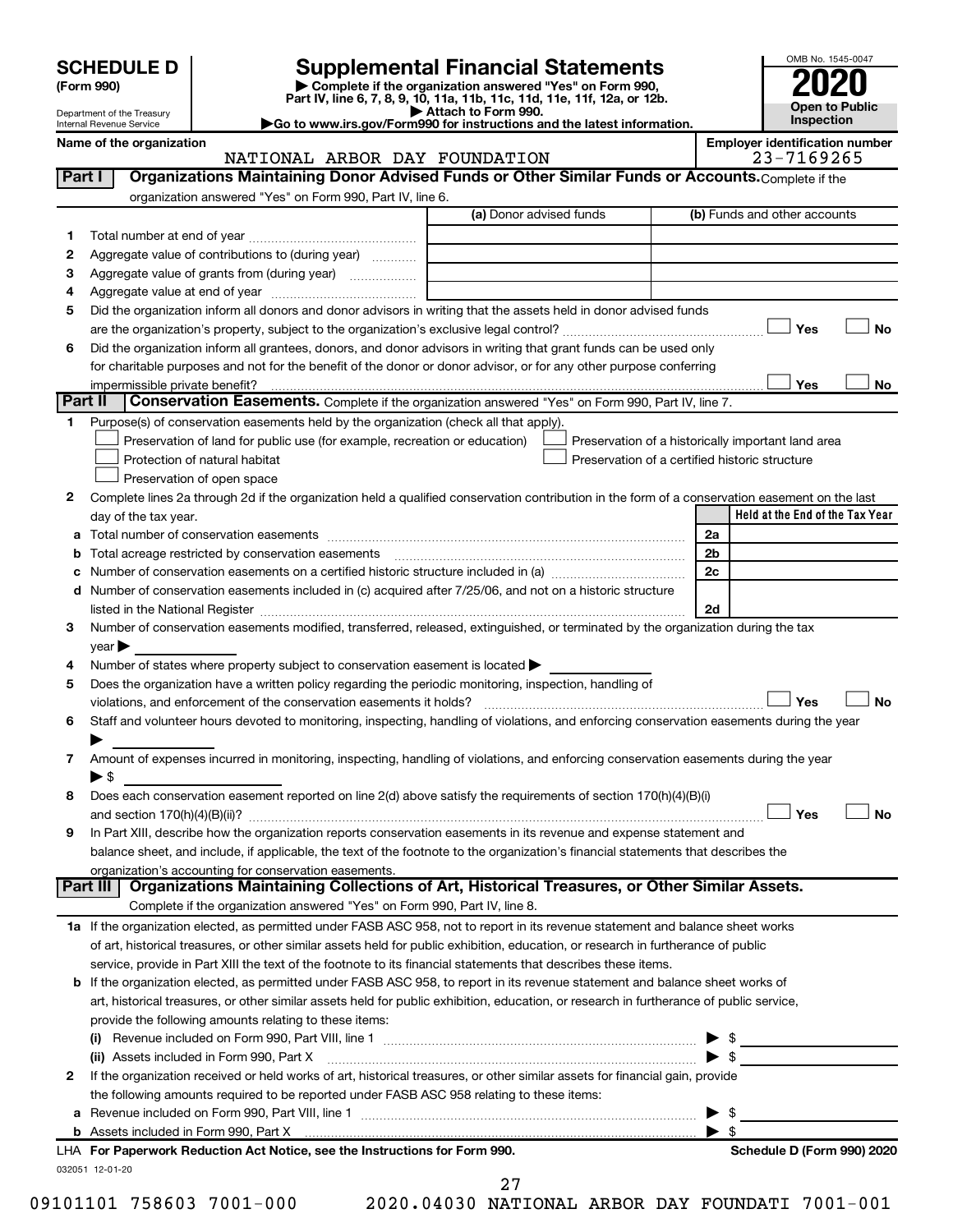# SCHEDULE D (Form 990)

Department of the Treasury
Internal Revenue Service

# Supplemental Financial Statements

▶ Complete if the organization answered "Yes" on Form 990, Part IV, line 6, 7, 8, 9, 10, 11a, 11b, 11c, 11d, 11e, 11f, 12a, or 12b.
▶ Attach to Form 990.
▶Go to www.irs.gov/Form990 for instructions and the latest information.

OMB No. 1545-0047

**2020**

**Open to Public Inspection**

Name of the organization: NATIONAL ARBOR DAY FOUNDATION

Employer identification number: 23-7169265

## Part I — Organizations Maintaining Donor Advised Funds or Other Similar Funds or Accounts.

Complete if the organization answered "Yes" on Form 990, Part IV, line 6.

| | | (a) Donor advised funds | (b) Funds and other accounts |
|---|---|---|---|
| 1 | Total number at end of year | | |
| 2 | Aggregate value of contributions to (during year) | | |
| 3 | Aggregate value of grants from (during year) | | |
| 4 | Aggregate value at end of year | | |

5 Did the organization inform all donors and donor advisors in writing that the assets held in donor advised funds are the organization's property, subject to the organization's exclusive legal control? ☐ Yes ☐ No

6 Did the organization inform all grantees, donors, and donor advisors in writing that grant funds can be used only for charitable purposes and not for the benefit of the donor or donor advisor, or for any other purpose conferring impermissible private benefit? ☐ Yes ☐ No

## Part II — Conservation Easements.

Complete if the organization answered "Yes" on Form 990, Part IV, line 7.

1 Purpose(s) of conservation easements held by the organization (check all that apply).

- ☐ Preservation of land for public use (for example, recreation or education)
- ☐ Preservation of a historically important land area
- ☐ Protection of natural habitat
- ☐ Preservation of a certified historic structure
- ☐ Preservation of open space

2 Complete lines 2a through 2d if the organization held a qualified conservation contribution in the form of a conservation easement on the last day of the tax year.

| | | | Held at the End of the Tax Year |
|---|---|---|---|
| a | Total number of conservation easements | 2a | |
| b | Total acreage restricted by conservation easements | 2b | |
| c | Number of conservation easements on a certified historic structure included in (a) | 2c | |
| d | Number of conservation easements included in (c) acquired after 7/25/06, and not on a historic structure listed in the National Register | 2d | |

3 Number of conservation easements modified, transferred, released, extinguished, or terminated by the organization during the tax year ▶

4 Number of states where property subject to conservation easement is located ▶

5 Does the organization have a written policy regarding the periodic monitoring, inspection, handling of violations, and enforcement of the conservation easements it holds? ☐ Yes ☐ No

6 Staff and volunteer hours devoted to monitoring, inspecting, handling of violations, and enforcing conservation easements during the year ▶

7 Amount of expenses incurred in monitoring, inspecting, handling of violations, and enforcing conservation easements during the year ▶ $

8 Does each conservation easement reported on line 2(d) above satisfy the requirements of section 170(h)(4)(B)(i) and section 170(h)(4)(B)(ii)? ☐ Yes ☐ No

9 In Part XIII, describe how the organization reports conservation easements in its revenue and expense statement and balance sheet, and include, if applicable, the text of the footnote to the organization's financial statements that describes the organization's accounting for conservation easements.

## Part III — Organizations Maintaining Collections of Art, Historical Treasures, or Other Similar Assets.

Complete if the organization answered "Yes" on Form 990, Part IV, line 8.

1a If the organization elected, as permitted under FASB ASC 958, not to report in its revenue statement and balance sheet works of art, historical treasures, or other similar assets held for public exhibition, education, or research in furtherance of public service, provide in Part XIII the text of the footnote to its financial statements that describes these items.

b If the organization elected, as permitted under FASB ASC 958, to report in its revenue statement and balance sheet works of art, historical treasures, or other similar assets held for public exhibition, education, or research in furtherance of public service, provide the following amounts relating to these items:

(i) Revenue included on Form 990, Part VIII, line 1 ▶ $

(ii) Assets included in Form 990, Part X ▶ $

2 If the organization received or held works of art, historical treasures, or other similar assets for financial gain, provide the following amounts required to be reported under FASB ASC 958 relating to these items:

a Revenue included on Form 990, Part VIII, line 1 ▶ $

b Assets included in Form 990, Part X ▶ $

LHA For Paperwork Reduction Act Notice, see the Instructions for Form 990. Schedule D (Form 990) 2020

032051 12-01-20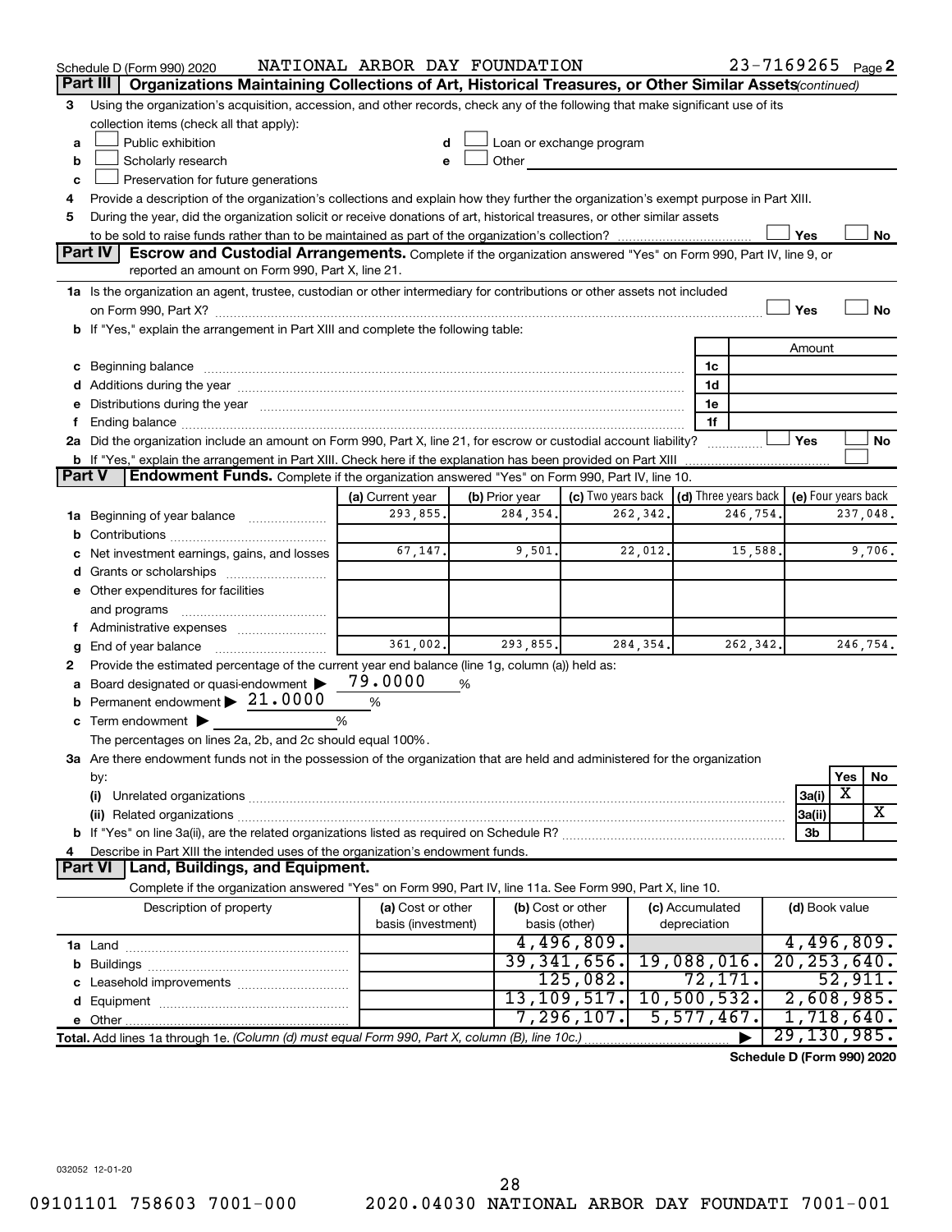Schedule D (Form 990) 2020 NATIONAL ARBOR DAY FOUNDATION 23-7169265 Page 2

## Part III | Organizations Maintaining Collections of Art, Historical Treasures, or Other Similar Assets *(continued)*

3 Using the organization's acquisition, accession, and other records, check any of the following that make significant use of its collection items (check all that apply):

a ☐ Public exhibition
b ☐ Scholarly research
c ☐ Preservation for future generations
d ☐ Loan or exchange program
e ☐ Other

4 Provide a description of the organization's collections and explain how they further the organization's exempt purpose in Part XIII.

5 During the year, did the organization solicit or receive donations of art, historical treasures, or other similar assets to be sold to raise funds rather than to be maintained as part of the organization's collection? ☐ Yes ☐ No

## Part IV | Escrow and Custodial Arrangements.

Complete if the organization answered "Yes" on Form 990, Part IV, line 9, or reported an amount on Form 990, Part X, line 21.

1a Is the organization an agent, trustee, custodian or other intermediary for contributions or other assets not included on Form 990, Part X? ☐ Yes ☐ No

b If "Yes," explain the arrangement in Part XIII and complete the following table:

| | | Amount |
|---|---|---|
| c Beginning balance | 1c | |
| d Additions during the year | 1d | |
| e Distributions during the year | 1e | |
| f Ending balance | 1f | |

2a Did the organization include an amount on Form 990, Part X, line 21, for escrow or custodial account liability? ☐ Yes ☐ No

b If "Yes," explain the arrangement in Part XIII. Check here if the explanation has been provided on Part XIII ☐

## Part V | Endowment Funds.

Complete if the organization answered "Yes" on Form 990, Part IV, line 10.

| | (a) Current year | (b) Prior year | (c) Two years back | (d) Three years back | (e) Four years back |
|---|---|---|---|---|---|
| 1a Beginning of year balance | 293,855. | 284,354. | 262,342. | 246,754. | 237,048. |
| b Contributions | | | | | |
| c Net investment earnings, gains, and losses | 67,147. | 9,501. | 22,012. | 15,588. | 9,706. |
| d Grants or scholarships | | | | | |
| e Other expenditures for facilities and programs | | | | | |
| f Administrative expenses | | | | | |
| g End of year balance | 361,002. | 293,855. | 284,354. | 262,342. | 246,754. |

2 Provide the estimated percentage of the current year end balance (line 1g, column (a)) held as:

a Board designated or quasi-endowment ▶ 79.0000 %
b Permanent endowment ▶ 21.0000 %
c Term endowment ▶ %

The percentages on lines 2a, 2b, and 2c should equal 100%.

3a Are there endowment funds not in the possession of the organization that are held and administered for the organization by:

| | | Yes | No |
|---|---|---|---|
| (i) Unrelated organizations | 3a(i) | X | |
| (ii) Related organizations | 3a(ii) | | X |
| b If "Yes" on line 3a(ii), are the related organizations listed as required on Schedule R? | 3b | | |

4 Describe in Part XIII the intended uses of the organization's endowment funds.

## Part VI | Land, Buildings, and Equipment.

Complete if the organization answered "Yes" on Form 990, Part IV, line 11a. See Form 990, Part X, line 10.

| Description of property | (a) Cost or other basis (investment) | (b) Cost or other basis (other) | (c) Accumulated depreciation | (d) Book value |
|---|---|---|---|---|
| 1a Land | | 4,496,809. | | 4,496,809. |
| b Buildings | | 39,341,656. | 19,088,016. | 20,253,640. |
| c Leasehold improvements | | 125,082. | 72,171. | 52,911. |
| d Equipment | | 13,109,517. | 10,500,532. | 2,608,985. |
| e Other | | 7,296,107. | 5,577,467. | 1,718,640. |
| **Total.** Add lines 1a through 1e. *(Column (d) must equal Form 990, Part X, column (B), line 10c.)* | | | ▶ | 29,130,985. |

**Schedule D (Form 990) 2020**

032052 12-01-20

09101101 758603 7001-000 2020.04030 NATIONAL ARBOR DAY FOUNDATI 7001-001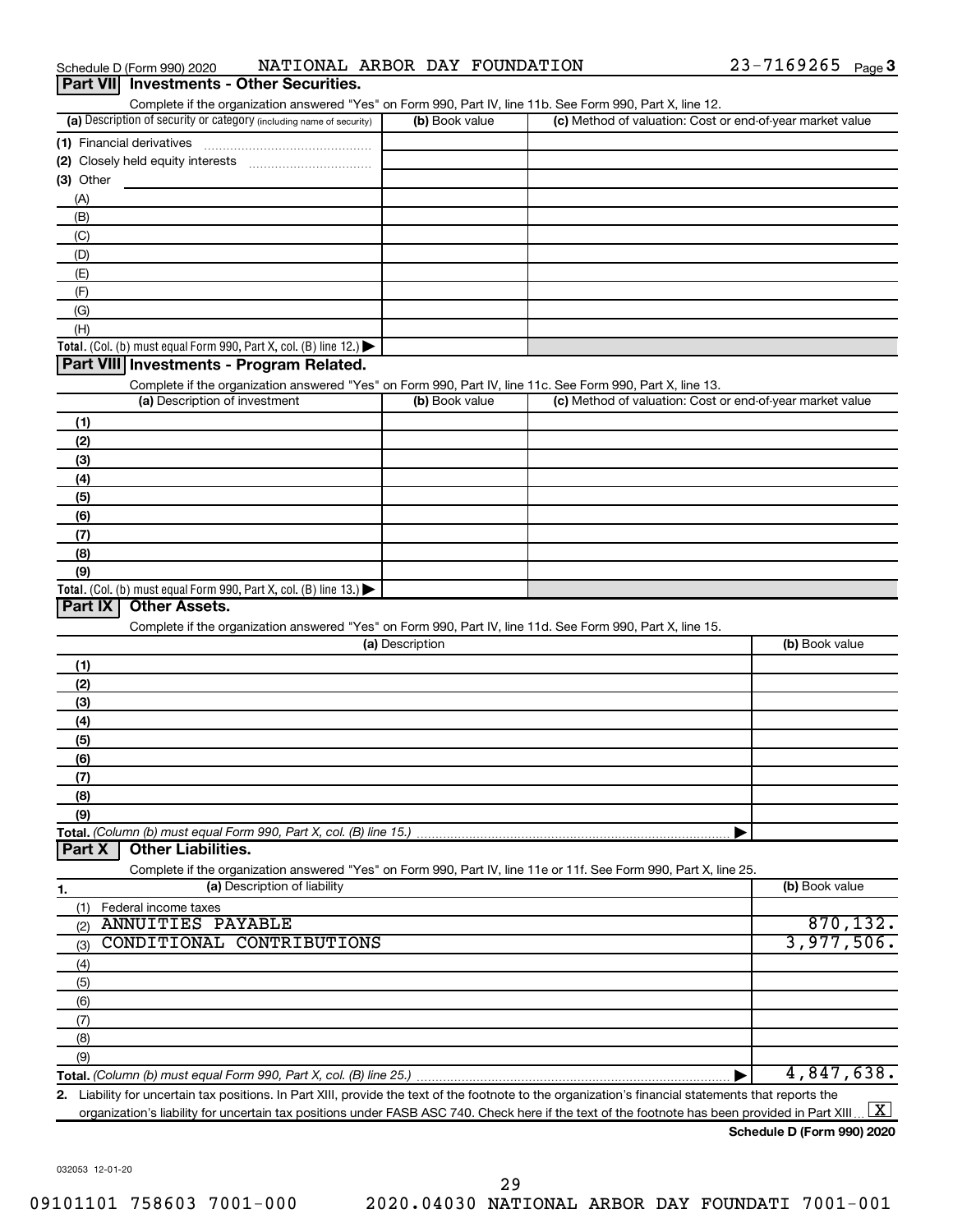Schedule D (Form 990) 2020 NATIONAL ARBOR DAY FOUNDATION 23-7169265

## Part VII Investments - Other Securities.

Complete if the organization answered "Yes" on Form 990, Part IV, line 11b. See Form 990, Part X, line 12.

| (a) Description of security or category (including name of security) | (b) Book value | (c) Method of valuation: Cost or end-of-year market value |
|---|---|---|
| (1) Financial derivatives | | |
| (2) Closely held equity interests | | |
| (3) Other | | |
| (A) | | |
| (B) | | |
| (C) | | |
| (D) | | |
| (E) | | |
| (F) | | |
| (G) | | |
| (H) | | |
| **Total.** (Col. (b) must equal Form 990, Part X, col. (B) line 12.) | | |

## Part VIII Investments - Program Related.

Complete if the organization answered "Yes" on Form 990, Part IV, line 11c. See Form 990, Part X, line 13.

| (a) Description of investment | (b) Book value | (c) Method of valuation: Cost or end-of-year market value |
|---|---|---|
| (1) | | |
| (2) | | |
| (3) | | |
| (4) | | |
| (5) | | |
| (6) | | |
| (7) | | |
| (8) | | |
| (9) | | |
| **Total.** (Col. (b) must equal Form 990, Part X, col. (B) line 13.) | | |

## Part IX Other Assets.

Complete if the organization answered "Yes" on Form 990, Part IV, line 11d. See Form 990, Part X, line 15.

| (a) Description | (b) Book value |
|---|---|
| (1) | |
| (2) | |
| (3) | |
| (4) | |
| (5) | |
| (6) | |
| (7) | |
| (8) | |
| (9) | |
| **Total.** *(Column (b) must equal Form 990, Part X, col. (B) line 15.)* | |

## Part X Other Liabilities.

Complete if the organization answered "Yes" on Form 990, Part IV, line 11e or 11f. See Form 990, Part X, line 25.

| 1. (a) Description of liability | (b) Book value |
|---|---|
| (1) Federal income taxes | |
| (2) ANNUITIES PAYABLE | 870,132. |
| (3) CONDITIONAL CONTRIBUTIONS | 3,977,506. |
| (4) | |
| (5) | |
| (6) | |
| (7) | |
| (8) | |
| (9) | |
| **Total.** *(Column (b) must equal Form 990, Part X, col. (B) line 25.)* | 4,847,638. |

2. Liability for uncertain tax positions. In Part XIII, provide the text of the footnote to the organization's financial statements that reports the organization's liability for uncertain tax positions under FASB ASC 740. Check here if the text of the footnote has been provided in Part XIII [X]

**Schedule D (Form 990) 2020**

032053 12-01-20

09101101 758603 7001-000 2020.04030 NATIONAL ARBOR DAY FOUNDATI 7001-001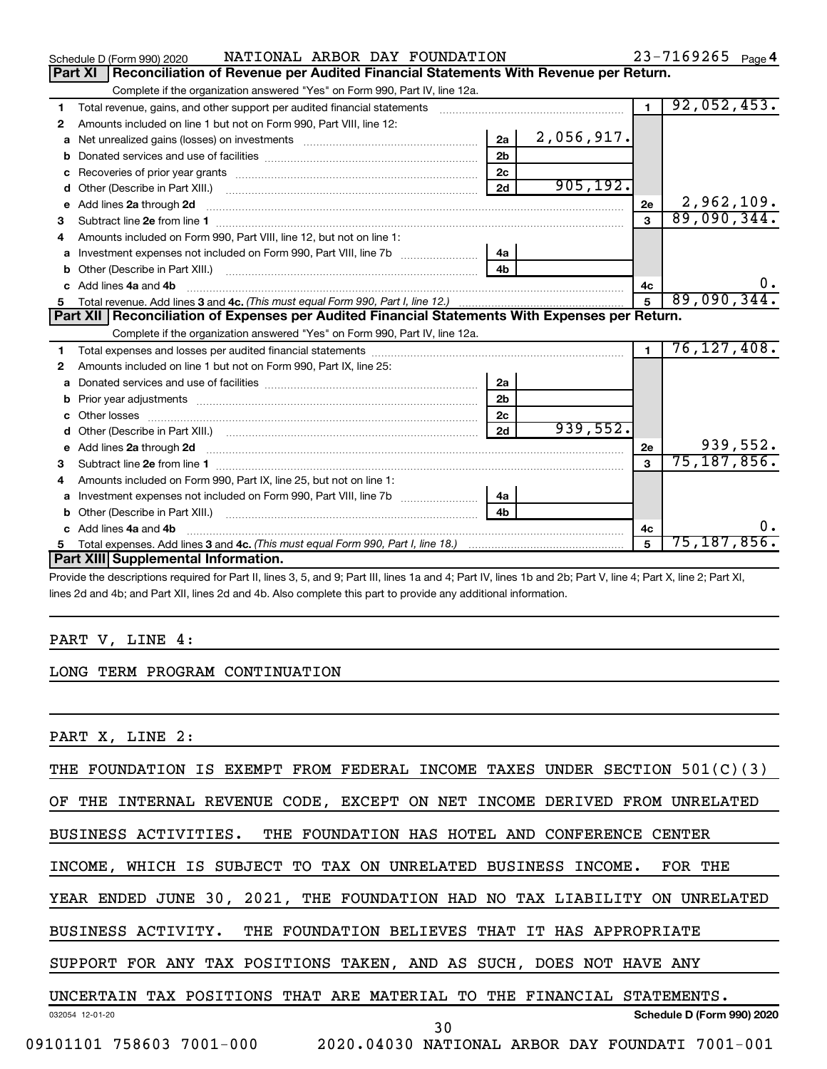Schedule D (Form 990) 2020 NATIONAL ARBOR DAY FOUNDATION 23-7169265 Page 4

## Part XI Reconciliation of Revenue per Audited Financial Statements With Revenue per Return.

Complete if the organization answered "Yes" on Form 990, Part IV, line 12a.

| | | | | | |
|---|---|---|---|---|---|
| 1 | Total revenue, gains, and other support per audited financial statements | | | 1 | 92,052,453. |
| 2 | Amounts included on line 1 but not on Form 990, Part VIII, line 12: | | | | |
| a | Net unrealized gains (losses) on investments | 2a | 2,056,917. | | |
| b | Donated services and use of facilities | 2b | | | |
| c | Recoveries of prior year grants | 2c | | | |
| d | Other (Describe in Part XIII.) | 2d | 905,192. | | |
| e | Add lines 2a through 2d | | | 2e | 2,962,109. |
| 3 | Subtract line 2e from line 1 | | | 3 | 89,090,344. |
| 4 | Amounts included on Form 990, Part VIII, line 12, but not on line 1: | | | | |
| a | Investment expenses not included on Form 990, Part VIII, line 7b | 4a | | | |
| b | Other (Describe in Part XIII.) | 4b | | | |
| c | Add lines 4a and 4b | | | 4c | 0. |
| 5 | Total revenue. Add lines 3 and 4c. *(This must equal Form 990, Part I, line 12.)* | | | 5 | 89,090,344. |

## Part XII Reconciliation of Expenses per Audited Financial Statements With Expenses per Return.

Complete if the organization answered "Yes" on Form 990, Part IV, line 12a.

| | | | | | |
|---|---|---|---|---|---|
| 1 | Total expenses and losses per audited financial statements | | | 1 | 76,127,408. |
| 2 | Amounts included on line 1 but not on Form 990, Part IX, line 25: | | | | |
| a | Donated services and use of facilities | 2a | | | |
| b | Prior year adjustments | 2b | | | |
| c | Other losses | 2c | | | |
| d | Other (Describe in Part XIII.) | 2d | 939,552. | | |
| e | Add lines 2a through 2d | | | 2e | 939,552. |
| 3 | Subtract line 2e from line 1 | | | 3 | 75,187,856. |
| 4 | Amounts included on Form 990, Part IX, line 25, but not on line 1: | | | | |
| a | Investment expenses not included on Form 990, Part VIII, line 7b | 4a | | | |
| b | Other (Describe in Part XIII.) | 4b | | | |
| c | Add lines 4a and 4b | | | 4c | 0. |
| 5 | Total expenses. Add lines 3 and 4c. *(This must equal Form 990, Part I, line 18.)* | | | 5 | 75,187,856. |

## Part XIII Supplemental Information.

Provide the descriptions required for Part II, lines 3, 5, and 9; Part III, lines 1a and 4; Part IV, lines 1b and 2b; Part V, line 4; Part X, line 2; Part XI, lines 2d and 4b; and Part XII, lines 2d and 4b. Also complete this part to provide any additional information.

PART V, LINE 4:

LONG TERM PROGRAM CONTINUATION

PART X, LINE 2:

THE FOUNDATION IS EXEMPT FROM FEDERAL INCOME TAXES UNDER SECTION 501(C)(3) OF THE INTERNAL REVENUE CODE, EXCEPT ON NET INCOME DERIVED FROM UNRELATED BUSINESS ACTIVITIES. THE FOUNDATION HAS HOTEL AND CONFERENCE CENTER INCOME, WHICH IS SUBJECT TO TAX ON UNRELATED BUSINESS INCOME. FOR THE YEAR ENDED JUNE 30, 2021, THE FOUNDATION HAD NO TAX LIABILITY ON UNRELATED BUSINESS ACTIVITY. THE FOUNDATION BELIEVES THAT IT HAS APPROPRIATE SUPPORT FOR ANY TAX POSITIONS TAKEN, AND AS SUCH, DOES NOT HAVE ANY UNCERTAIN TAX POSITIONS THAT ARE MATERIAL TO THE FINANCIAL STATEMENTS.

032054 12-01-20 Schedule D (Form 990) 2020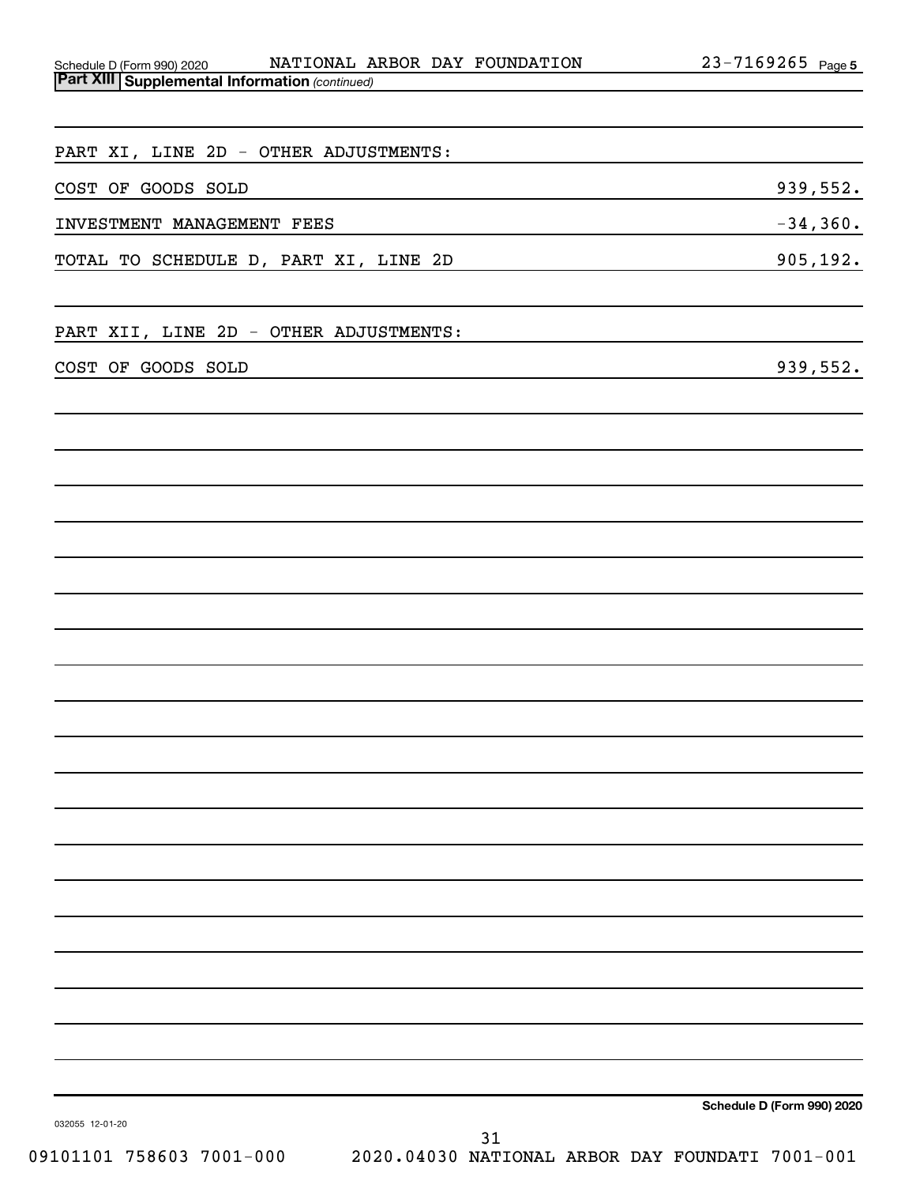Schedule D (Form 990) 2020 NATIONAL ARBOR DAY FOUNDATION 23-7169265 Page 5

**Part XIII Supplemental Information** *(continued)*

| | |
|---|---|
| PART XI, LINE 2D - OTHER ADJUSTMENTS: | |
| COST OF GOODS SOLD | 939,552. |
| INVESTMENT MANAGEMENT FEES | -34,360. |
| TOTAL TO SCHEDULE D, PART XI, LINE 2D | 905,192. |
| | |
| PART XII, LINE 2D - OTHER ADJUSTMENTS: | |
| COST OF GOODS SOLD | 939,552. |

Schedule D (Form 990) 2020

032055 12-01-20

09101101 758603 7001-000 2020.04030 NATIONAL ARBOR DAY FOUNDATI 7001-001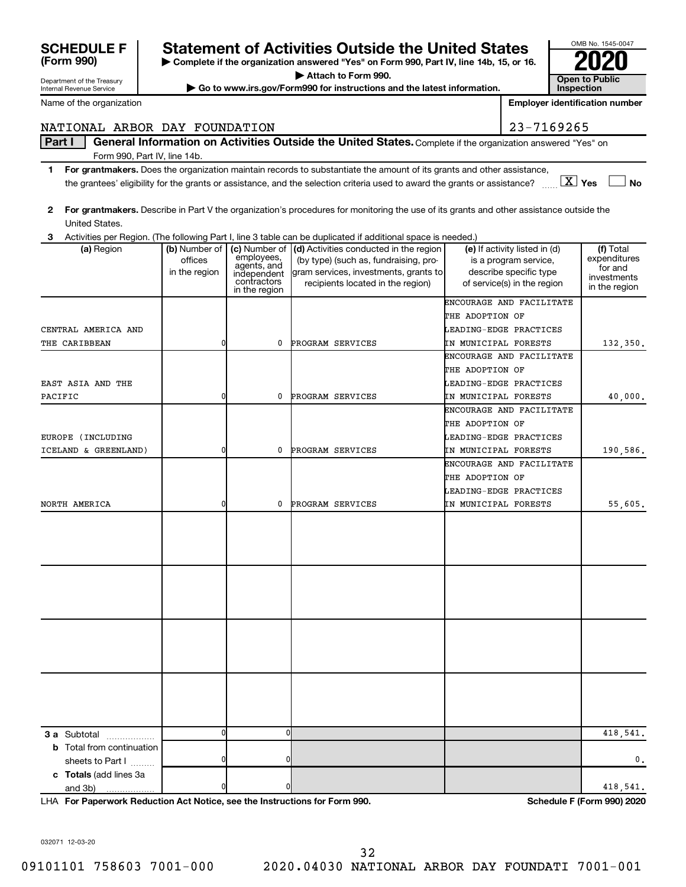**SCHEDULE F (Form 990)**

Department of the Treasury
Internal Revenue Service

# Statement of Activities Outside the United States

▶ Complete if the organization answered "Yes" on Form 990, Part IV, line 14b, 15, or 16.
▶ Attach to Form 990.
▶ Go to www.irs.gov/Form990 for instructions and the latest information.

OMB No. 1545-0047

**2020**

**Open to Public Inspection**

Name of the organization: NATIONAL ARBOR DAY FOUNDATION

Employer identification number: 23-7169265

**Part I** **General Information on Activities Outside the United States.** Complete if the organization answered "Yes" on Form 990, Part IV, line 14b.

1. **For grantmakers.** Does the organization maintain records to substantiate the amount of its grants and other assistance, the grantees' eligibility for the grants or assistance, and the selection criteria used to award the grants or assistance? [X] Yes [ ] No

2. **For grantmakers.** Describe in Part V the organization's procedures for monitoring the use of its grants and other assistance outside the United States.

3. Activities per Region. (The following Part I, line 3 table can be duplicated if additional space is needed.)

| (a) Region | (b) Number of offices in the region | (c) Number of employees, agents, and independent contractors in the region | (d) Activities conducted in the region (by type) (such as, fundraising, program services, investments, grants to recipients located in the region) | (e) If activity listed in (d) is a program service, describe specific type of service(s) in the region | (f) Total expenditures for and investments in the region |
|---|---|---|---|---|---|
| CENTRAL AMERICA AND THE CARIBBEAN | 0 | 0 | PROGRAM SERVICES | ENCOURAGE AND FACILITATE THE ADOPTION OF LEADING-EDGE PRACTICES IN MUNICIPAL FORESTS | 132,350. |
| EAST ASIA AND THE PACIFIC | 0 | 0 | PROGRAM SERVICES | ENCOURAGE AND FACILITATE THE ADOPTION OF LEADING-EDGE PRACTICES IN MUNICIPAL FORESTS | 40,000. |
| EUROPE (INCLUDING ICELAND & GREENLAND) | 0 | 0 | PROGRAM SERVICES | ENCOURAGE AND FACILITATE THE ADOPTION OF LEADING-EDGE PRACTICES IN MUNICIPAL FORESTS | 190,586. |
| NORTH AMERICA | 0 | 0 | PROGRAM SERVICES | ENCOURAGE AND FACILITATE THE ADOPTION OF LEADING-EDGE PRACTICES IN MUNICIPAL FORESTS | 55,605. |
| | | | | | |
| | | | | | |
| | | | | | |
| | | | | | |
| **3 a** Subtotal | 0 | 0 | | | 418,541. |
| **b** Total from continuation sheets to Part I | 0 | 0 | | | 0. |
| **c Totals** (add lines 3a and 3b) | 0 | 0 | | | 418,541. |

LHA **For Paperwork Reduction Act Notice, see the Instructions for Form 990.** **Schedule F (Form 990) 2020**

032071 12-03-20

09101101 758603 7001-000 2020.04030 NATIONAL ARBOR DAY FOUNDATI 7001-001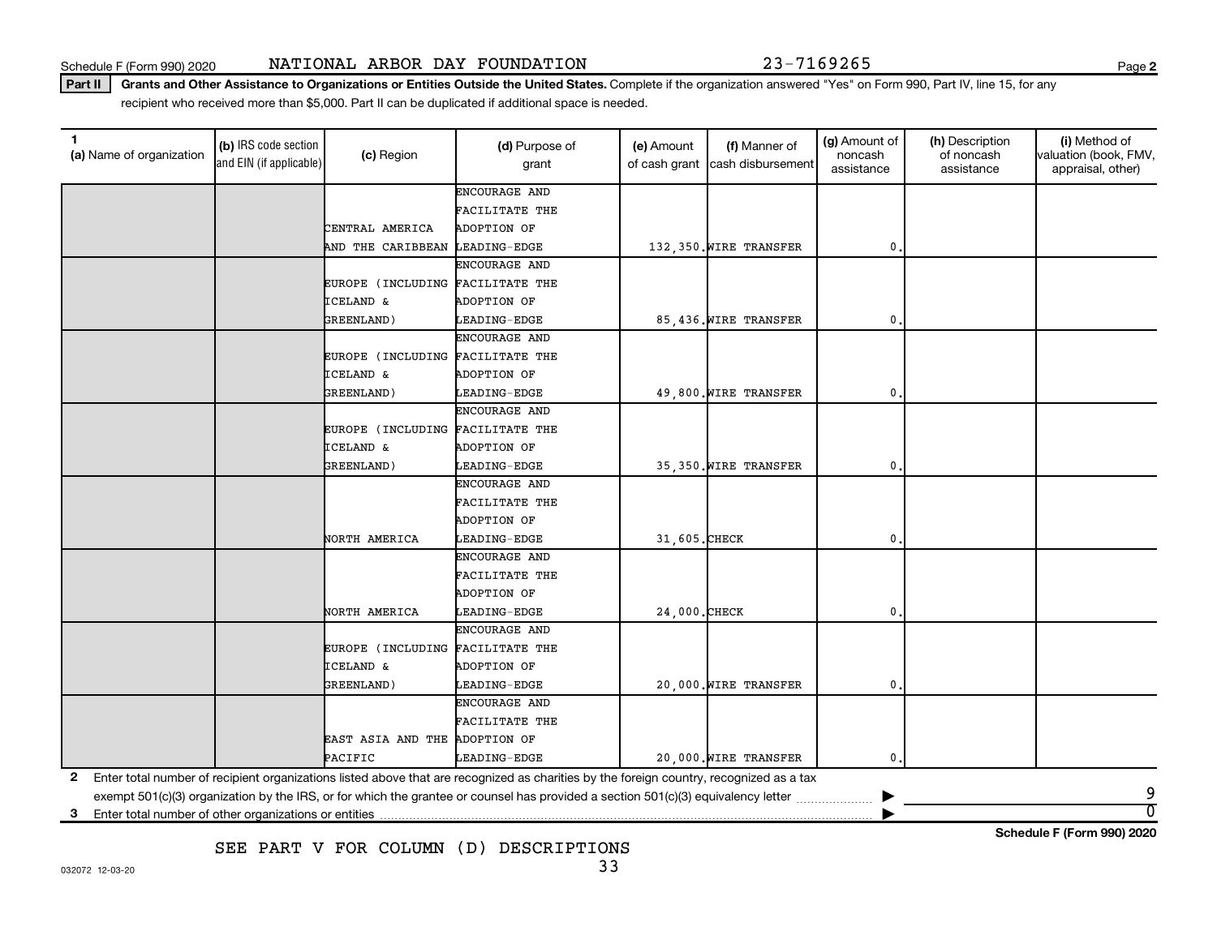Schedule F (Form 990) 2020 NATIONAL ARBOR DAY FOUNDATION 23-7169265

**Part II** **Grants and Other Assistance to Organizations or Entities Outside the United States.** Complete if the organization answered "Yes" on Form 990, Part IV, line 15, for any recipient who received more than $5,000. Part II can be duplicated if additional space is needed.

| 1 (a) Name of organization | (b) IRS code section and EIN (if applicable) | (c) Region | (d) Purpose of grant | (e) Amount of cash grant | (f) Manner of cash disbursement | (g) Amount of noncash assistance | (h) Description of noncash assistance | (i) Method of valuation (book, FMV, appraisal, other) |
|---|---|---|---|---|---|---|---|---|
| | | CENTRAL AMERICA AND THE CARIBBEAN | ENCOURAGE AND FACILITATE THE ADOPTION OF LEADING-EDGE | 132,350. | WIRE TRANSFER | 0. | | |
| | | EUROPE (INCLUDING ICELAND & GREENLAND) | ENCOURAGE AND FACILITATE THE ADOPTION OF LEADING-EDGE | 85,436. | WIRE TRANSFER | 0. | | |
| | | EUROPE (INCLUDING ICELAND & GREENLAND) | ENCOURAGE AND FACILITATE THE ADOPTION OF LEADING-EDGE | 49,800. | WIRE TRANSFER | 0. | | |
| | | EUROPE (INCLUDING ICELAND & GREENLAND) | ENCOURAGE AND FACILITATE THE ADOPTION OF LEADING-EDGE | 35,350. | WIRE TRANSFER | 0. | | |
| | | NORTH AMERICA | ENCOURAGE AND FACILITATE THE ADOPTION OF LEADING-EDGE | 31,605. | CHECK | 0. | | |
| | | NORTH AMERICA | ENCOURAGE AND FACILITATE THE ADOPTION OF LEADING-EDGE | 24,000. | CHECK | 0. | | |
| | | EUROPE (INCLUDING ICELAND & GREENLAND) | ENCOURAGE AND FACILITATE THE ADOPTION OF LEADING-EDGE | 20,000. | WIRE TRANSFER | 0. | | |
| | | EAST ASIA AND THE PACIFIC | ENCOURAGE AND FACILITATE THE ADOPTION OF LEADING-EDGE | 20,000. | WIRE TRANSFER | 0. | | |

**2** Enter total number of recipient organizations listed above that are recognized as charities by the foreign country, recognized as a tax exempt 501(c)(3) organization by the IRS, or for which the grantee or counsel has provided a section 501(c)(3) equivalency letter ▶ 9

**3** Enter total number of other organizations or entities ▶ 0

SEE PART V FOR COLUMN (D) DESCRIPTIONS

**Schedule F (Form 990) 2020**

032072 12-03-20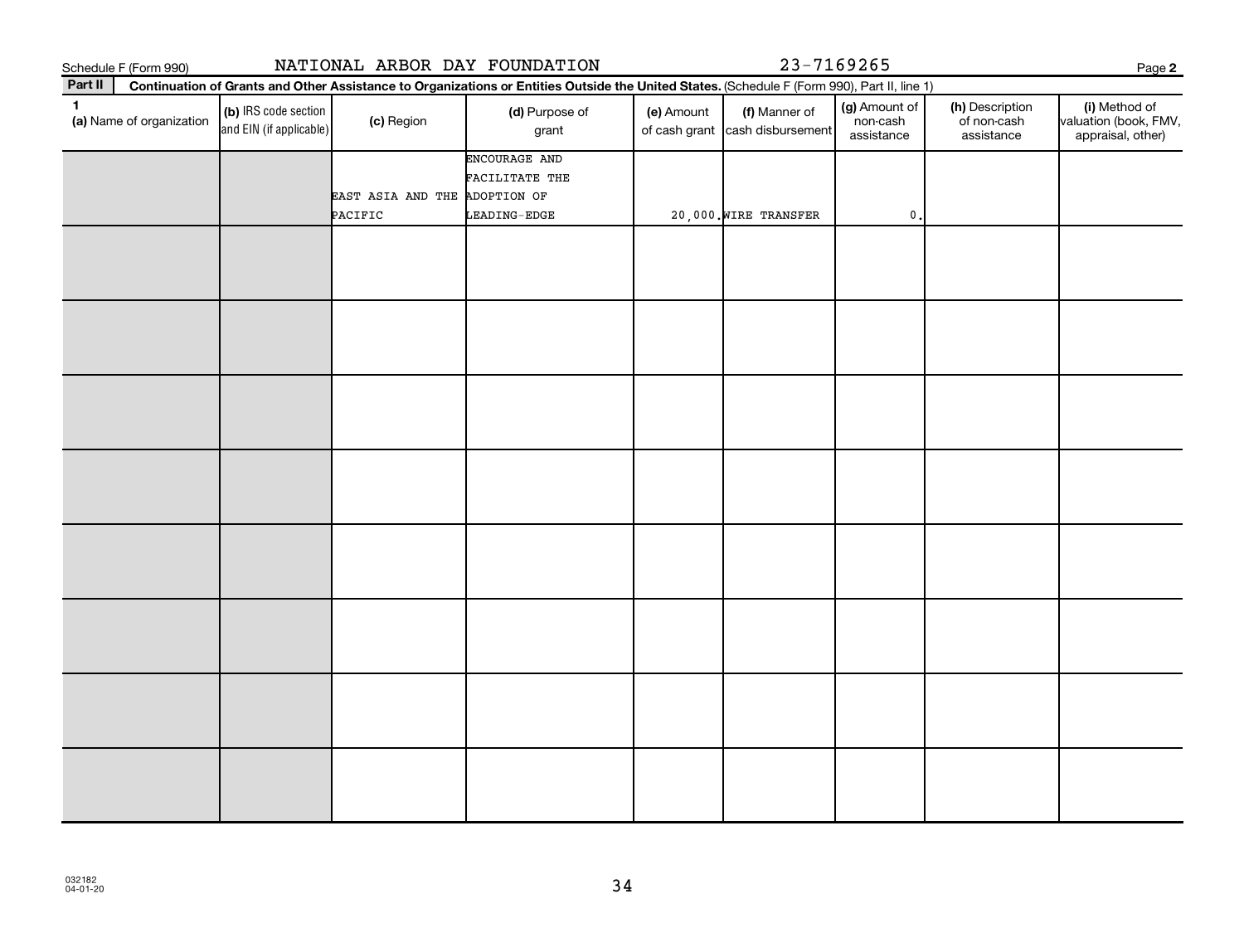Schedule F (Form 990) NATIONAL ARBOR DAY FOUNDATION 23-7169265

**Part II** **Continuation of Grants and Other Assistance to Organizations or Entities Outside the United States.** (Schedule F (Form 990), Part II, line 1)

| 1 (a) Name of organization | (b) IRS code section and EIN (if applicable) | (c) Region | (d) Purpose of grant | (e) Amount of cash grant | (f) Manner of cash disbursement | (g) Amount of non-cash assistance | (h) Description of non-cash assistance | (i) Method of valuation (book, FMV, appraisal, other) |
|---|---|---|---|---|---|---|---|---|
| | | EAST ASIA AND THE PACIFIC | ENCOURAGE AND FACILITATE THE ADOPTION OF LEADING-EDGE | 20,000. | WIRE TRANSFER | 0. | | |
| | | | | | | | | |
| | | | | | | | | |
| | | | | | | | | |
| | | | | | | | | |
| | | | | | | | | |
| | | | | | | | | |
| | | | | | | | | |
| | | | | | | | | |

032182
04-01-20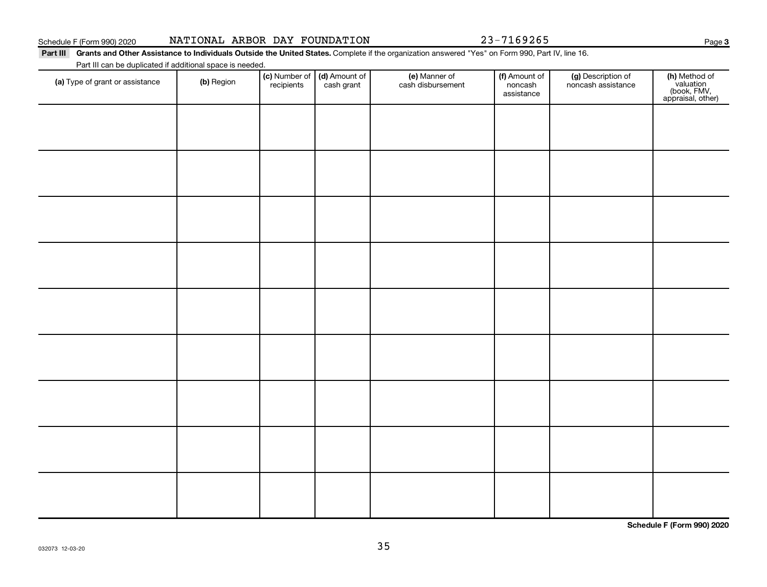Schedule F (Form 990) 2020 NATIONAL ARBOR DAY FOUNDATION 23-7169265

**Part III Grants and Other Assistance to Individuals Outside the United States.** Complete if the organization answered "Yes" on Form 990, Part IV, line 16.

Part III can be duplicated if additional space is needed.

| (a) Type of grant or assistance | (b) Region | (c) Number of recipients | (d) Amount of cash grant | (e) Manner of cash disbursement | (f) Amount of noncash assistance | (g) Description of noncash assistance | (h) Method of valuation (book, FMV, appraisal, other) |
|---|---|---|---|---|---|---|---|
| | | | | | | | |
| | | | | | | | |
| | | | | | | | |
| | | | | | | | |
| | | | | | | | |
| | | | | | | | |
| | | | | | | | |
| | | | | | | | |
| | | | | | | | |

**Schedule F (Form 990) 2020**

032073 12-03-20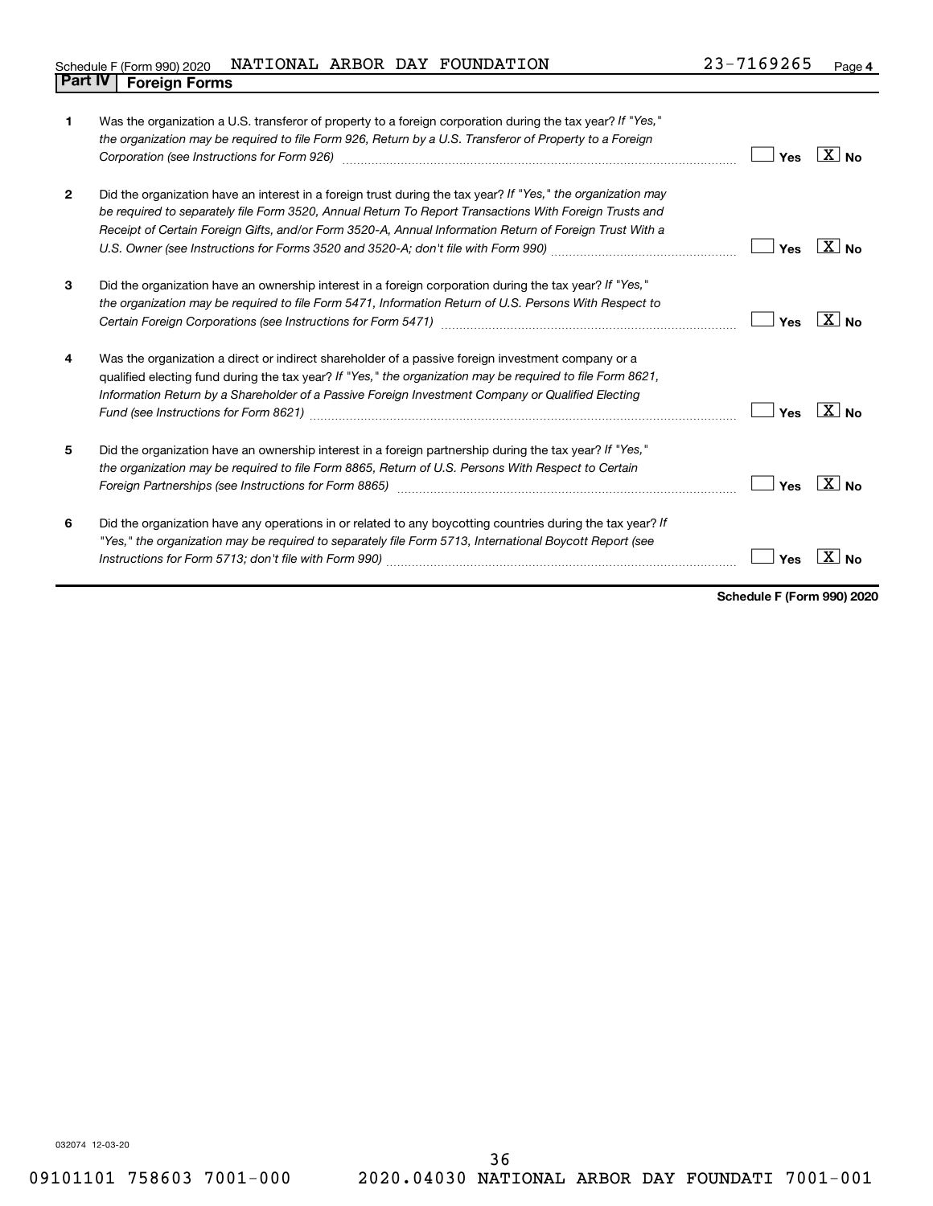Schedule F (Form 990) 2020    NATIONAL ARBOR DAY FOUNDATION    23-7169265    Page 4

## Part IV | Foreign Forms

| | | Yes | No |
|---|---|---|---|
| 1 | Was the organization a U.S. transferor of property to a foreign corporation during the tax year? *If "Yes," the organization may be required to file Form 926, Return by a U.S. Transferor of Property to a Foreign Corporation (see Instructions for Form 926)* | | X |
| 2 | Did the organization have an interest in a foreign trust during the tax year? *If "Yes," the organization may be required to separately file Form 3520, Annual Return To Report Transactions With Foreign Trusts and Receipt of Certain Foreign Gifts, and/or Form 3520-A, Annual Information Return of Foreign Trust With a U.S. Owner (see Instructions for Forms 3520 and 3520-A; don't file with Form 990)* | | X |
| 3 | Did the organization have an ownership interest in a foreign corporation during the tax year? *If "Yes," the organization may be required to file Form 5471, Information Return of U.S. Persons With Respect to Certain Foreign Corporations (see Instructions for Form 5471)* | | X |
| 4 | Was the organization a direct or indirect shareholder of a passive foreign investment company or a qualified electing fund during the tax year? *If "Yes," the organization may be required to file Form 8621, Information Return by a Shareholder of a Passive Foreign Investment Company or Qualified Electing Fund (see Instructions for Form 8621)* | | X |
| 5 | Did the organization have an ownership interest in a foreign partnership during the tax year? *If "Yes," the organization may be required to file Form 8865, Return of U.S. Persons With Respect to Certain Foreign Partnerships (see Instructions for Form 8865)* | | X |
| 6 | Did the organization have any operations in or related to any boycotting countries during the tax year? *If "Yes," the organization may be required to separately file Form 5713, International Boycott Report (see Instructions for Form 5713; don't file with Form 990)* | | X |

**Schedule F (Form 990) 2020**

032074 12-03-20

09101101 758603 7001-000    2020.04030 NATIONAL ARBOR DAY FOUNDATI 7001-001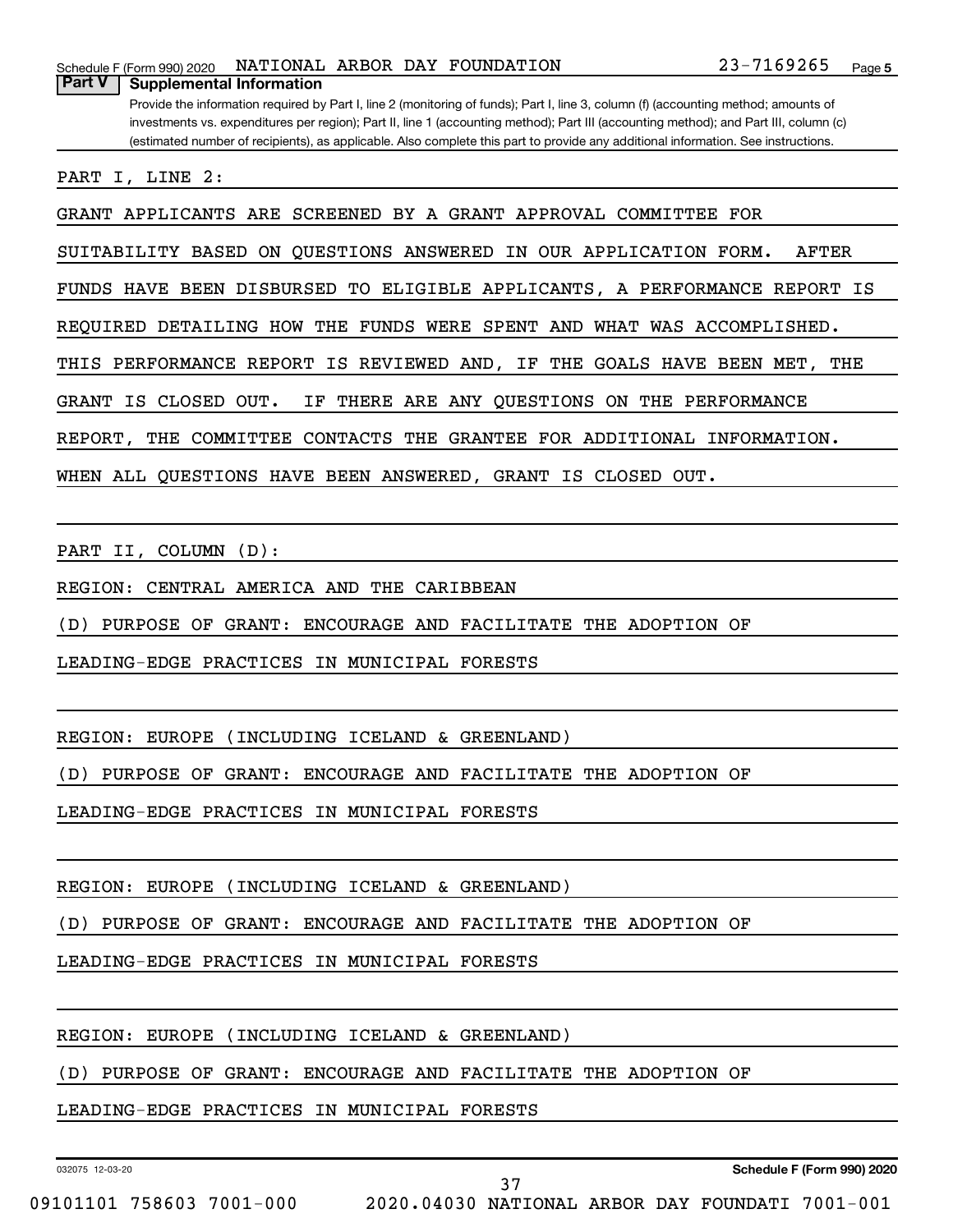## Part V Supplemental Information

Provide the information required by Part I, line 2 (monitoring of funds); Part I, line 3, column (f) (accounting method; amounts of investments vs. expenditures per region); Part II, line 1 (accounting method); Part III (accounting method); and Part III, column (c) (estimated number of recipients), as applicable. Also complete this part to provide any additional information. See instructions.

PART I, LINE 2:

GRANT APPLICANTS ARE SCREENED BY A GRANT APPROVAL COMMITTEE FOR SUITABILITY BASED ON QUESTIONS ANSWERED IN OUR APPLICATION FORM. AFTER FUNDS HAVE BEEN DISBURSED TO ELIGIBLE APPLICANTS, A PERFORMANCE REPORT IS REQUIRED DETAILING HOW THE FUNDS WERE SPENT AND WHAT WAS ACCOMPLISHED. THIS PERFORMANCE REPORT IS REVIEWED AND, IF THE GOALS HAVE BEEN MET, THE GRANT IS CLOSED OUT. IF THERE ARE ANY QUESTIONS ON THE PERFORMANCE REPORT, THE COMMITTEE CONTACTS THE GRANTEE FOR ADDITIONAL INFORMATION. WHEN ALL QUESTIONS HAVE BEEN ANSWERED, GRANT IS CLOSED OUT.

PART II, COLUMN (D):

REGION: CENTRAL AMERICA AND THE CARIBBEAN

(D) PURPOSE OF GRANT: ENCOURAGE AND FACILITATE THE ADOPTION OF LEADING-EDGE PRACTICES IN MUNICIPAL FORESTS

REGION: EUROPE (INCLUDING ICELAND & GREENLAND)

(D) PURPOSE OF GRANT: ENCOURAGE AND FACILITATE THE ADOPTION OF LEADING-EDGE PRACTICES IN MUNICIPAL FORESTS

REGION: EUROPE (INCLUDING ICELAND & GREENLAND)

(D) PURPOSE OF GRANT: ENCOURAGE AND FACILITATE THE ADOPTION OF LEADING-EDGE PRACTICES IN MUNICIPAL FORESTS

REGION: EUROPE (INCLUDING ICELAND & GREENLAND)

(D) PURPOSE OF GRANT: ENCOURAGE AND FACILITATE THE ADOPTION OF LEADING-EDGE PRACTICES IN MUNICIPAL FORESTS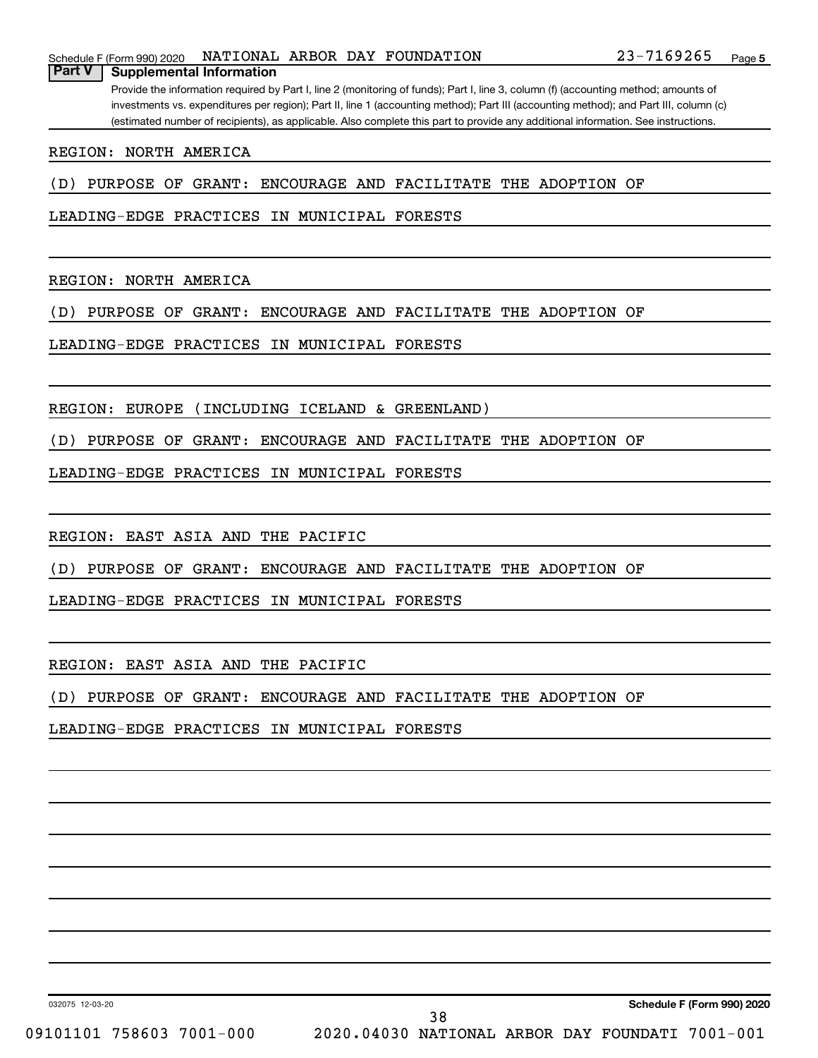Schedule F (Form 990) 2020 NATIONAL ARBOR DAY FOUNDATION 23-7169265

## Part V Supplemental Information

Provide the information required by Part I, line 2 (monitoring of funds); Part I, line 3, column (f) (accounting method; amounts of investments vs. expenditures per region); Part II, line 1 (accounting method); Part III (accounting method); and Part III, column (c) (estimated number of recipients), as applicable. Also complete this part to provide any additional information. See instructions.

REGION: NORTH AMERICA

(D) PURPOSE OF GRANT: ENCOURAGE AND FACILITATE THE ADOPTION OF LEADING-EDGE PRACTICES IN MUNICIPAL FORESTS

REGION: NORTH AMERICA

(D) PURPOSE OF GRANT: ENCOURAGE AND FACILITATE THE ADOPTION OF LEADING-EDGE PRACTICES IN MUNICIPAL FORESTS

REGION: EUROPE (INCLUDING ICELAND & GREENLAND)

(D) PURPOSE OF GRANT: ENCOURAGE AND FACILITATE THE ADOPTION OF LEADING-EDGE PRACTICES IN MUNICIPAL FORESTS

REGION: EAST ASIA AND THE PACIFIC

(D) PURPOSE OF GRANT: ENCOURAGE AND FACILITATE THE ADOPTION OF LEADING-EDGE PRACTICES IN MUNICIPAL FORESTS

REGION: EAST ASIA AND THE PACIFIC

(D) PURPOSE OF GRANT: ENCOURAGE AND FACILITATE THE ADOPTION OF LEADING-EDGE PRACTICES IN MUNICIPAL FORESTS

032075 12-03-20

Schedule F (Form 990) 2020

09101101 758603 7001-000 2020.04030 NATIONAL ARBOR DAY FOUNDATI 7001-001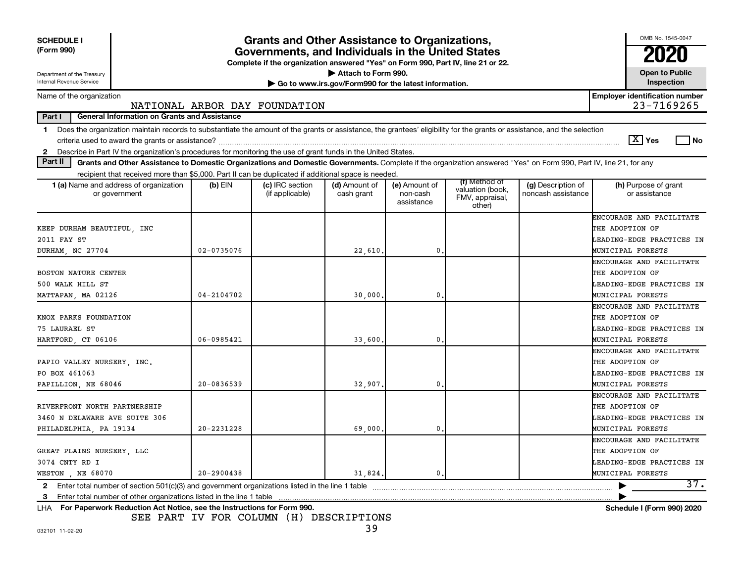**SCHEDULE I (Form 990)**

Department of the Treasury
Internal Revenue Service

# Grants and Other Assistance to Organizations, Governments, and Individuals in the United States

**Complete if the organization answered "Yes" on Form 990, Part IV, line 21 or 22.**
▶ Attach to Form 990.
▶ Go to www.irs.gov/Form990 for the latest information.

OMB No. 1545-0047

**2020**

**Open to Public Inspection**

Name of the organization: NATIONAL ARBOR DAY FOUNDATION

Employer identification number: 23-7169265

**Part I — General Information on Grants and Assistance**

1 Does the organization maintain records to substantiate the amount of the grants or assistance, the grantees' eligibility for the grants or assistance, and the selection criteria used to award the grants or assistance? [X] Yes [ ] No

2 Describe in Part IV the organization's procedures for monitoring the use of grant funds in the United States.

**Part II — Grants and Other Assistance to Domestic Organizations and Domestic Governments.** Complete if the organization answered "Yes" on Form 990, Part IV, line 21, for any recipient that received more than $5,000. Part II can be duplicated if additional space is needed.

| 1 (a) Name and address of organization or government | (b) EIN | (c) IRC section (if applicable) | (d) Amount of cash grant | (e) Amount of non-cash assistance | (f) Method of valuation (book, FMV, appraisal, other) | (g) Description of noncash assistance | (h) Purpose of grant or assistance |
|---|---|---|---|---|---|---|---|
| KEEP DURHAM BEAUTIFUL, INC<br>2011 FAY ST<br>DURHAM, NC 27704 | 02-0735076 | | 22,610. | 0. | | | ENCOURAGE AND FACILITATE THE ADOPTION OF LEADING-EDGE PRACTICES IN MUNICIPAL FORESTS |
| BOSTON NATURE CENTER<br>500 WALK HILL ST<br>MATTAPAN, MA 02126 | 04-2104702 | | 30,000. | 0. | | | ENCOURAGE AND FACILITATE THE ADOPTION OF LEADING-EDGE PRACTICES IN MUNICIPAL FORESTS |
| KNOX PARKS FOUNDATION<br>75 LAURAEL ST<br>HARTFORD, CT 06106 | 06-0985421 | | 33,600. | 0. | | | ENCOURAGE AND FACILITATE THE ADOPTION OF LEADING-EDGE PRACTICES IN MUNICIPAL FORESTS |
| PAPIO VALLEY NURSERY, INC.<br>PO BOX 461063<br>PAPILLION, NE 68046 | 20-0836539 | | 32,907. | 0. | | | ENCOURAGE AND FACILITATE THE ADOPTION OF LEADING-EDGE PRACTICES IN MUNICIPAL FORESTS |
| RIVERFRONT NORTH PARTNERSHIP<br>3460 N DELAWARE AVE SUITE 306<br>PHILADELPHIA, PA 19134 | 20-2231228 | | 69,000. | 0. | | | ENCOURAGE AND FACILITATE THE ADOPTION OF LEADING-EDGE PRACTICES IN MUNICIPAL FORESTS |
| GREAT PLAINS NURSERY, LLC<br>3074 CNTY RD I<br>WESTON , NE 68070 | 20-2900438 | | 31,824. | 0. | | | ENCOURAGE AND FACILITATE THE ADOPTION OF LEADING-EDGE PRACTICES IN MUNICIPAL FORESTS |

2 Enter total number of section 501(c)(3) and government organizations listed in the line 1 table ▶ 37.

3 Enter total number of other organizations listed in the line 1 table ▶

LHA For Paperwork Reduction Act Notice, see the Instructions for Form 990. Schedule I (Form 990) 2020

SEE PART IV FOR COLUMN (H) DESCRIPTIONS

032101 11-02-20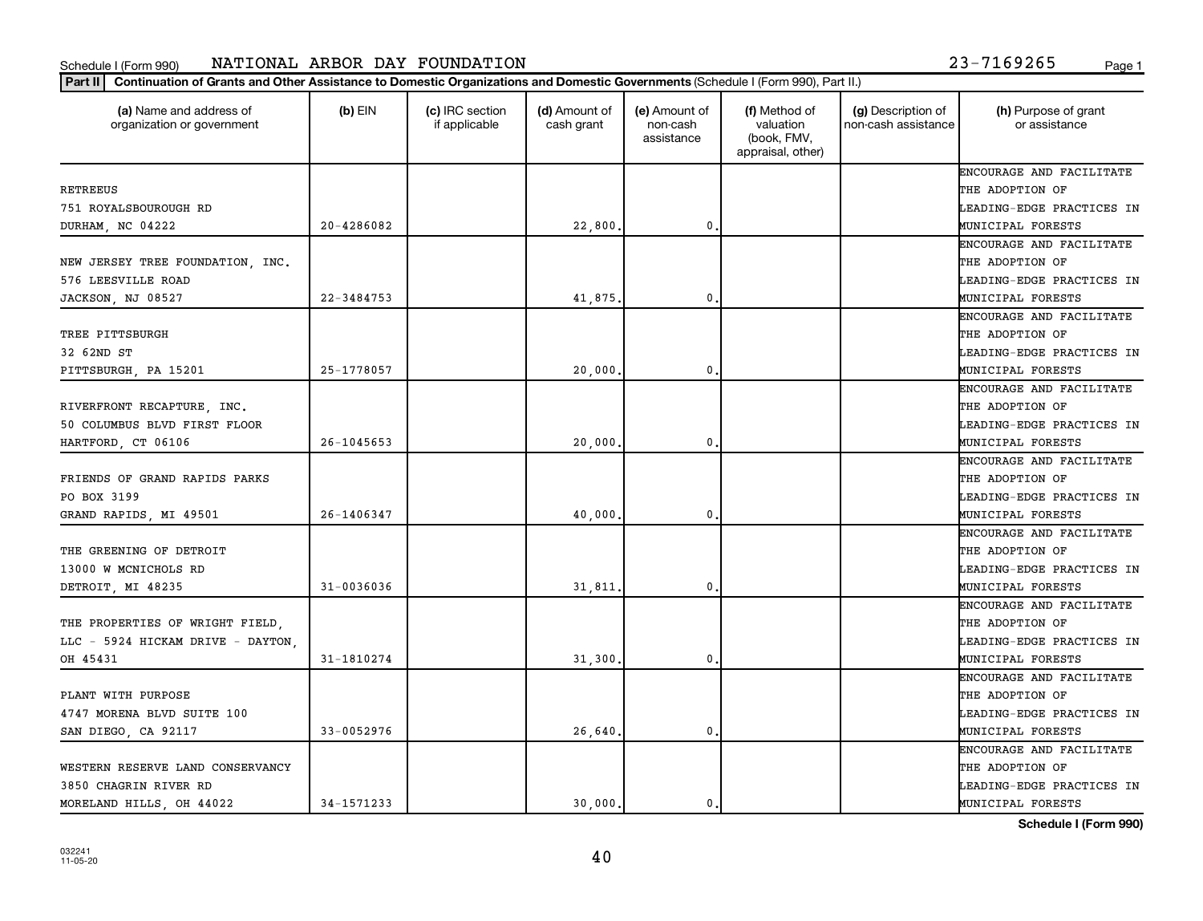Schedule I (Form 990) NATIONAL ARBOR DAY FOUNDATION 23-7169265

**Part II** **Continuation of Grants and Other Assistance to Domestic Organizations and Domestic Governments** (Schedule I (Form 990), Part II.)

| (a) Name and address of organization or government | (b) EIN | (c) IRC section if applicable | (d) Amount of cash grant | (e) Amount of non-cash assistance | (f) Method of valuation (book, FMV, appraisal, other) | (g) Description of non-cash assistance | (h) Purpose of grant or assistance |
|---|---|---|---|---|---|---|---|
| RETREEUS<br>751 ROYALSBOUROUGH RD<br>DURHAM, NC 04222 | 20-4286082 | | 22,800. | 0. | | | ENCOURAGE AND FACILITATE THE ADOPTION OF LEADING-EDGE PRACTICES IN MUNICIPAL FORESTS |
| NEW JERSEY TREE FOUNDATION, INC.<br>576 LEESVILLE ROAD<br>JACKSON, NJ 08527 | 22-3484753 | | 41,875. | 0. | | | ENCOURAGE AND FACILITATE THE ADOPTION OF LEADING-EDGE PRACTICES IN MUNICIPAL FORESTS |
| TREE PITTSBURGH<br>32 62ND ST<br>PITTSBURGH, PA 15201 | 25-1778057 | | 20,000. | 0. | | | ENCOURAGE AND FACILITATE THE ADOPTION OF LEADING-EDGE PRACTICES IN MUNICIPAL FORESTS |
| RIVERFRONT RECAPTURE, INC.<br>50 COLUMBUS BLVD FIRST FLOOR<br>HARTFORD, CT 06106 | 26-1045653 | | 20,000. | 0. | | | ENCOURAGE AND FACILITATE THE ADOPTION OF LEADING-EDGE PRACTICES IN MUNICIPAL FORESTS |
| FRIENDS OF GRAND RAPIDS PARKS<br>PO BOX 3199<br>GRAND RAPIDS, MI 49501 | 26-1406347 | | 40,000. | 0. | | | ENCOURAGE AND FACILITATE THE ADOPTION OF LEADING-EDGE PRACTICES IN MUNICIPAL FORESTS |
| THE GREENING OF DETROIT<br>13000 W MCNICHOLS RD<br>DETROIT, MI 48235 | 31-0036036 | | 31,811. | 0. | | | ENCOURAGE AND FACILITATE THE ADOPTION OF LEADING-EDGE PRACTICES IN MUNICIPAL FORESTS |
| THE PROPERTIES OF WRIGHT FIELD, LLC - 5924 HICKAM DRIVE - DAYTON, OH 45431 | 31-1810274 | | 31,300. | 0. | | | ENCOURAGE AND FACILITATE THE ADOPTION OF LEADING-EDGE PRACTICES IN MUNICIPAL FORESTS |
| PLANT WITH PURPOSE<br>4747 MORENA BLVD SUITE 100<br>SAN DIEGO, CA 92117 | 33-0052976 | | 26,640. | 0. | | | ENCOURAGE AND FACILITATE THE ADOPTION OF LEADING-EDGE PRACTICES IN MUNICIPAL FORESTS |
| WESTERN RESERVE LAND CONSERVANCY<br>3850 CHAGRIN RIVER RD<br>MORELAND HILLS, OH 44022 | 34-1571233 | | 30,000. | 0. | | | ENCOURAGE AND FACILITATE THE ADOPTION OF LEADING-EDGE PRACTICES IN MUNICIPAL FORESTS |

**Schedule I (Form 990)**

032241
11-05-20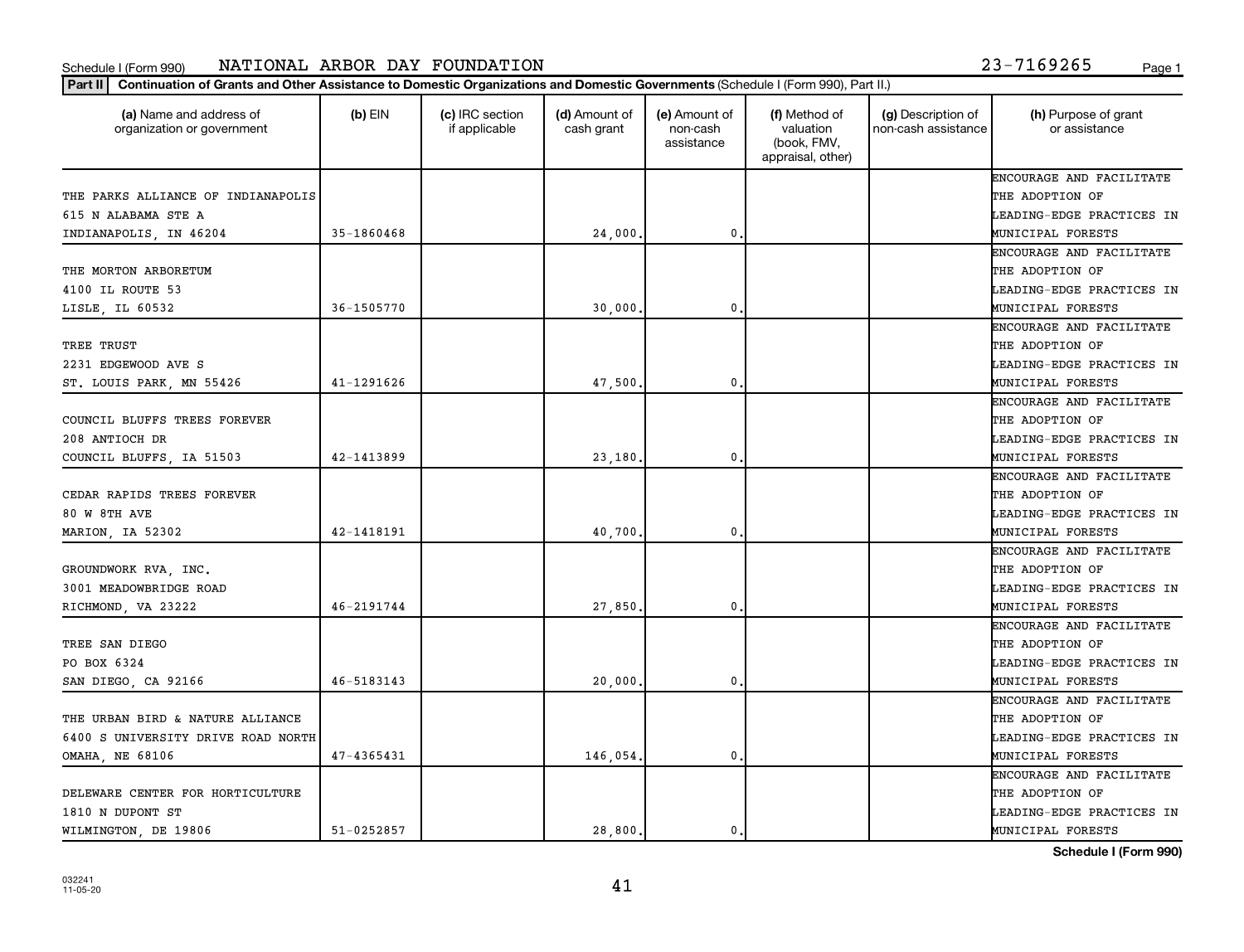Schedule I (Form 990) NATIONAL ARBOR DAY FOUNDATION 23-7169265

**Part II** Continuation of Grants and Other Assistance to Domestic Organizations and Domestic Governments (Schedule I (Form 990), Part II.)

| (a) Name and address of organization or government | (b) EIN | (c) IRC section if applicable | (d) Amount of cash grant | (e) Amount of non-cash assistance | (f) Method of valuation (book, FMV, appraisal, other) | (g) Description of non-cash assistance | (h) Purpose of grant or assistance |
|---|---|---|---|---|---|---|---|
| THE PARKS ALLIANCE OF INDIANAPOLIS 615 N ALABAMA STE A INDIANAPOLIS, IN 46204 | 35-1860468 | | 24,000. | 0. | | | ENCOURAGE AND FACILITATE THE ADOPTION OF LEADING-EDGE PRACTICES IN MUNICIPAL FORESTS |
| THE MORTON ARBORETUM 4100 IL ROUTE 53 LISLE, IL 60532 | 36-1505770 | | 30,000. | 0. | | | ENCOURAGE AND FACILITATE THE ADOPTION OF LEADING-EDGE PRACTICES IN MUNICIPAL FORESTS |
| TREE TRUST 2231 EDGEWOOD AVE S ST. LOUIS PARK, MN 55426 | 41-1291626 | | 47,500. | 0. | | | ENCOURAGE AND FACILITATE THE ADOPTION OF LEADING-EDGE PRACTICES IN MUNICIPAL FORESTS |
| COUNCIL BLUFFS TREES FOREVER 208 ANTIOCH DR COUNCIL BLUFFS, IA 51503 | 42-1413899 | | 23,180. | 0. | | | ENCOURAGE AND FACILITATE THE ADOPTION OF LEADING-EDGE PRACTICES IN MUNICIPAL FORESTS |
| CEDAR RAPIDS TREES FOREVER 80 W 8TH AVE MARION, IA 52302 | 42-1418191 | | 40,700. | 0. | | | ENCOURAGE AND FACILITATE THE ADOPTION OF LEADING-EDGE PRACTICES IN MUNICIPAL FORESTS |
| GROUNDWORK RVA, INC. 3001 MEADOWBRIDGE ROAD RICHMOND, VA 23222 | 46-2191744 | | 27,850. | 0. | | | ENCOURAGE AND FACILITATE THE ADOPTION OF LEADING-EDGE PRACTICES IN MUNICIPAL FORESTS |
| TREE SAN DIEGO PO BOX 6324 SAN DIEGO, CA 92166 | 46-5183143 | | 20,000. | 0. | | | ENCOURAGE AND FACILITATE THE ADOPTION OF LEADING-EDGE PRACTICES IN MUNICIPAL FORESTS |
| THE URBAN BIRD & NATURE ALLIANCE 6400 S UNIVERSITY DRIVE ROAD NORTH OMAHA, NE 68106 | 47-4365431 | | 146,054. | 0. | | | ENCOURAGE AND FACILITATE THE ADOPTION OF LEADING-EDGE PRACTICES IN MUNICIPAL FORESTS |
| DELEWARE CENTER FOR HORTICULTURE 1810 N DUPONT ST WILMINGTON, DE 19806 | 51-0252857 | | 28,800. | 0. | | | ENCOURAGE AND FACILITATE THE ADOPTION OF LEADING-EDGE PRACTICES IN MUNICIPAL FORESTS |

Schedule I (Form 990)

032241 11-05-20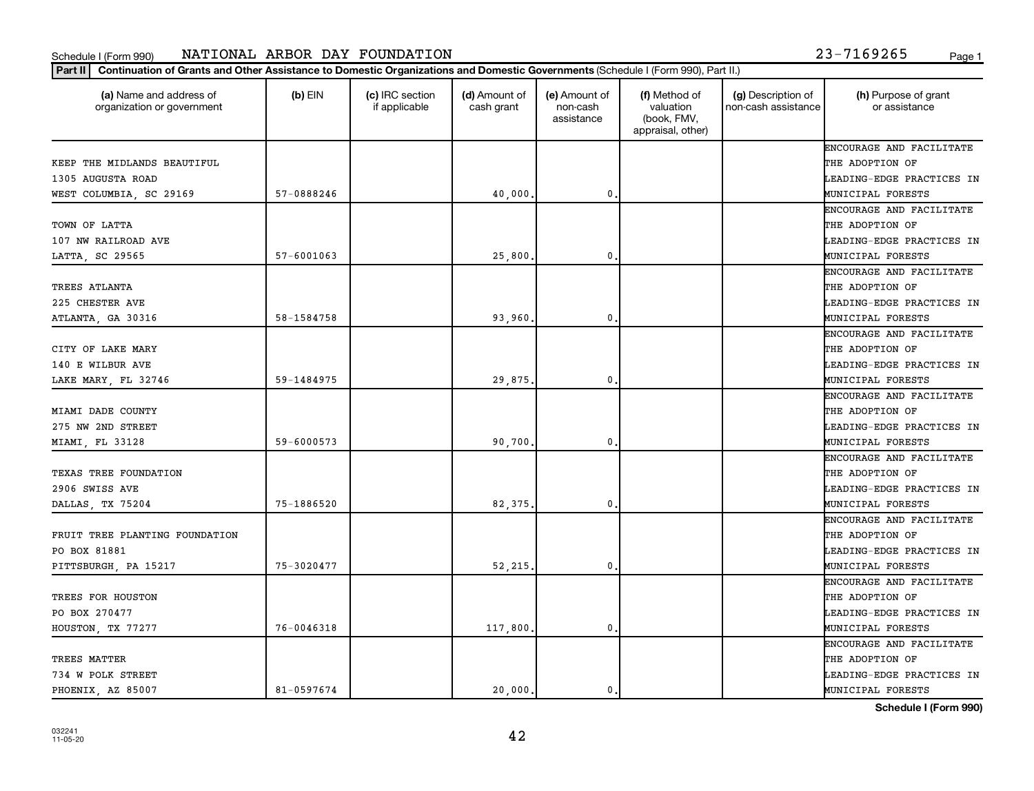Schedule I (Form 990) NATIONAL ARBOR DAY FOUNDATION 23-7169265

**Part II | Continuation of Grants and Other Assistance to Domestic Organizations and Domestic Governments** (Schedule I (Form 990), Part II.)

| (a) Name and address of organization or government | (b) EIN | (c) IRC section if applicable | (d) Amount of cash grant | (e) Amount of non-cash assistance | (f) Method of valuation (book, FMV, appraisal, other) | (g) Description of non-cash assistance | (h) Purpose of grant or assistance |
|---|---|---|---|---|---|---|---|
| KEEP THE MIDLANDS BEAUTIFUL 1305 AUGUSTA ROAD WEST COLUMBIA, SC 29169 | 57-0888246 | | 40,000. | 0. | | | ENCOURAGE AND FACILITATE THE ADOPTION OF LEADING-EDGE PRACTICES IN MUNICIPAL FORESTS |
| TOWN OF LATTA 107 NW RAILROAD AVE LATTA, SC 29565 | 57-6001063 | | 25,800. | 0. | | | ENCOURAGE AND FACILITATE THE ADOPTION OF LEADING-EDGE PRACTICES IN MUNICIPAL FORESTS |
| TREES ATLANTA 225 CHESTER AVE ATLANTA, GA 30316 | 58-1584758 | | 93,960. | 0. | | | ENCOURAGE AND FACILITATE THE ADOPTION OF LEADING-EDGE PRACTICES IN MUNICIPAL FORESTS |
| CITY OF LAKE MARY 140 E WILBUR AVE LAKE MARY, FL 32746 | 59-1484975 | | 29,875. | 0. | | | ENCOURAGE AND FACILITATE THE ADOPTION OF LEADING-EDGE PRACTICES IN MUNICIPAL FORESTS |
| MIAMI DADE COUNTY 275 NW 2ND STREET MIAMI, FL 33128 | 59-6000573 | | 90,700. | 0. | | | ENCOURAGE AND FACILITATE THE ADOPTION OF LEADING-EDGE PRACTICES IN MUNICIPAL FORESTS |
| TEXAS TREE FOUNDATION 2906 SWISS AVE DALLAS, TX 75204 | 75-1886520 | | 82,375. | 0. | | | ENCOURAGE AND FACILITATE THE ADOPTION OF LEADING-EDGE PRACTICES IN MUNICIPAL FORESTS |
| FRUIT TREE PLANTING FOUNDATION PO BOX 81881 PITTSBURGH, PA 15217 | 75-3020477 | | 52,215. | 0. | | | ENCOURAGE AND FACILITATE THE ADOPTION OF LEADING-EDGE PRACTICES IN MUNICIPAL FORESTS |
| TREES FOR HOUSTON PO BOX 270477 HOUSTON, TX 77277 | 76-0046318 | | 117,800. | 0. | | | ENCOURAGE AND FACILITATE THE ADOPTION OF LEADING-EDGE PRACTICES IN MUNICIPAL FORESTS |
| TREES MATTER 734 W POLK STREET PHOENIX, AZ 85007 | 81-0597674 | | 20,000. | 0. | | | ENCOURAGE AND FACILITATE THE ADOPTION OF LEADING-EDGE PRACTICES IN MUNICIPAL FORESTS |

**Schedule I (Form 990)**

032241
11-05-20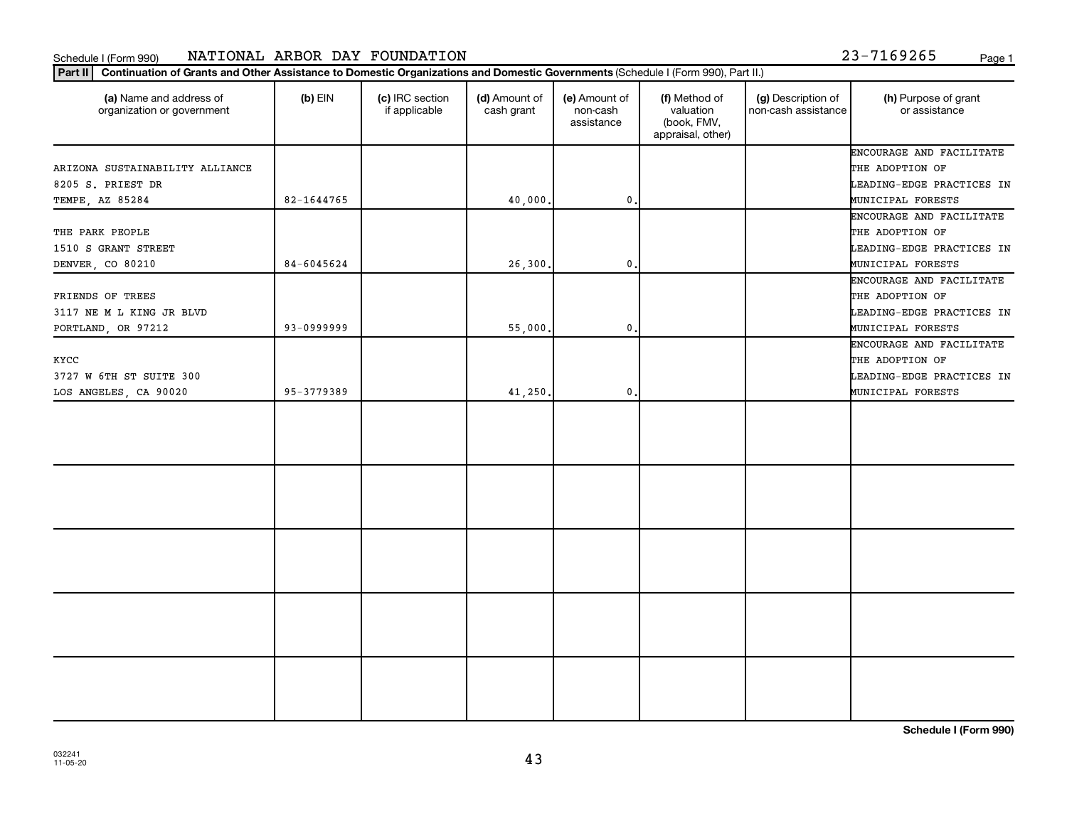Schedule I (Form 990) NATIONAL ARBOR DAY FOUNDATION 23-7169265

**Part II** **Continuation of Grants and Other Assistance to Domestic Organizations and Domestic Governments** (Schedule I (Form 990), Part II.)

| (a) Name and address of organization or government | (b) EIN | (c) IRC section if applicable | (d) Amount of cash grant | (e) Amount of non-cash assistance | (f) Method of valuation (book, FMV, appraisal, other) | (g) Description of non-cash assistance | (h) Purpose of grant or assistance |
|---|---|---|---|---|---|---|---|
| ARIZONA SUSTAINABILITY ALLIANCE<br>8205 S. PRIEST DR<br>TEMPE, AZ 85284 | 82-1644765 | | 40,000. | 0. | | | ENCOURAGE AND FACILITATE THE ADOPTION OF LEADING-EDGE PRACTICES IN MUNICIPAL FORESTS |
| THE PARK PEOPLE<br>1510 S GRANT STREET<br>DENVER, CO 80210 | 84-6045624 | | 26,300. | 0. | | | ENCOURAGE AND FACILITATE THE ADOPTION OF LEADING-EDGE PRACTICES IN MUNICIPAL FORESTS |
| FRIENDS OF TREES<br>3117 NE M L KING JR BLVD<br>PORTLAND, OR 97212 | 93-0999999 | | 55,000. | 0. | | | ENCOURAGE AND FACILITATE THE ADOPTION OF LEADING-EDGE PRACTICES IN MUNICIPAL FORESTS |
| KYCC<br>3727 W 6TH ST SUITE 300<br>LOS ANGELES, CA 90020 | 95-3779389 | | 41,250. | 0. | | | ENCOURAGE AND FACILITATE THE ADOPTION OF LEADING-EDGE PRACTICES IN MUNICIPAL FORESTS |
| | | | | | | | |
| | | | | | | | |
| | | | | | | | |
| | | | | | | | |
| | | | | | | | |

**Schedule I (Form 990)**

032241
11-05-20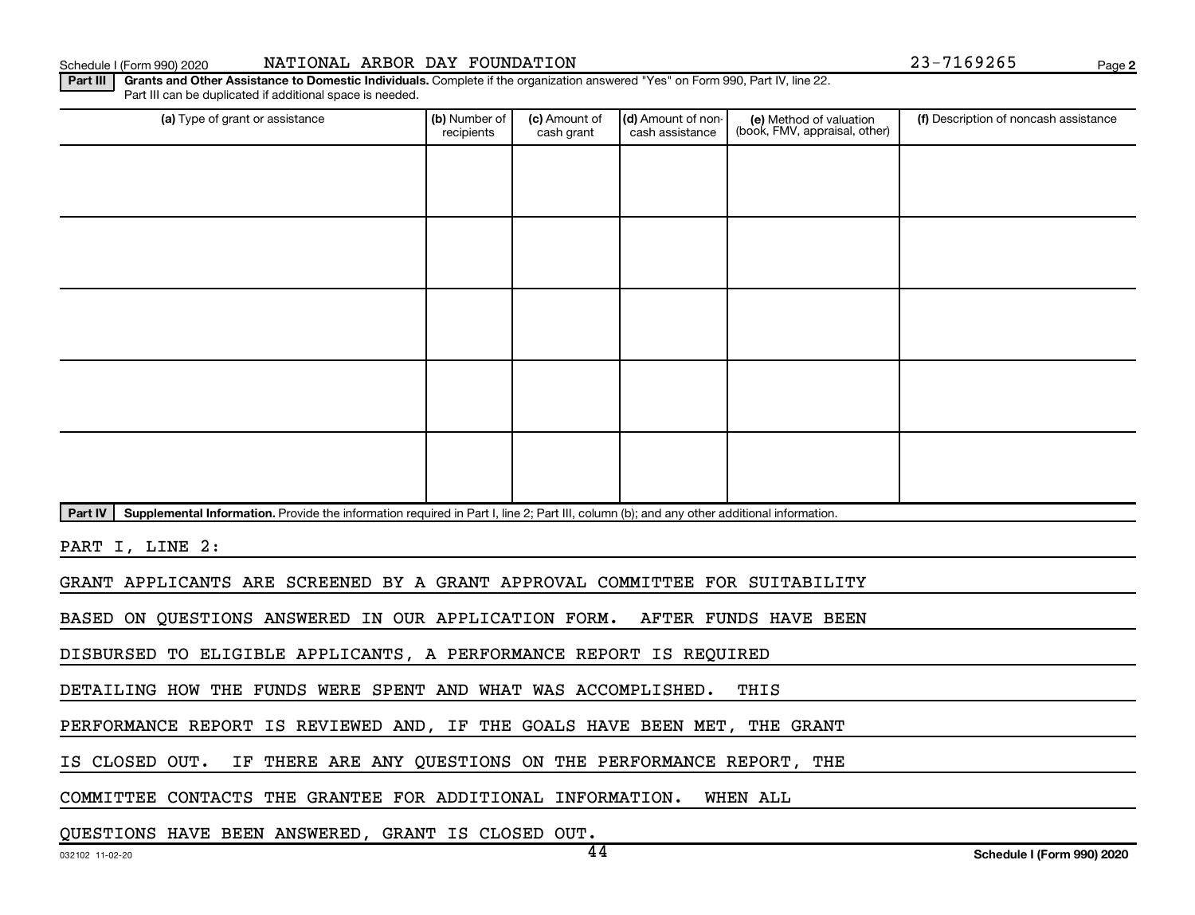Schedule I (Form 990) 2020 NATIONAL ARBOR DAY FOUNDATION 23-7169265

**Part III** **Grants and Other Assistance to Domestic Individuals.** Complete if the organization answered "Yes" on Form 990, Part IV, line 22. Part III can be duplicated if additional space is needed.

| (a) Type of grant or assistance | (b) Number of recipients | (c) Amount of cash grant | (d) Amount of non-cash assistance | (e) Method of valuation (book, FMV, appraisal, other) | (f) Description of noncash assistance |
|---|---|---|---|---|---|
| | | | | | |
| | | | | | |
| | | | | | |
| | | | | | |
| | | | | | |

**Part IV** **Supplemental Information.** Provide the information required in Part I, line 2; Part III, column (b); and any other additional information.

PART I, LINE 2:

GRANT APPLICANTS ARE SCREENED BY A GRANT APPROVAL COMMITTEE FOR SUITABILITY BASED ON QUESTIONS ANSWERED IN OUR APPLICATION FORM. AFTER FUNDS HAVE BEEN DISBURSED TO ELIGIBLE APPLICANTS, A PERFORMANCE REPORT IS REQUIRED DETAILING HOW THE FUNDS WERE SPENT AND WHAT WAS ACCOMPLISHED. THIS PERFORMANCE REPORT IS REVIEWED AND, IF THE GOALS HAVE BEEN MET, THE GRANT IS CLOSED OUT. IF THERE ARE ANY QUESTIONS ON THE PERFORMANCE REPORT, THE COMMITTEE CONTACTS THE GRANTEE FOR ADDITIONAL INFORMATION. WHEN ALL QUESTIONS HAVE BEEN ANSWERED, GRANT IS CLOSED OUT.

032102 11-02-20 Schedule I (Form 990) 2020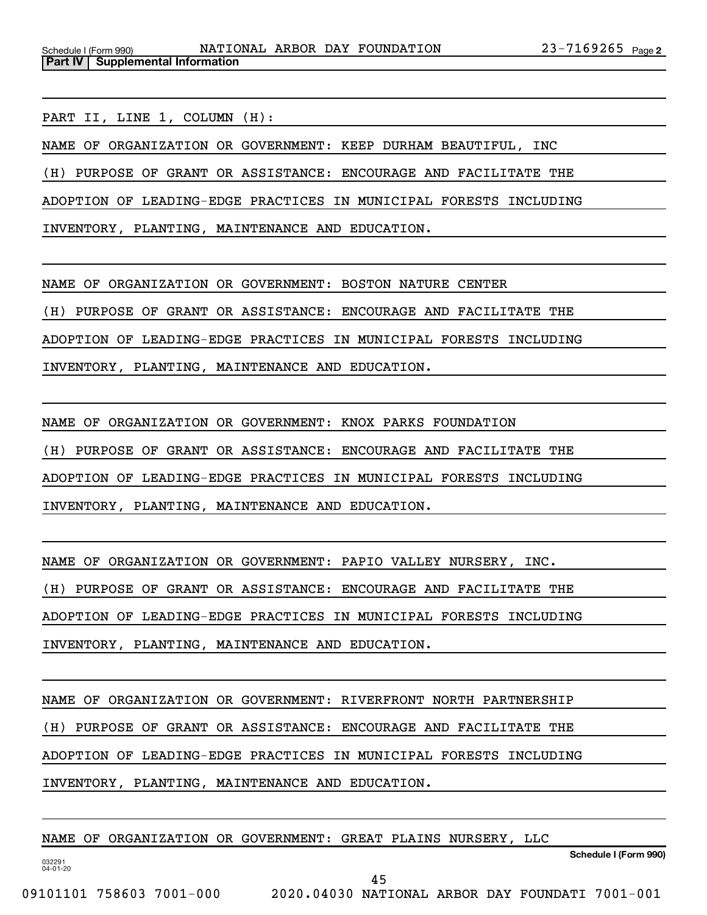**Part IV | Supplemental Information**

PART II, LINE 1, COLUMN (H):

NAME OF ORGANIZATION OR GOVERNMENT: KEEP DURHAM BEAUTIFUL, INC

(H) PURPOSE OF GRANT OR ASSISTANCE: ENCOURAGE AND FACILITATE THE ADOPTION OF LEADING-EDGE PRACTICES IN MUNICIPAL FORESTS INCLUDING INVENTORY, PLANTING, MAINTENANCE AND EDUCATION.

NAME OF ORGANIZATION OR GOVERNMENT: BOSTON NATURE CENTER

(H) PURPOSE OF GRANT OR ASSISTANCE: ENCOURAGE AND FACILITATE THE ADOPTION OF LEADING-EDGE PRACTICES IN MUNICIPAL FORESTS INCLUDING INVENTORY, PLANTING, MAINTENANCE AND EDUCATION.

NAME OF ORGANIZATION OR GOVERNMENT: KNOX PARKS FOUNDATION

(H) PURPOSE OF GRANT OR ASSISTANCE: ENCOURAGE AND FACILITATE THE ADOPTION OF LEADING-EDGE PRACTICES IN MUNICIPAL FORESTS INCLUDING INVENTORY, PLANTING, MAINTENANCE AND EDUCATION.

NAME OF ORGANIZATION OR GOVERNMENT: PAPIO VALLEY NURSERY, INC.

(H) PURPOSE OF GRANT OR ASSISTANCE: ENCOURAGE AND FACILITATE THE ADOPTION OF LEADING-EDGE PRACTICES IN MUNICIPAL FORESTS INCLUDING INVENTORY, PLANTING, MAINTENANCE AND EDUCATION.

NAME OF ORGANIZATION OR GOVERNMENT: RIVERFRONT NORTH PARTNERSHIP

(H) PURPOSE OF GRANT OR ASSISTANCE: ENCOURAGE AND FACILITATE THE ADOPTION OF LEADING-EDGE PRACTICES IN MUNICIPAL FORESTS INCLUDING INVENTORY, PLANTING, MAINTENANCE AND EDUCATION.

NAME OF ORGANIZATION OR GOVERNMENT: GREAT PLAINS NURSERY, LLC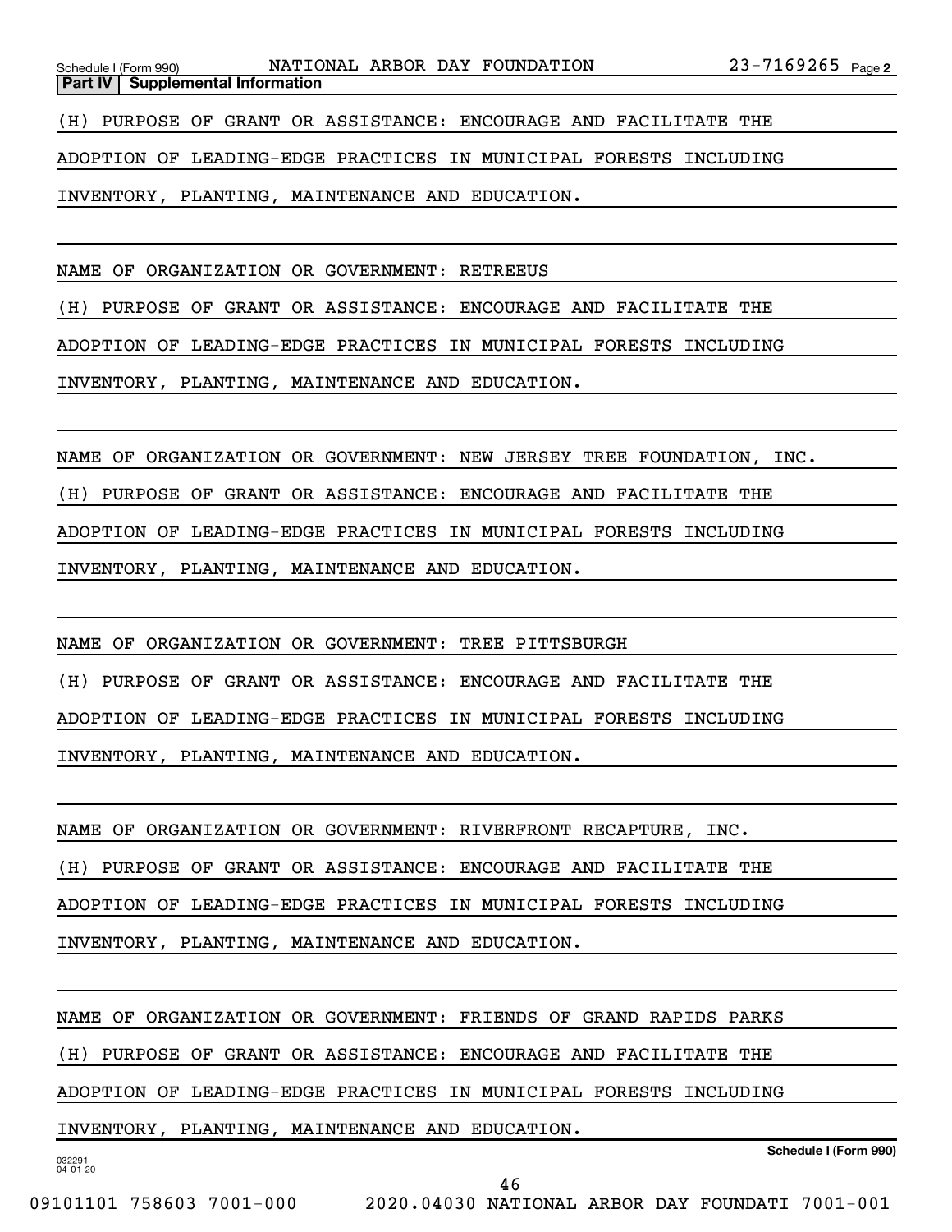**Part IV | Supplemental Information**

(H) PURPOSE OF GRANT OR ASSISTANCE: ENCOURAGE AND FACILITATE THE ADOPTION OF LEADING-EDGE PRACTICES IN MUNICIPAL FORESTS INCLUDING INVENTORY, PLANTING, MAINTENANCE AND EDUCATION.

NAME OF ORGANIZATION OR GOVERNMENT: RETREEUS

(H) PURPOSE OF GRANT OR ASSISTANCE: ENCOURAGE AND FACILITATE THE ADOPTION OF LEADING-EDGE PRACTICES IN MUNICIPAL FORESTS INCLUDING INVENTORY, PLANTING, MAINTENANCE AND EDUCATION.

NAME OF ORGANIZATION OR GOVERNMENT: NEW JERSEY TREE FOUNDATION, INC.

(H) PURPOSE OF GRANT OR ASSISTANCE: ENCOURAGE AND FACILITATE THE ADOPTION OF LEADING-EDGE PRACTICES IN MUNICIPAL FORESTS INCLUDING INVENTORY, PLANTING, MAINTENANCE AND EDUCATION.

NAME OF ORGANIZATION OR GOVERNMENT: TREE PITTSBURGH

(H) PURPOSE OF GRANT OR ASSISTANCE: ENCOURAGE AND FACILITATE THE ADOPTION OF LEADING-EDGE PRACTICES IN MUNICIPAL FORESTS INCLUDING INVENTORY, PLANTING, MAINTENANCE AND EDUCATION.

NAME OF ORGANIZATION OR GOVERNMENT: RIVERFRONT RECAPTURE, INC.

(H) PURPOSE OF GRANT OR ASSISTANCE: ENCOURAGE AND FACILITATE THE ADOPTION OF LEADING-EDGE PRACTICES IN MUNICIPAL FORESTS INCLUDING INVENTORY, PLANTING, MAINTENANCE AND EDUCATION.

NAME OF ORGANIZATION OR GOVERNMENT: FRIENDS OF GRAND RAPIDS PARKS

(H) PURPOSE OF GRANT OR ASSISTANCE: ENCOURAGE AND FACILITATE THE ADOPTION OF LEADING-EDGE PRACTICES IN MUNICIPAL FORESTS INCLUDING INVENTORY, PLANTING, MAINTENANCE AND EDUCATION.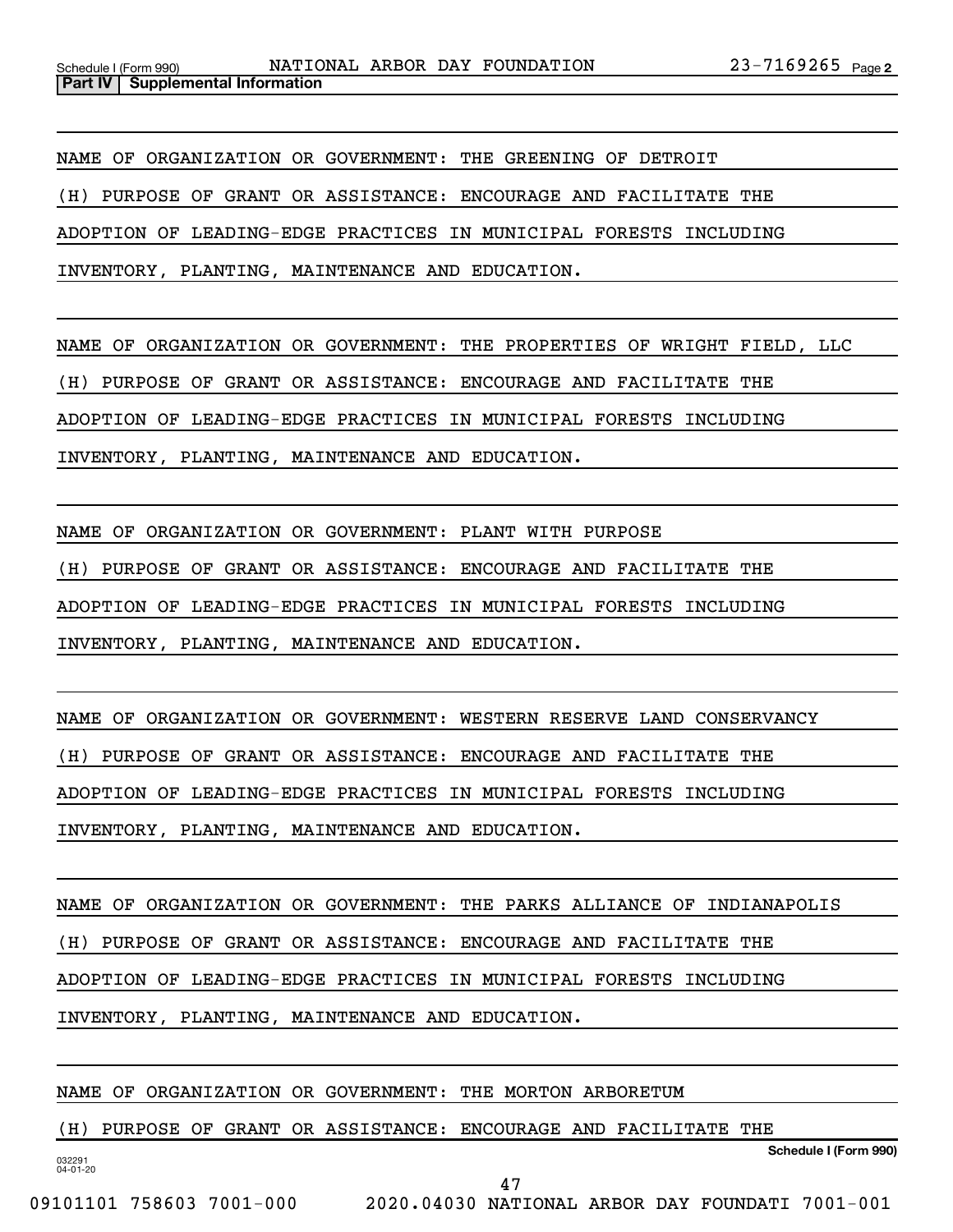**Part IV | Supplemental Information**

NAME OF ORGANIZATION OR GOVERNMENT: THE GREENING OF DETROIT

(H) PURPOSE OF GRANT OR ASSISTANCE: ENCOURAGE AND FACILITATE THE ADOPTION OF LEADING-EDGE PRACTICES IN MUNICIPAL FORESTS INCLUDING INVENTORY, PLANTING, MAINTENANCE AND EDUCATION.

NAME OF ORGANIZATION OR GOVERNMENT: THE PROPERTIES OF WRIGHT FIELD, LLC

(H) PURPOSE OF GRANT OR ASSISTANCE: ENCOURAGE AND FACILITATE THE ADOPTION OF LEADING-EDGE PRACTICES IN MUNICIPAL FORESTS INCLUDING INVENTORY, PLANTING, MAINTENANCE AND EDUCATION.

NAME OF ORGANIZATION OR GOVERNMENT: PLANT WITH PURPOSE

(H) PURPOSE OF GRANT OR ASSISTANCE: ENCOURAGE AND FACILITATE THE ADOPTION OF LEADING-EDGE PRACTICES IN MUNICIPAL FORESTS INCLUDING INVENTORY, PLANTING, MAINTENANCE AND EDUCATION.

NAME OF ORGANIZATION OR GOVERNMENT: WESTERN RESERVE LAND CONSERVANCY

(H) PURPOSE OF GRANT OR ASSISTANCE: ENCOURAGE AND FACILITATE THE ADOPTION OF LEADING-EDGE PRACTICES IN MUNICIPAL FORESTS INCLUDING INVENTORY, PLANTING, MAINTENANCE AND EDUCATION.

NAME OF ORGANIZATION OR GOVERNMENT: THE PARKS ALLIANCE OF INDIANAPOLIS

(H) PURPOSE OF GRANT OR ASSISTANCE: ENCOURAGE AND FACILITATE THE ADOPTION OF LEADING-EDGE PRACTICES IN MUNICIPAL FORESTS INCLUDING INVENTORY, PLANTING, MAINTENANCE AND EDUCATION.

NAME OF ORGANIZATION OR GOVERNMENT: THE MORTON ARBORETUM

(H) PURPOSE OF GRANT OR ASSISTANCE: ENCOURAGE AND FACILITATE THE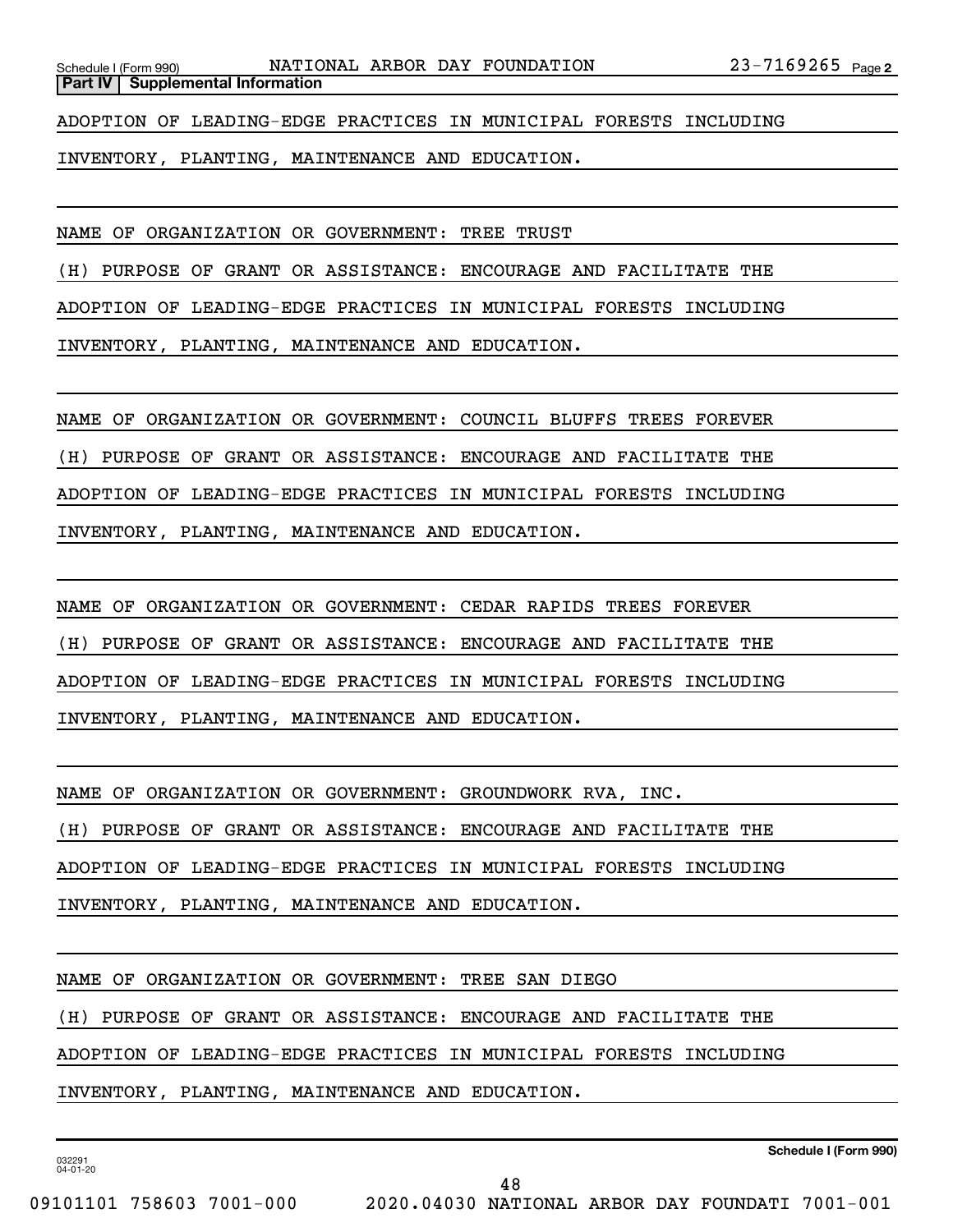**Part IV | Supplemental Information**

ADOPTION OF LEADING-EDGE PRACTICES IN MUNICIPAL FORESTS INCLUDING INVENTORY, PLANTING, MAINTENANCE AND EDUCATION.

NAME OF ORGANIZATION OR GOVERNMENT: TREE TRUST

(H) PURPOSE OF GRANT OR ASSISTANCE: ENCOURAGE AND FACILITATE THE ADOPTION OF LEADING-EDGE PRACTICES IN MUNICIPAL FORESTS INCLUDING INVENTORY, PLANTING, MAINTENANCE AND EDUCATION.

NAME OF ORGANIZATION OR GOVERNMENT: COUNCIL BLUFFS TREES FOREVER

(H) PURPOSE OF GRANT OR ASSISTANCE: ENCOURAGE AND FACILITATE THE ADOPTION OF LEADING-EDGE PRACTICES IN MUNICIPAL FORESTS INCLUDING INVENTORY, PLANTING, MAINTENANCE AND EDUCATION.

NAME OF ORGANIZATION OR GOVERNMENT: CEDAR RAPIDS TREES FOREVER

(H) PURPOSE OF GRANT OR ASSISTANCE: ENCOURAGE AND FACILITATE THE ADOPTION OF LEADING-EDGE PRACTICES IN MUNICIPAL FORESTS INCLUDING INVENTORY, PLANTING, MAINTENANCE AND EDUCATION.

NAME OF ORGANIZATION OR GOVERNMENT: GROUNDWORK RVA, INC.

(H) PURPOSE OF GRANT OR ASSISTANCE: ENCOURAGE AND FACILITATE THE ADOPTION OF LEADING-EDGE PRACTICES IN MUNICIPAL FORESTS INCLUDING INVENTORY, PLANTING, MAINTENANCE AND EDUCATION.

NAME OF ORGANIZATION OR GOVERNMENT: TREE SAN DIEGO

(H) PURPOSE OF GRANT OR ASSISTANCE: ENCOURAGE AND FACILITATE THE ADOPTION OF LEADING-EDGE PRACTICES IN MUNICIPAL FORESTS INCLUDING INVENTORY, PLANTING, MAINTENANCE AND EDUCATION.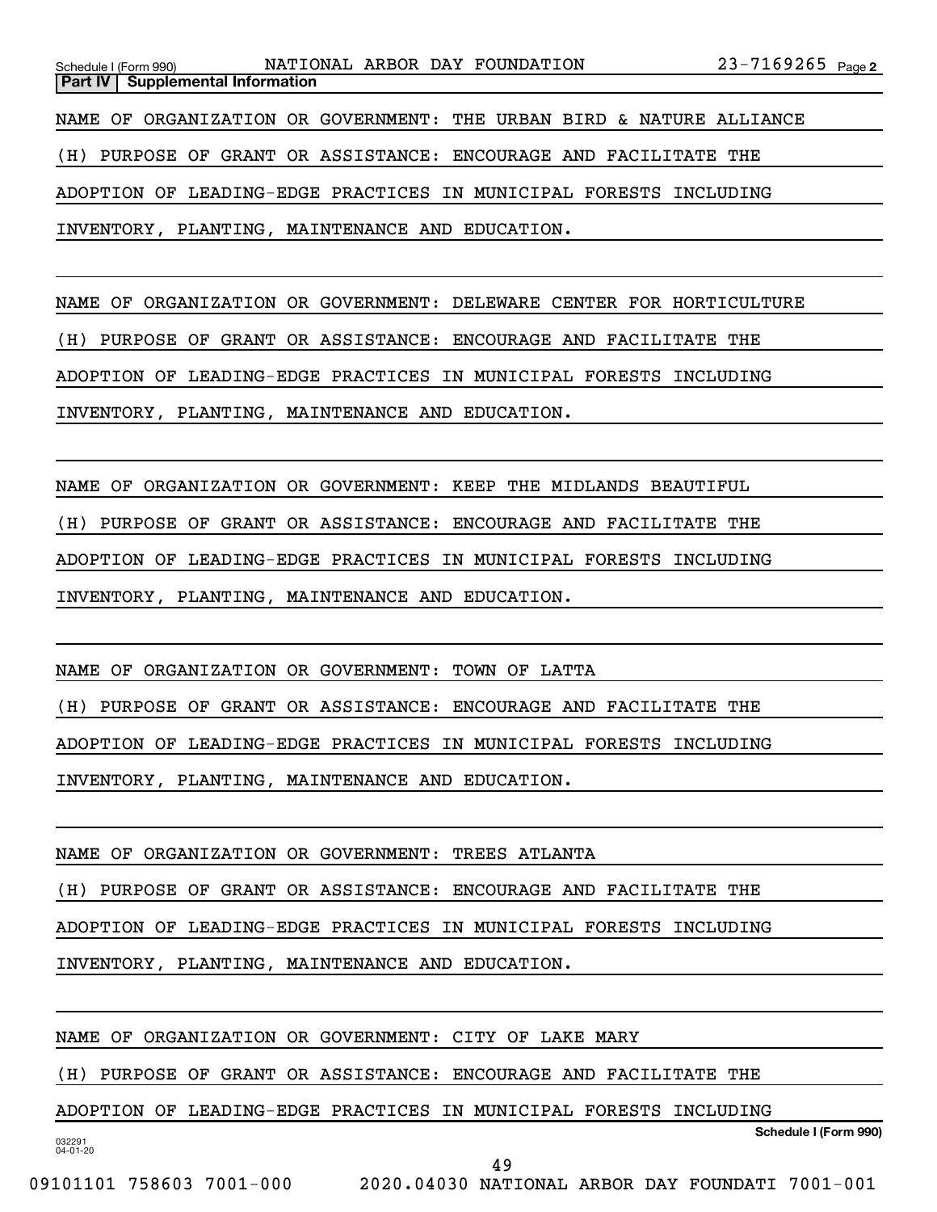**Part IV | Supplemental Information**

NAME OF ORGANIZATION OR GOVERNMENT: THE URBAN BIRD & NATURE ALLIANCE

(H) PURPOSE OF GRANT OR ASSISTANCE: ENCOURAGE AND FACILITATE THE ADOPTION OF LEADING-EDGE PRACTICES IN MUNICIPAL FORESTS INCLUDING INVENTORY, PLANTING, MAINTENANCE AND EDUCATION.

NAME OF ORGANIZATION OR GOVERNMENT: DELEWARE CENTER FOR HORTICULTURE

(H) PURPOSE OF GRANT OR ASSISTANCE: ENCOURAGE AND FACILITATE THE ADOPTION OF LEADING-EDGE PRACTICES IN MUNICIPAL FORESTS INCLUDING INVENTORY, PLANTING, MAINTENANCE AND EDUCATION.

NAME OF ORGANIZATION OR GOVERNMENT: KEEP THE MIDLANDS BEAUTIFUL

(H) PURPOSE OF GRANT OR ASSISTANCE: ENCOURAGE AND FACILITATE THE ADOPTION OF LEADING-EDGE PRACTICES IN MUNICIPAL FORESTS INCLUDING INVENTORY, PLANTING, MAINTENANCE AND EDUCATION.

NAME OF ORGANIZATION OR GOVERNMENT: TOWN OF LATTA

(H) PURPOSE OF GRANT OR ASSISTANCE: ENCOURAGE AND FACILITATE THE ADOPTION OF LEADING-EDGE PRACTICES IN MUNICIPAL FORESTS INCLUDING INVENTORY, PLANTING, MAINTENANCE AND EDUCATION.

NAME OF ORGANIZATION OR GOVERNMENT: TREES ATLANTA

(H) PURPOSE OF GRANT OR ASSISTANCE: ENCOURAGE AND FACILITATE THE ADOPTION OF LEADING-EDGE PRACTICES IN MUNICIPAL FORESTS INCLUDING INVENTORY, PLANTING, MAINTENANCE AND EDUCATION.

NAME OF ORGANIZATION OR GOVERNMENT: CITY OF LAKE MARY

(H) PURPOSE OF GRANT OR ASSISTANCE: ENCOURAGE AND FACILITATE THE ADOPTION OF LEADING-EDGE PRACTICES IN MUNICIPAL FORESTS INCLUDING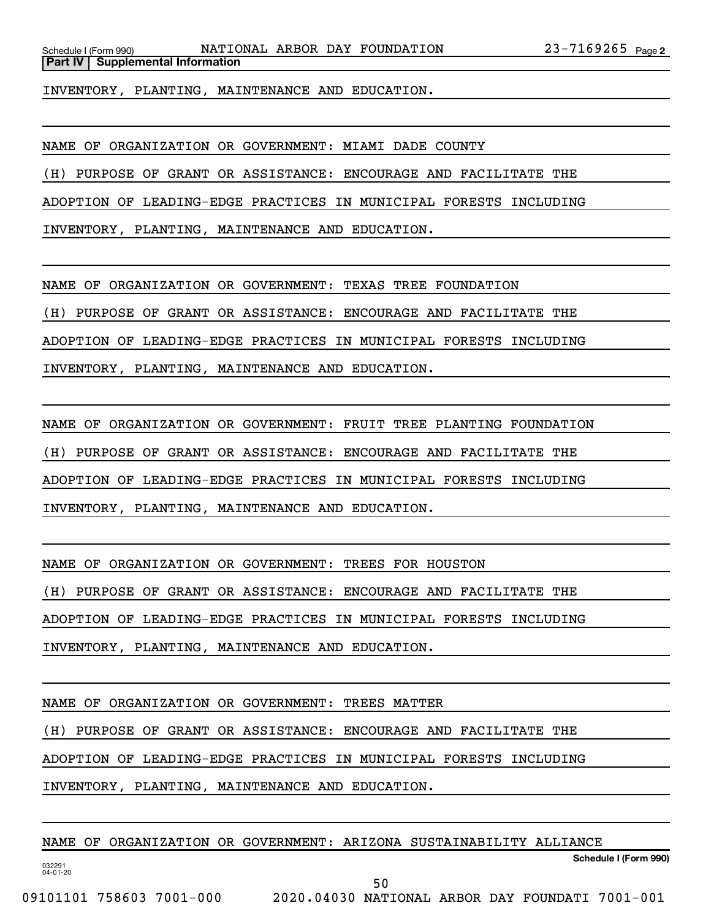**Part IV | Supplemental Information**

INVENTORY, PLANTING, MAINTENANCE AND EDUCATION.

NAME OF ORGANIZATION OR GOVERNMENT: MIAMI DADE COUNTY

(H) PURPOSE OF GRANT OR ASSISTANCE: ENCOURAGE AND FACILITATE THE ADOPTION OF LEADING-EDGE PRACTICES IN MUNICIPAL FORESTS INCLUDING INVENTORY, PLANTING, MAINTENANCE AND EDUCATION.

NAME OF ORGANIZATION OR GOVERNMENT: TEXAS TREE FOUNDATION

(H) PURPOSE OF GRANT OR ASSISTANCE: ENCOURAGE AND FACILITATE THE ADOPTION OF LEADING-EDGE PRACTICES IN MUNICIPAL FORESTS INCLUDING INVENTORY, PLANTING, MAINTENANCE AND EDUCATION.

NAME OF ORGANIZATION OR GOVERNMENT: FRUIT TREE PLANTING FOUNDATION

(H) PURPOSE OF GRANT OR ASSISTANCE: ENCOURAGE AND FACILITATE THE ADOPTION OF LEADING-EDGE PRACTICES IN MUNICIPAL FORESTS INCLUDING INVENTORY, PLANTING, MAINTENANCE AND EDUCATION.

NAME OF ORGANIZATION OR GOVERNMENT: TREES FOR HOUSTON

(H) PURPOSE OF GRANT OR ASSISTANCE: ENCOURAGE AND FACILITATE THE ADOPTION OF LEADING-EDGE PRACTICES IN MUNICIPAL FORESTS INCLUDING INVENTORY, PLANTING, MAINTENANCE AND EDUCATION.

NAME OF ORGANIZATION OR GOVERNMENT: TREES MATTER

(H) PURPOSE OF GRANT OR ASSISTANCE: ENCOURAGE AND FACILITATE THE ADOPTION OF LEADING-EDGE PRACTICES IN MUNICIPAL FORESTS INCLUDING INVENTORY, PLANTING, MAINTENANCE AND EDUCATION.

NAME OF ORGANIZATION OR GOVERNMENT: ARIZONA SUSTAINABILITY ALLIANCE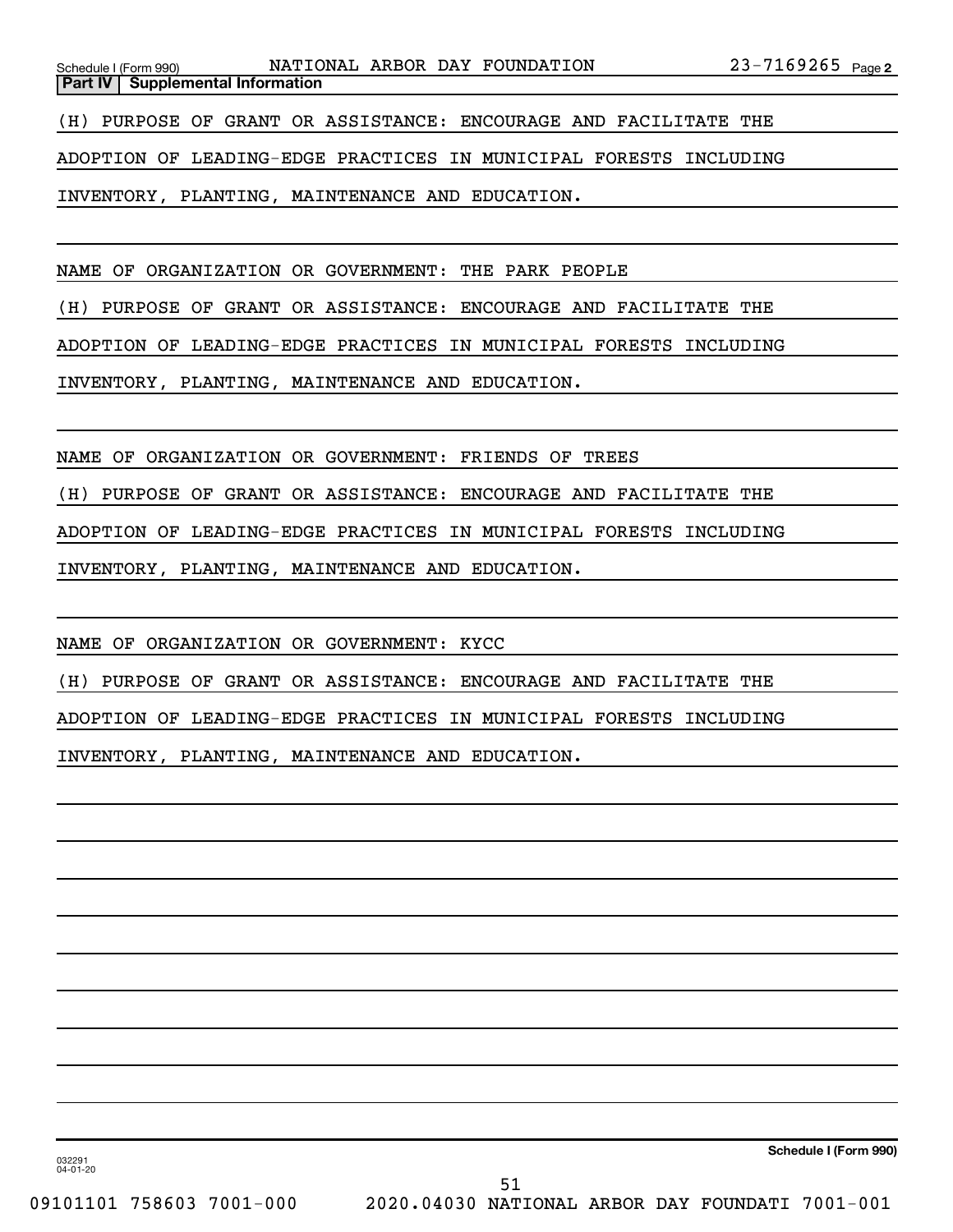**Part IV | Supplemental Information**

(H) PURPOSE OF GRANT OR ASSISTANCE: ENCOURAGE AND FACILITATE THE ADOPTION OF LEADING-EDGE PRACTICES IN MUNICIPAL FORESTS INCLUDING INVENTORY, PLANTING, MAINTENANCE AND EDUCATION.

NAME OF ORGANIZATION OR GOVERNMENT: THE PARK PEOPLE

(H) PURPOSE OF GRANT OR ASSISTANCE: ENCOURAGE AND FACILITATE THE ADOPTION OF LEADING-EDGE PRACTICES IN MUNICIPAL FORESTS INCLUDING INVENTORY, PLANTING, MAINTENANCE AND EDUCATION.

NAME OF ORGANIZATION OR GOVERNMENT: FRIENDS OF TREES

(H) PURPOSE OF GRANT OR ASSISTANCE: ENCOURAGE AND FACILITATE THE ADOPTION OF LEADING-EDGE PRACTICES IN MUNICIPAL FORESTS INCLUDING INVENTORY, PLANTING, MAINTENANCE AND EDUCATION.

NAME OF ORGANIZATION OR GOVERNMENT: KYCC

(H) PURPOSE OF GRANT OR ASSISTANCE: ENCOURAGE AND FACILITATE THE ADOPTION OF LEADING-EDGE PRACTICES IN MUNICIPAL FORESTS INCLUDING INVENTORY, PLANTING, MAINTENANCE AND EDUCATION.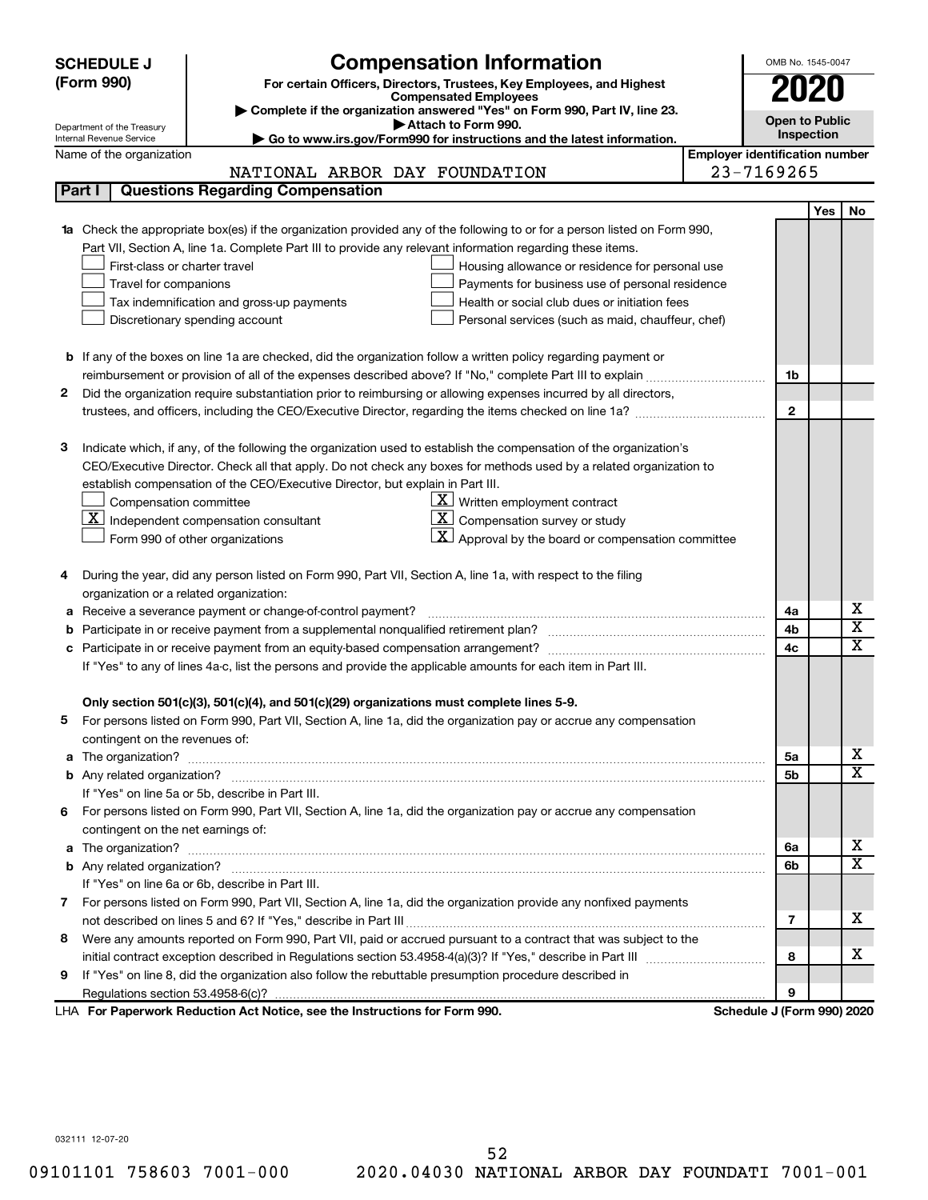# SCHEDULE J (Form 990)

Department of the Treasury
Internal Revenue Service

## Compensation Information

**For certain Officers, Directors, Trustees, Key Employees, and Highest Compensated Employees**

▶ Complete if the organization answered "Yes" on Form 990, Part IV, line 23.
▶ Attach to Form 990.
▶ Go to www.irs.gov/Form990 for instructions and the latest information.

OMB No. 1545-0047

**2020**

**Open to Public Inspection**

Name of the organization: NATIONAL ARBOR DAY FOUNDATION

Employer identification number: 23-7169265

### Part I — Questions Regarding Compensation

| | | | Yes | No |
|---|---|---|---|---|
| **1a** | Check the appropriate box(es) if the organization provided any of the following to or for a person listed on Form 990, Part VII, Section A, line 1a. Complete Part III to provide any relevant information regarding these items. | | | |
| | ☐ First-class or charter travel ☐ Housing allowance or residence for personal use | | | |
| | ☐ Travel for companions ☐ Payments for business use of personal residence | | | |
| | ☐ Tax indemnification and gross-up payments ☐ Health or social club dues or initiation fees | | | |
| | ☐ Discretionary spending account ☐ Personal services (such as maid, chauffeur, chef) | | | |
| **b** | If any of the boxes on line 1a are checked, did the organization follow a written policy regarding payment or reimbursement or provision of all of the expenses described above? If "No," complete Part III to explain | 1b | | |
| **2** | Did the organization require substantiation prior to reimbursing or allowing expenses incurred by all directors, trustees, and officers, including the CEO/Executive Director, regarding the items checked on line 1a? | 2 | | |
| **3** | Indicate which, if any, of the following the organization used to establish the compensation of the organization's CEO/Executive Director. Check all that apply. Do not check any boxes for methods used by a related organization to establish compensation of the CEO/Executive Director, but explain in Part III. | | | |
| | ☐ Compensation committee ☒ Written employment contract | | | |
| | ☒ Independent compensation consultant ☒ Compensation survey or study | | | |
| | ☐ Form 990 of other organizations ☒ Approval by the board or compensation committee | | | |
| **4** | During the year, did any person listed on Form 990, Part VII, Section A, line 1a, with respect to the filing organization or a related organization: | | | |
| **a** | Receive a severance payment or change-of-control payment? | 4a | | X |
| **b** | Participate in or receive payment from a supplemental nonqualified retirement plan? | 4b | | X |
| **c** | Participate in or receive payment from an equity-based compensation arrangement? | 4c | | X |
| | If "Yes" to any of lines 4a-c, list the persons and provide the applicable amounts for each item in Part III. | | | |
| | **Only section 501(c)(3), 501(c)(4), and 501(c)(29) organizations must complete lines 5-9.** | | | |
| **5** | For persons listed on Form 990, Part VII, Section A, line 1a, did the organization pay or accrue any compensation contingent on the revenues of: | | | |
| **a** | The organization? | 5a | | X |
| **b** | Any related organization? | 5b | | X |
| | If "Yes" on line 5a or 5b, describe in Part III. | | | |
| **6** | For persons listed on Form 990, Part VII, Section A, line 1a, did the organization pay or accrue any compensation contingent on the net earnings of: | | | |
| **a** | The organization? | 6a | | X |
| **b** | Any related organization? | 6b | | X |
| | If "Yes" on line 6a or 6b, describe in Part III. | | | |
| **7** | For persons listed on Form 990, Part VII, Section A, line 1a, did the organization provide any nonfixed payments not described on lines 5 and 6? If "Yes," describe in Part III | 7 | | X |
| **8** | Were any amounts reported on Form 990, Part VII, paid or accrued pursuant to a contract that was subject to the initial contract exception described in Regulations section 53.4958-4(a)(3)? If "Yes," describe in Part III | 8 | | X |
| **9** | If "Yes" on line 8, did the organization also follow the rebuttable presumption procedure described in Regulations section 53.4958-6(c)? | 9 | | |

LHA **For Paperwork Reduction Act Notice, see the Instructions for Form 990.** **Schedule J (Form 990) 2020**

032111 12-07-20

09101101 758603 7001-000 2020.04030 NATIONAL ARBOR DAY FOUNDATI 7001-001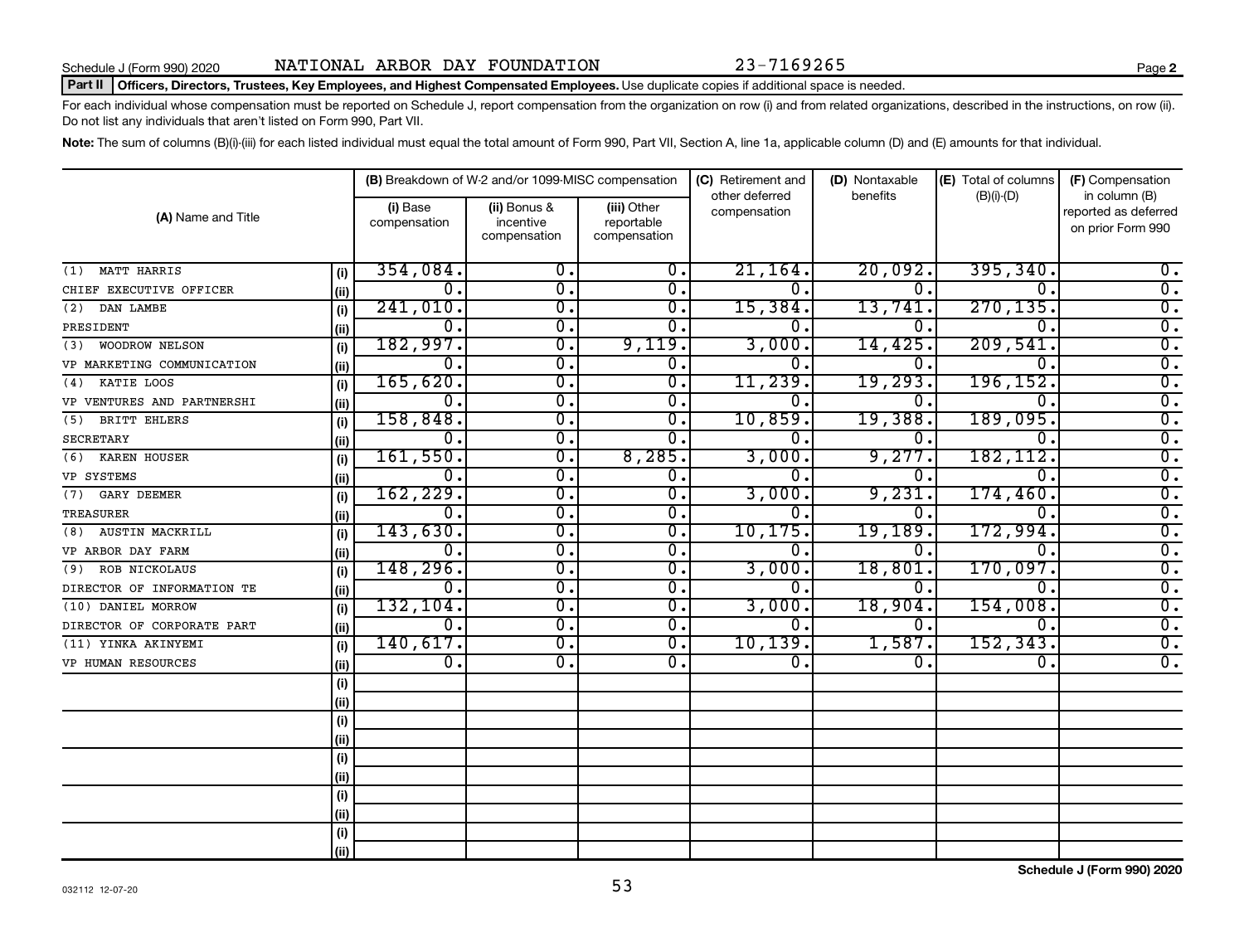Schedule J (Form 990) 2020 NATIONAL ARBOR DAY FOUNDATION 23-7169265 Page 2

**Part II Officers, Directors, Trustees, Key Employees, and Highest Compensated Employees.** Use duplicate copies if additional space is needed.

For each individual whose compensation must be reported on Schedule J, report compensation from the organization on row (i) and from related organizations, described in the instructions, on row (ii). Do not list any individuals that aren't listed on Form 990, Part VII.

**Note:** The sum of columns (B)(i)-(iii) for each listed individual must equal the total amount of Form 990, Part VII, Section A, line 1a, applicable column (D) and (E) amounts for that individual.

| (A) Name and Title | | (B) Breakdown of W-2 and/or 1099-MISC compensation | | | (C) Retirement and other deferred compensation | (D) Nontaxable benefits | (E) Total of columns (B)(i)-(D) | (F) Compensation in column (B) reported as deferred on prior Form 990 |
|---|---|---|---|---|---|---|---|---|
| | | (i) Base compensation | (ii) Bonus & incentive compensation | (iii) Other reportable compensation | | | | |
| (1) MATT HARRIS | (i) | 354,084. | 0. | 0. | 21,164. | 20,092. | 395,340. | 0. |
| CHIEF EXECUTIVE OFFICER | (ii) | 0. | 0. | 0. | 0. | 0. | 0. | 0. |
| (2) DAN LAMBE | (i) | 241,010. | 0. | 0. | 15,384. | 13,741. | 270,135. | 0. |
| PRESIDENT | (ii) | 0. | 0. | 0. | 0. | 0. | 0. | 0. |
| (3) WOODROW NELSON | (i) | 182,997. | 0. | 9,119. | 3,000. | 14,425. | 209,541. | 0. |
| VP MARKETING COMMUNICATION | (ii) | 0. | 0. | 0. | 0. | 0. | 0. | 0. |
| (4) KATIE LOOS | (i) | 165,620. | 0. | 0. | 11,239. | 19,293. | 196,152. | 0. |
| VP VENTURES AND PARTNERSHI | (ii) | 0. | 0. | 0. | 0. | 0. | 0. | 0. |
| (5) BRITT EHLERS | (i) | 158,848. | 0. | 0. | 10,859. | 19,388. | 189,095. | 0. |
| SECRETARY | (ii) | 0. | 0. | 0. | 0. | 0. | 0. | 0. |
| (6) KAREN HOUSER | (i) | 161,550. | 0. | 8,285. | 3,000. | 9,277. | 182,112. | 0. |
| VP SYSTEMS | (ii) | 0. | 0. | 0. | 0. | 0. | 0. | 0. |
| (7) GARY DEEMER | (i) | 162,229. | 0. | 0. | 3,000. | 9,231. | 174,460. | 0. |
| TREASURER | (ii) | 0. | 0. | 0. | 0. | 0. | 0. | 0. |
| (8) AUSTIN MACKRILL | (i) | 143,630. | 0. | 0. | 10,175. | 19,189. | 172,994. | 0. |
| VP ARBOR DAY FARM | (ii) | 0. | 0. | 0. | 0. | 0. | 0. | 0. |
| (9) ROB NICKOLAUS | (i) | 148,296. | 0. | 0. | 3,000. | 18,801. | 170,097. | 0. |
| DIRECTOR OF INFORMATION TE | (ii) | 0. | 0. | 0. | 0. | 0. | 0. | 0. |
| (10) DANIEL MORROW | (i) | 132,104. | 0. | 0. | 3,000. | 18,904. | 154,008. | 0. |
| DIRECTOR OF CORPORATE PART | (ii) | 0. | 0. | 0. | 0. | 0. | 0. | 0. |
| (11) YINKA AKINYEMI | (i) | 140,617. | 0. | 0. | 10,139. | 1,587. | 152,343. | 0. |
| VP HUMAN RESOURCES | (ii) | 0. | 0. | 0. | 0. | 0. | 0. | 0. |
| | (i) | | | | | | | |
| | (ii) | | | | | | | |
| | (i) | | | | | | | |
| | (ii) | | | | | | | |
| | (i) | | | | | | | |
| | (ii) | | | | | | | |
| | (i) | | | | | | | |
| | (ii) | | | | | | | |
| | (i) | | | | | | | |
| | (ii) | | | | | | | |

**Schedule J (Form 990) 2020**

032112 12-07-20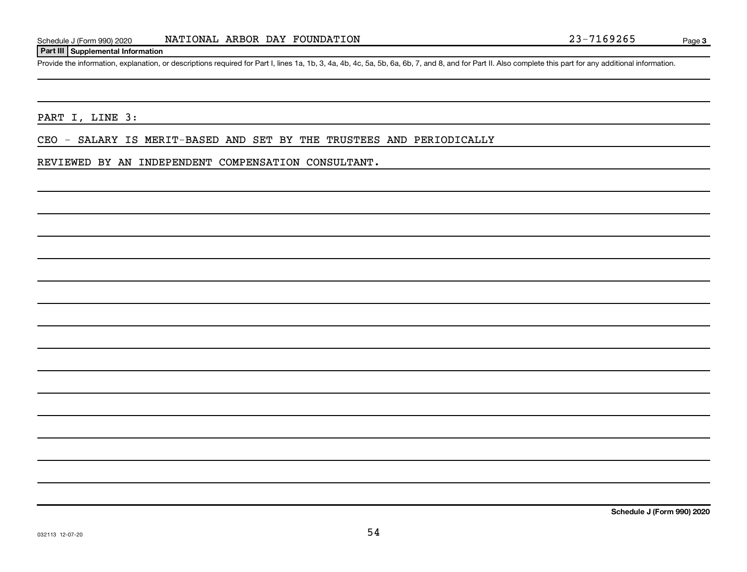Schedule J (Form 990) 2020 NATIONAL ARBOR DAY FOUNDATION 23-7169265

## Part III Supplemental Information

Provide the information, explanation, or descriptions required for Part I, lines 1a, 1b, 3, 4a, 4b, 4c, 5a, 5b, 6a, 6b, 7, and 8, and for Part II. Also complete this part for any additional information.

PART I, LINE 3:

CEO - SALARY IS MERIT-BASED AND SET BY THE TRUSTEES AND PERIODICALLY

REVIEWED BY AN INDEPENDENT COMPENSATION CONSULTANT.

Schedule J (Form 990) 2020

032113 12-07-20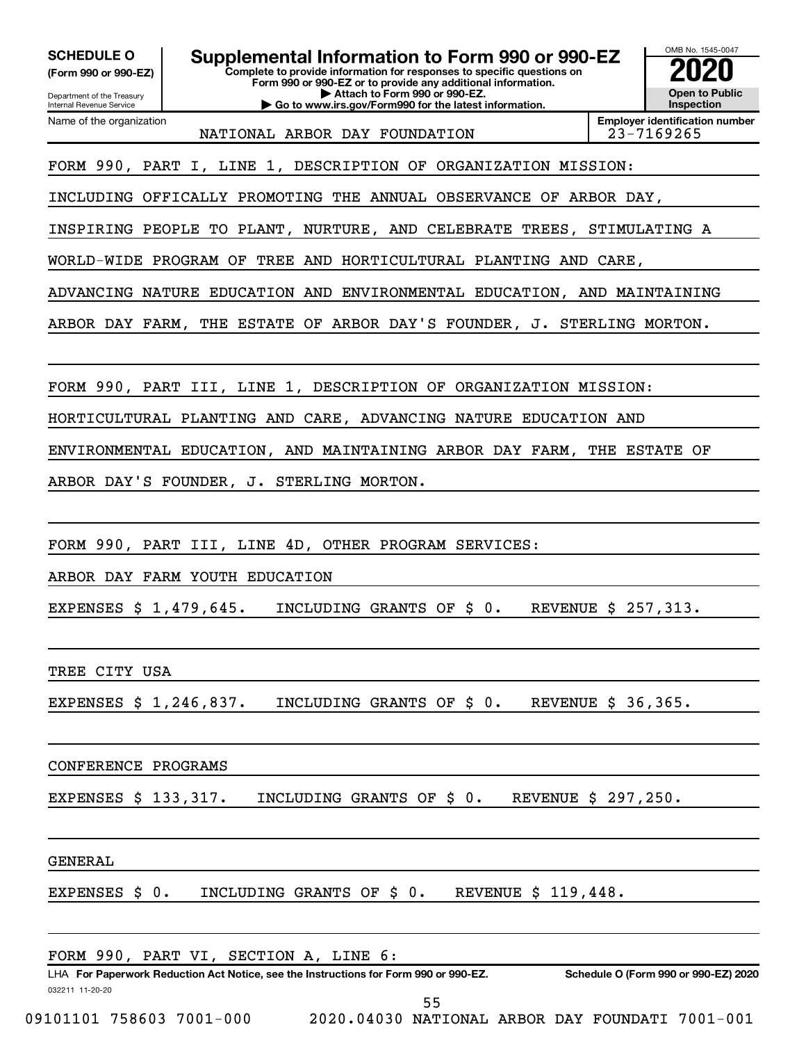**SCHEDULE O (Form 990 or 990-EZ)**

Department of the Treasury
Internal Revenue Service

# Supplemental Information to Form 990 or 990-EZ

**Complete to provide information for responses to specific questions on Form 990 or 990-EZ or to provide any additional information.**
**▶ Attach to Form 990 or 990-EZ.**
**▶ Go to www.irs.gov/Form990 for the latest information.**

OMB No. 1545-0047

**2020**

**Open to Public Inspection**

Name of the organization: NATIONAL ARBOR DAY FOUNDATION

**Employer identification number:** 23-7169265

FORM 990, PART I, LINE 1, DESCRIPTION OF ORGANIZATION MISSION:

INCLUDING OFFICALLY PROMOTING THE ANNUAL OBSERVANCE OF ARBOR DAY, INSPIRING PEOPLE TO PLANT, NURTURE, AND CELEBRATE TREES, STIMULATING A WORLD-WIDE PROGRAM OF TREE AND HORTICULTURAL PLANTING AND CARE, ADVANCING NATURE EDUCATION AND ENVIRONMENTAL EDUCATION, AND MAINTAINING ARBOR DAY FARM, THE ESTATE OF ARBOR DAY'S FOUNDER, J. STERLING MORTON.

FORM 990, PART III, LINE 1, DESCRIPTION OF ORGANIZATION MISSION:

HORTICULTURAL PLANTING AND CARE, ADVANCING NATURE EDUCATION AND ENVIRONMENTAL EDUCATION, AND MAINTAINING ARBOR DAY FARM, THE ESTATE OF ARBOR DAY'S FOUNDER, J. STERLING MORTON.

FORM 990, PART III, LINE 4D, OTHER PROGRAM SERVICES:

ARBOR DAY FARM YOUTH EDUCATION

EXPENSES $ 1,479,645. INCLUDING GRANTS OF $ 0. REVENUE $ 257,313.

TREE CITY USA

EXPENSES $ 1,246,837. INCLUDING GRANTS OF $ 0. REVENUE $ 36,365.

CONFERENCE PROGRAMS

EXPENSES $ 133,317. INCLUDING GRANTS OF $ 0. REVENUE $ 297,250.

GENERAL

EXPENSES $ 0. INCLUDING GRANTS OF $ 0. REVENUE $ 119,448.

FORM 990, PART VI, SECTION A, LINE 6:

LHA **For Paperwork Reduction Act Notice, see the Instructions for Form 990 or 990-EZ.** **Schedule O (Form 990 or 990-EZ) 2020**

032211 11-20-20

09101101 758603 7001-000 2020.04030 NATIONAL ARBOR DAY FOUNDATI 7001-001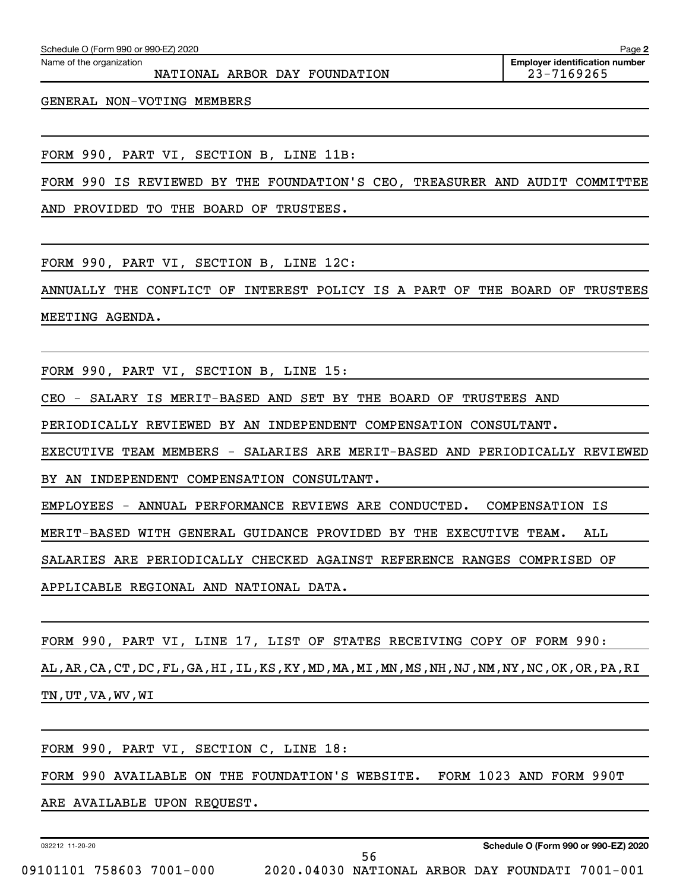Schedule O (Form 990 or 990-EZ) 2020

Name of the organization: NATIONAL ARBOR DAY FOUNDATION

**Employer identification number** 23-7169265

GENERAL NON-VOTING MEMBERS

FORM 990, PART VI, SECTION B, LINE 11B:

FORM 990 IS REVIEWED BY THE FOUNDATION'S CEO, TREASURER AND AUDIT COMMITTEE AND PROVIDED TO THE BOARD OF TRUSTEES.

FORM 990, PART VI, SECTION B, LINE 12C:

ANNUALLY THE CONFLICT OF INTEREST POLICY IS A PART OF THE BOARD OF TRUSTEES MEETING AGENDA.

FORM 990, PART VI, SECTION B, LINE 15:

CEO - SALARY IS MERIT-BASED AND SET BY THE BOARD OF TRUSTEES AND PERIODICALLY REVIEWED BY AN INDEPENDENT COMPENSATION CONSULTANT.

EXECUTIVE TEAM MEMBERS - SALARIES ARE MERIT-BASED AND PERIODICALLY REVIEWED BY AN INDEPENDENT COMPENSATION CONSULTANT.

EMPLOYEES - ANNUAL PERFORMANCE REVIEWS ARE CONDUCTED. COMPENSATION IS MERIT-BASED WITH GENERAL GUIDANCE PROVIDED BY THE EXECUTIVE TEAM. ALL SALARIES ARE PERIODICALLY CHECKED AGAINST REFERENCE RANGES COMPRISED OF APPLICABLE REGIONAL AND NATIONAL DATA.

FORM 990, PART VI, LINE 17, LIST OF STATES RECEIVING COPY OF FORM 990:

AL,AR,CA,CT,DC,FL,GA,HI,IL,KS,KY,MD,MA,MI,MN,MS,NH,NJ,NM,NY,NC,OK,OR,PA,RI TN,UT,VA,WV,WI

FORM 990, PART VI, SECTION C, LINE 18:

FORM 990 AVAILABLE ON THE FOUNDATION'S WEBSITE. FORM 1023 AND FORM 990T ARE AVAILABLE UPON REQUEST.

032212 11-20-20

**Schedule O (Form 990 or 990-EZ) 2020**

09101101 758603 7001-000 2020.04030 NATIONAL ARBOR DAY FOUNDATI 7001-001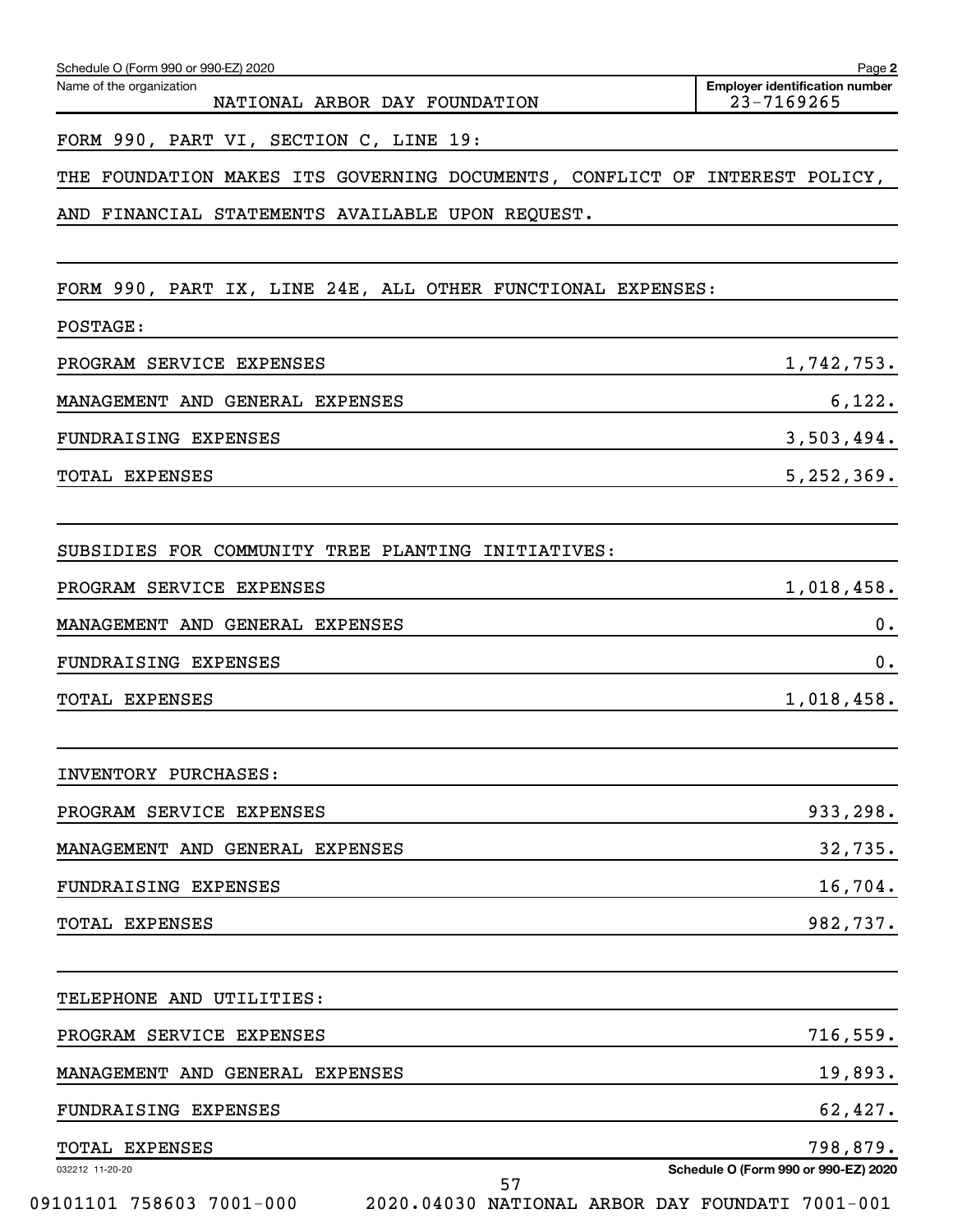Schedule O (Form 990 or 990-EZ) 2020

Name of the organization: NATIONAL ARBOR DAY FOUNDATION

Employer identification number: 23-7169265

FORM 990, PART VI, SECTION C, LINE 19:

THE FOUNDATION MAKES ITS GOVERNING DOCUMENTS, CONFLICT OF INTEREST POLICY, AND FINANCIAL STATEMENTS AVAILABLE UPON REQUEST.

FORM 990, PART IX, LINE 24E, ALL OTHER FUNCTIONAL EXPENSES:

POSTAGE:

| | |
|---|---|
| PROGRAM SERVICE EXPENSES | 1,742,753. |
| MANAGEMENT AND GENERAL EXPENSES | 6,122. |
| FUNDRAISING EXPENSES | 3,503,494. |
| TOTAL EXPENSES | 5,252,369. |

SUBSIDIES FOR COMMUNITY TREE PLANTING INITIATIVES:

| | |
|---|---|
| PROGRAM SERVICE EXPENSES | 1,018,458. |
| MANAGEMENT AND GENERAL EXPENSES | 0. |
| FUNDRAISING EXPENSES | 0. |
| TOTAL EXPENSES | 1,018,458. |

INVENTORY PURCHASES:

| | |
|---|---|
| PROGRAM SERVICE EXPENSES | 933,298. |
| MANAGEMENT AND GENERAL EXPENSES | 32,735. |
| FUNDRAISING EXPENSES | 16,704. |
| TOTAL EXPENSES | 982,737. |

TELEPHONE AND UTILITIES:

| | |
|---|---|
| PROGRAM SERVICE EXPENSES | 716,559. |
| MANAGEMENT AND GENERAL EXPENSES | 19,893. |
| FUNDRAISING EXPENSES | 62,427. |
| TOTAL EXPENSES | 798,879. |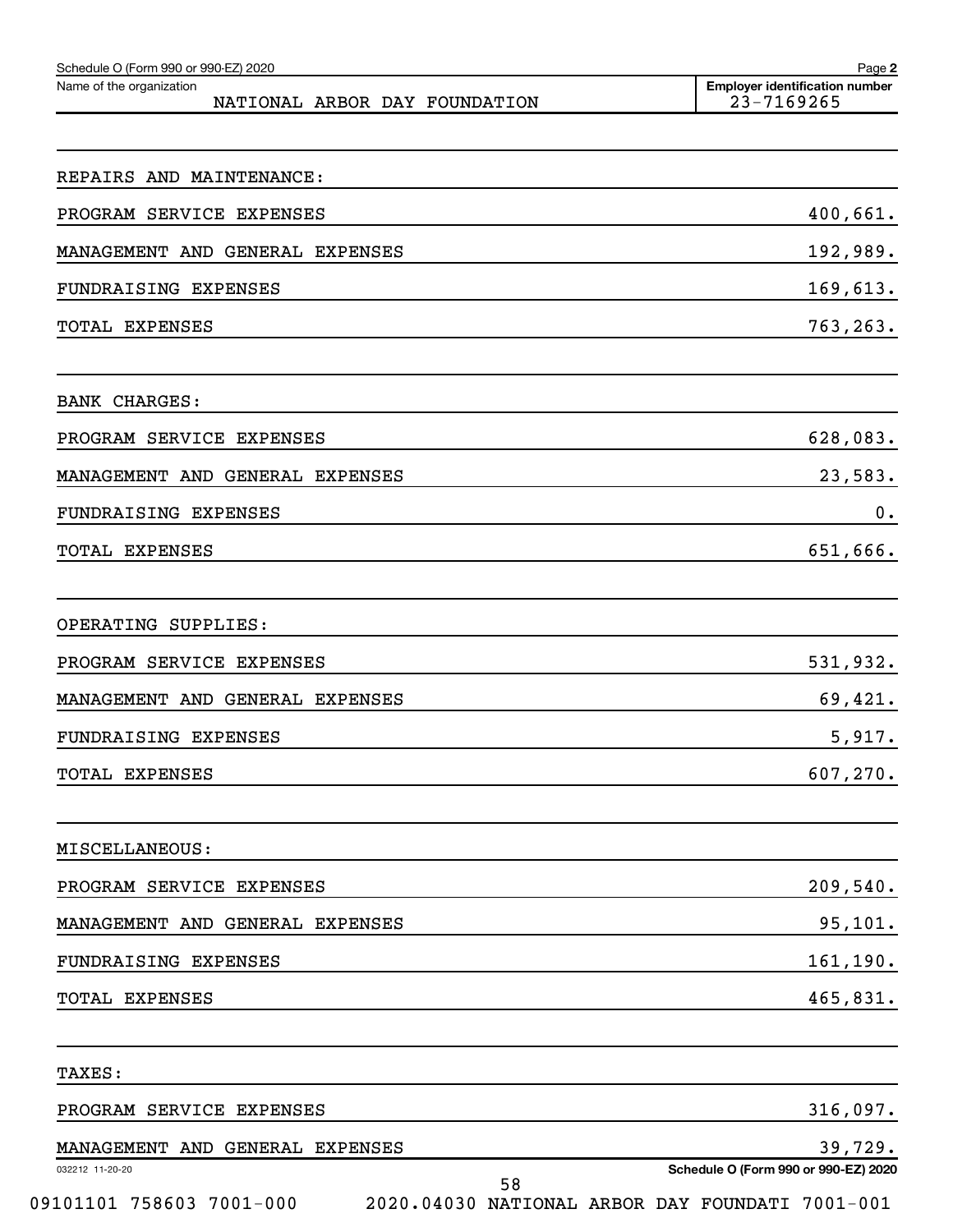Schedule O (Form 990 or 990-EZ) 2020

Name of the organization: NATIONAL ARBOR DAY FOUNDATION

Employer identification number: 23-7169265

REPAIRS AND MAINTENANCE:

| | |
|---|---|
| PROGRAM SERVICE EXPENSES | 400,661. |
| MANAGEMENT AND GENERAL EXPENSES | 192,989. |
| FUNDRAISING EXPENSES | 169,613. |
| TOTAL EXPENSES | 763,263. |

BANK CHARGES:

| | |
|---|---|
| PROGRAM SERVICE EXPENSES | 628,083. |
| MANAGEMENT AND GENERAL EXPENSES | 23,583. |
| FUNDRAISING EXPENSES | 0. |
| TOTAL EXPENSES | 651,666. |

OPERATING SUPPLIES:

| | |
|---|---|
| PROGRAM SERVICE EXPENSES | 531,932. |
| MANAGEMENT AND GENERAL EXPENSES | 69,421. |
| FUNDRAISING EXPENSES | 5,917. |
| TOTAL EXPENSES | 607,270. |

MISCELLANEOUS:

| | |
|---|---|
| PROGRAM SERVICE EXPENSES | 209,540. |
| MANAGEMENT AND GENERAL EXPENSES | 95,101. |
| FUNDRAISING EXPENSES | 161,190. |
| TOTAL EXPENSES | 465,831. |

TAXES:

| | |
|---|---|
| PROGRAM SERVICE EXPENSES | 316,097. |
| MANAGEMENT AND GENERAL EXPENSES | 39,729. |

032212 11-20-20

Schedule O (Form 990 or 990-EZ) 2020

09101101 758603 7001-000 2020.04030 NATIONAL ARBOR DAY FOUNDATI 7001-001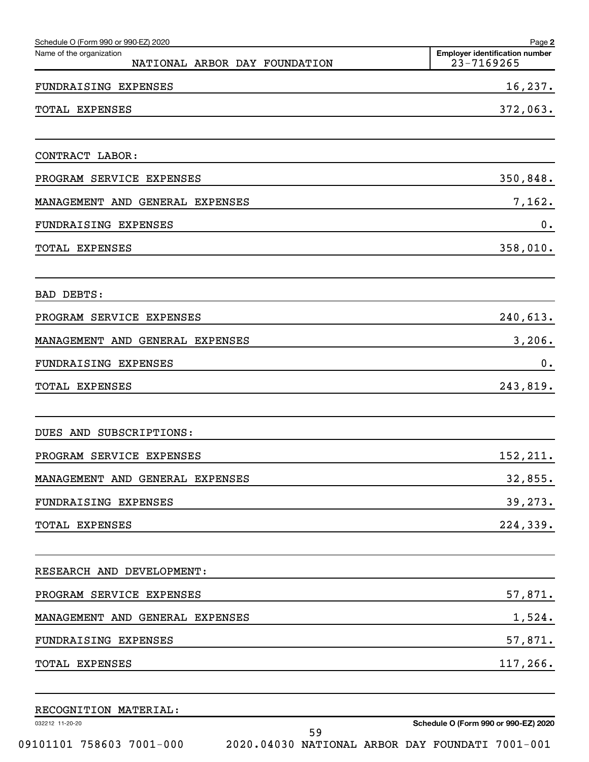Schedule O (Form 990 or 990-EZ) 2020

Name of the organization: NATIONAL ARBOR DAY FOUNDATION

Employer identification number: 23-7169265

| | |
|---|---|
| FUNDRAISING EXPENSES | 16,237. |
| TOTAL EXPENSES | 372,063. |
| | |
| CONTRACT LABOR: | |
| PROGRAM SERVICE EXPENSES | 350,848. |
| MANAGEMENT AND GENERAL EXPENSES | 7,162. |
| FUNDRAISING EXPENSES | 0. |
| TOTAL EXPENSES | 358,010. |
| | |
| BAD DEBTS: | |
| PROGRAM SERVICE EXPENSES | 240,613. |
| MANAGEMENT AND GENERAL EXPENSES | 3,206. |
| FUNDRAISING EXPENSES | 0. |
| TOTAL EXPENSES | 243,819. |
| | |
| DUES AND SUBSCRIPTIONS: | |
| PROGRAM SERVICE EXPENSES | 152,211. |
| MANAGEMENT AND GENERAL EXPENSES | 32,855. |
| FUNDRAISING EXPENSES | 39,273. |
| TOTAL EXPENSES | 224,339. |
| | |
| RESEARCH AND DEVELOPMENT: | |
| PROGRAM SERVICE EXPENSES | 57,871. |
| MANAGEMENT AND GENERAL EXPENSES | 1,524. |
| FUNDRAISING EXPENSES | 57,871. |
| TOTAL EXPENSES | 117,266. |
| | |
| RECOGNITION MATERIAL: | |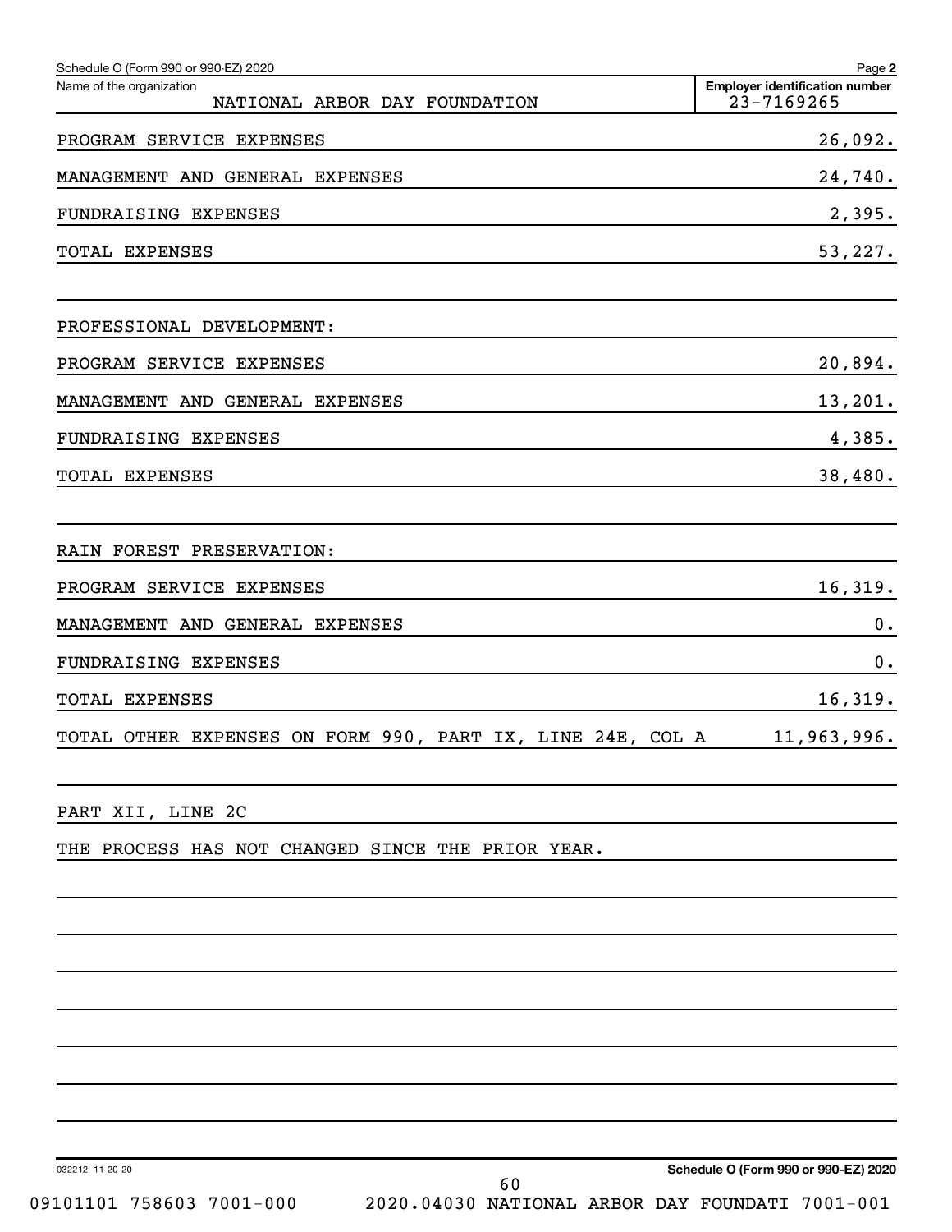Schedule O (Form 990 or 990-EZ) 2020 Page **2**

| Name of the organization | Employer identification number |
|---|---|
| NATIONAL ARBOR DAY FOUNDATION | 23-7169265 |

| | |
|---|---|
| PROGRAM SERVICE EXPENSES | 26,092. |
| MANAGEMENT AND GENERAL EXPENSES | 24,740. |
| FUNDRAISING EXPENSES | 2,395. |
| TOTAL EXPENSES | 53,227. |
| | |
| PROFESSIONAL DEVELOPMENT: | |
| PROGRAM SERVICE EXPENSES | 20,894. |
| MANAGEMENT AND GENERAL EXPENSES | 13,201. |
| FUNDRAISING EXPENSES | 4,385. |
| TOTAL EXPENSES | 38,480. |
| | |
| RAIN FOREST PRESERVATION: | |
| PROGRAM SERVICE EXPENSES | 16,319. |
| MANAGEMENT AND GENERAL EXPENSES | 0. |
| FUNDRAISING EXPENSES | 0. |
| TOTAL EXPENSES | 16,319. |
| TOTAL OTHER EXPENSES ON FORM 990, PART IX, LINE 24E, COL A | 11,963,996. |

PART XII, LINE 2C

THE PROCESS HAS NOT CHANGED SINCE THE PRIOR YEAR.

032212 11-20-20 **Schedule O (Form 990 or 990-EZ) 2020**

09101101 758603 7001-000 2020.04030 NATIONAL ARBOR DAY FOUNDATI 7001-001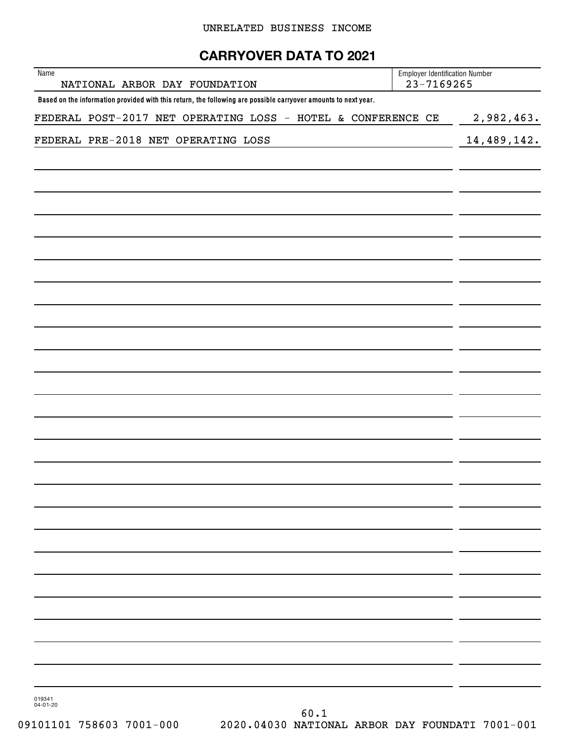UNRELATED BUSINESS INCOME

## CARRYOVER DATA TO 2021

| Name | Employer Identification Number |
| --- | --- |
| NATIONAL ARBOR DAY FOUNDATION | 23-7169265 |

**Based on the information provided with this return, the following are possible carryover amounts to next year.**

| | |
| --- | --- |
| FEDERAL POST-2017 NET OPERATING LOSS - HOTEL & CONFERENCE CE | 2,982,463. |
| FEDERAL PRE-2018 NET OPERATING LOSS | 14,489,142. |

019341
04-01-20

60.1
09101101 758603 7001-000 2020.04030 NATIONAL ARBOR DAY FOUNDATI 7001-001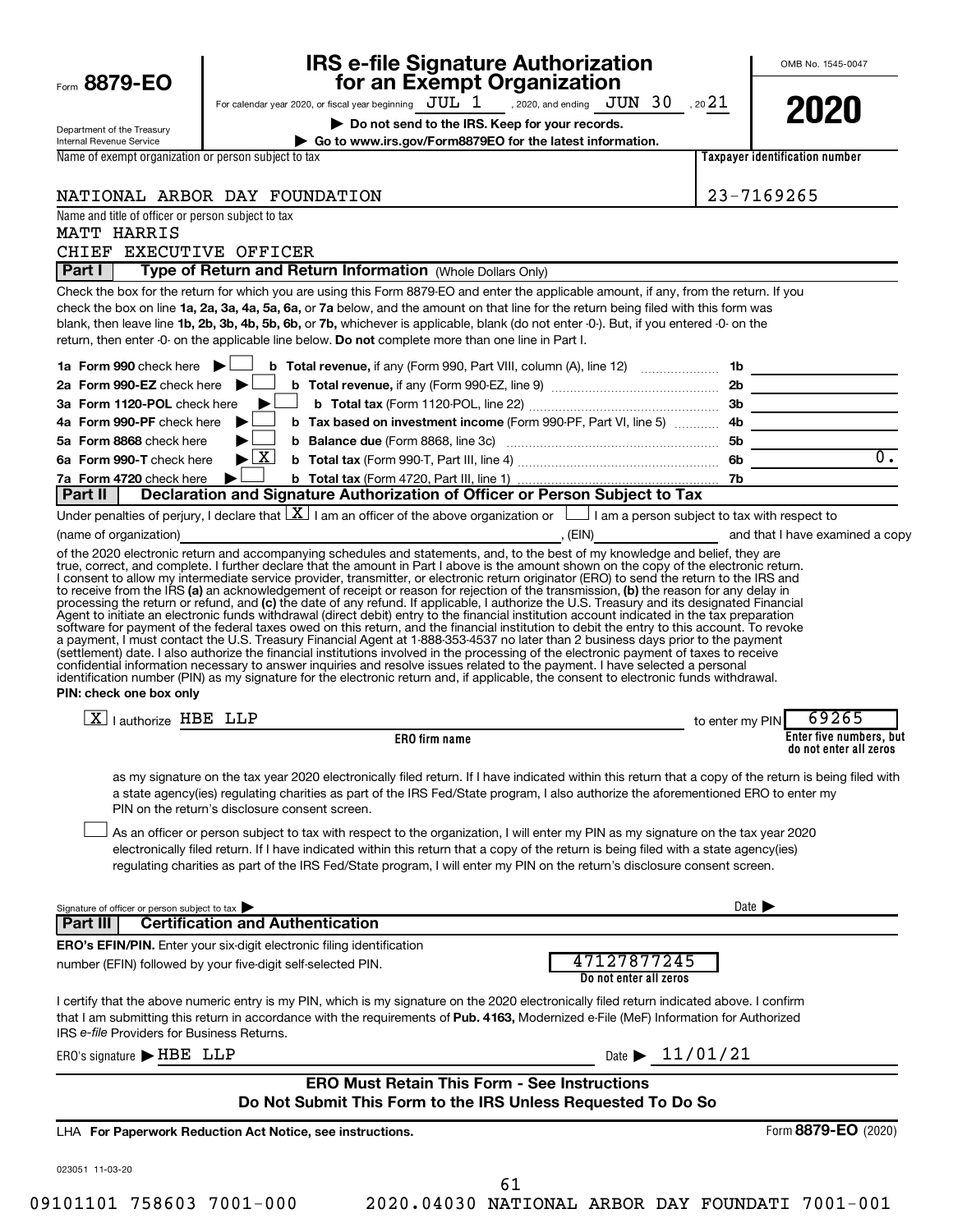Form **8879-EO**

Department of the Treasury
Internal Revenue Service

# IRS e-file Signature Authorization for an Exempt Organization

For calendar year 2020, or fiscal year beginning JUL 1, 2020, and ending JUN 30, 20 21

▶ **Do not send to the IRS. Keep for your records.**

▶ **Go to www.irs.gov/Form8879EO for the latest information.**

OMB No. 1545-0047

**2020**

| Name of exempt organization or person subject to tax | Taxpayer identification number |
|---|---|
| NATIONAL ARBOR DAY FOUNDATION | 23-7169265 |

Name and title of officer or person subject to tax
MATT HARRIS
CHIEF EXECUTIVE OFFICER

## Part I — Type of Return and Return Information (Whole Dollars Only)

Check the box for the return for which you are using this Form 8879-EO and enter the applicable amount, if any, from the return. If you check the box on line **1a, 2a, 3a, 4a, 5a, 6a,** or **7a** below, and the amount on that line for the return being filed with this form was blank, then leave line **1b, 2b, 3b, 4b, 5b, 6b,** or **7b,** whichever is applicable, blank (do not enter -0-). But, if you entered -0- on the return, then enter -0- on the applicable line below. **Do not** complete more than one line in Part I.

| | | | | |
|---|---|---|---|---|
| **1a Form 990** check here ▶ ☐ | **b Total revenue,** if any (Form 990, Part VIII, column (A), line 12) | **1b** | |
| **2a Form 990-EZ** check here ▶ ☐ | **b Total revenue,** if any (Form 990-EZ, line 9) | **2b** | |
| **3a Form 1120-POL** check here ▶ ☐ | **b Total tax** (Form 1120-POL, line 22) | **3b** | |
| **4a Form 990-PF** check here ▶ ☐ | **b Tax based on investment income** (Form 990-PF, Part VI, line 5) | **4b** | |
| **5a Form 8868** check here ▶ ☐ | **b Balance due** (Form 8868, line 3c) | **5b** | |
| **6a Form 990-T** check here ▶ ☒ | **b Total tax** (Form 990-T, Part III, line 4) | **6b** | 0. |
| **7a Form 4720** check here ▶ ☐ | **b Total tax** (Form 4720, Part III, line 1) | **7b** | |

## Part II — Declaration and Signature Authorization of Officer or Person Subject to Tax

Under penalties of perjury, I declare that ☒ I am an officer of the above organization or ☐ I am a person subject to tax with respect to (name of organization) \_\_\_\_\_\_\_\_\_\_, (EIN) \_\_\_\_\_\_\_\_ and that I have examined a copy of the 2020 electronic return and accompanying schedules and statements, and, to the best of my knowledge and belief, they are true, correct, and complete. I further declare that the amount in Part I above is the amount shown on the copy of the electronic return. I consent to allow my intermediate service provider, transmitter, or electronic return originator (ERO) to send the return to the IRS and to receive from the IRS **(a)** an acknowledgement of receipt or reason for rejection of the transmission, **(b)** the reason for any delay in processing the return or refund, and **(c)** the date of any refund. If applicable, I authorize the U.S. Treasury and its designated Financial Agent to initiate an electronic funds withdrawal (direct debit) entry to the financial institution account indicated in the tax preparation software for payment of the federal taxes owed on this return, and the financial institution to debit the entry to this account. To revoke a payment, I must contact the U.S. Treasury Financial Agent at 1-888-353-4537 no later than 2 business days prior to the payment (settlement) date. I also authorize the financial institutions involved in the processing of the electronic payment of taxes to receive confidential information necessary to answer inquiries and resolve issues related to the payment. I have selected a personal identification number (PIN) as my signature for the electronic return and, if applicable, the consent to electronic funds withdrawal.

**PIN: check one box only**

☒ I authorize HBE LLP (ERO firm name) to enter my PIN 69265 (Enter five numbers, but do not enter all zeros)

as my signature on the tax year 2020 electronically filed return. If I have indicated within this return that a copy of the return is being filed with a state agency(ies) regulating charities as part of the IRS Fed/State program, I also authorize the aforementioned ERO to enter my PIN on the return's disclosure consent screen.

☐ As an officer or person subject to tax with respect to the organization, I will enter my PIN as my signature on the tax year 2020 electronically filed return. If I have indicated within this return that a copy of the return is being filed with a state agency(ies) regulating charities as part of the IRS Fed/State program, I will enter my PIN on the return's disclosure consent screen.

Signature of officer or person subject to tax ▶ \_\_\_\_\_\_\_\_ Date ▶ \_\_\_\_\_\_

## Part III — Certification and Authentication

**ERO's EFIN/PIN.** Enter your six-digit electronic filing identification number (EFIN) followed by your five-digit self-selected PIN. 47127877245 (Do not enter all zeros)

I certify that the above numeric entry is my PIN, which is my signature on the 2020 electronically filed return indicated above. I confirm that I am submitting this return in accordance with the requirements of **Pub. 4163,** Modernized e-File (MeF) Information for Authorized IRS *e-file* Providers for Business Returns.

ERO's signature ▶ HBE LLP Date ▶ 11/01/21

**ERO Must Retain This Form - See Instructions**
**Do Not Submit This Form to the IRS Unless Requested To Do So**

LHA **For Paperwork Reduction Act Notice, see instructions.** Form **8879-EO** (2020)

023051 11-03-20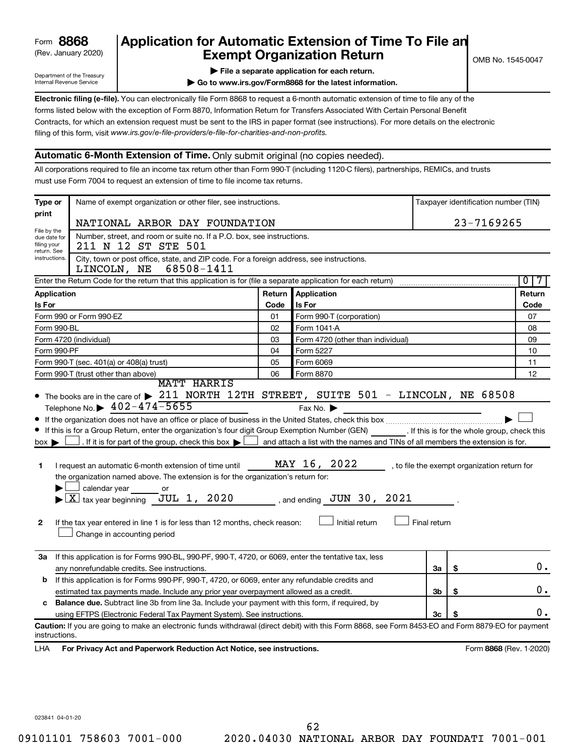Form **8868**
(Rev. January 2020)

Department of the Treasury
Internal Revenue Service

# Application for Automatic Extension of Time To File an Exempt Organization Return

▶ **File a separate application for each return.**

▶ **Go to www.irs.gov/Form8868 for the latest information.**

OMB No. 1545-0047

**Electronic filing (e-file).** You can electronically file Form 8868 to request a 6-month automatic extension of time to file any of the forms listed below with the exception of Form 8870, Information Return for Transfers Associated With Certain Personal Benefit Contracts, for which an extension request must be sent to the IRS in paper format (see instructions). For more details on the electronic filing of this form, visit *www.irs.gov/e-file-providers/e-file-for-charities-and-non-profits.*

## Automatic 6-Month Extension of Time. Only submit original (no copies needed).

All corporations required to file an income tax return other than Form 990-T (including 1120-C filers), partnerships, REMICs, and trusts must use Form 7004 to request an extension of time to file income tax returns.

**Type or print**

File by the due date for filing your return. See instructions.

Name of exempt organization or other filer, see instructions.
NATIONAL ARBOR DAY FOUNDATION

Taxpayer identification number (TIN)
23-7169265

Number, street, and room or suite no. If a P.O. box, see instructions.
211 N 12 ST STE 501

City, town or post office, state, and ZIP code. For a foreign address, see instructions.
LINCOLN, NE 68508-1411

Enter the Return Code for the return that this application is for (file a separate application for each return) ..... 0 7

| Application Is For | Return Code | Application Is For | Return Code |
|---|---|---|---|
| Form 990 or Form 990-EZ | 01 | Form 990-T (corporation) | 07 |
| Form 990-BL | 02 | Form 1041-A | 08 |
| Form 4720 (individual) | 03 | Form 4720 (other than individual) | 09 |
| Form 990-PF | 04 | Form 5227 | 10 |
| Form 990-T (sec. 401(a) or 408(a) trust) | 05 | Form 6069 | 11 |
| Form 990-T (trust other than above) | 06 | Form 8870 | 12 |

- The books are in the care of ▶ MATT HARRIS 211 NORTH 12TH STREET, SUITE 501 - LINCOLN, NE 68508
  Telephone No. ▶ 402-474-5655 Fax No. ▶
- If the organization does not have an office or place of business in the United States, check this box ..... ▶ ☐
- If this is for a Group Return, enter the organization's four digit Group Exemption Number (GEN) ______. If this is for the whole group, check this box ▶ ☐. If it is for part of the group, check this box ▶ ☐ and attach a list with the names and TINs of all members the extension is for.

**1** I request an automatic 6-month extension of time until MAY 16, 2022, to file the exempt organization return for the organization named above. The extension is for the organization's return for:
▶ ☐ calendar year ______ or
▶ ☒ tax year beginning JUL 1, 2020, and ending JUN 30, 2021.

**2** If the tax year entered in line 1 is for less than 12 months, check reason: ☐ Initial return ☐ Final return
☐ Change in accounting period

| | | | |
|---|---|---|---|
| **3a** | If this application is for Forms 990-BL, 990-PF, 990-T, 4720, or 6069, enter the tentative tax, less any nonrefundable credits. See instructions. | 3a | $ 0. |
| **b** | If this application is for Forms 990-PF, 990-T, 4720, or 6069, enter any refundable credits and estimated tax payments made. Include any prior year overpayment allowed as a credit. | 3b | $ 0. |
| **c** | **Balance due.** Subtract line 3b from line 3a. Include your payment with this form, if required, by using EFTPS (Electronic Federal Tax Payment System). See instructions. | 3c | $ 0. |

**Caution:** If you are going to make an electronic funds withdrawal (direct debit) with this Form 8868, see Form 8453-EO and Form 8879-EO for payment instructions.

LHA **For Privacy Act and Paperwork Reduction Act Notice, see instructions.** Form **8868** (Rev. 1-2020)

023841 04-01-20

09101101 758603 7001-000 2020.04030 NATIONAL ARBOR DAY FOUNDATI 7001-001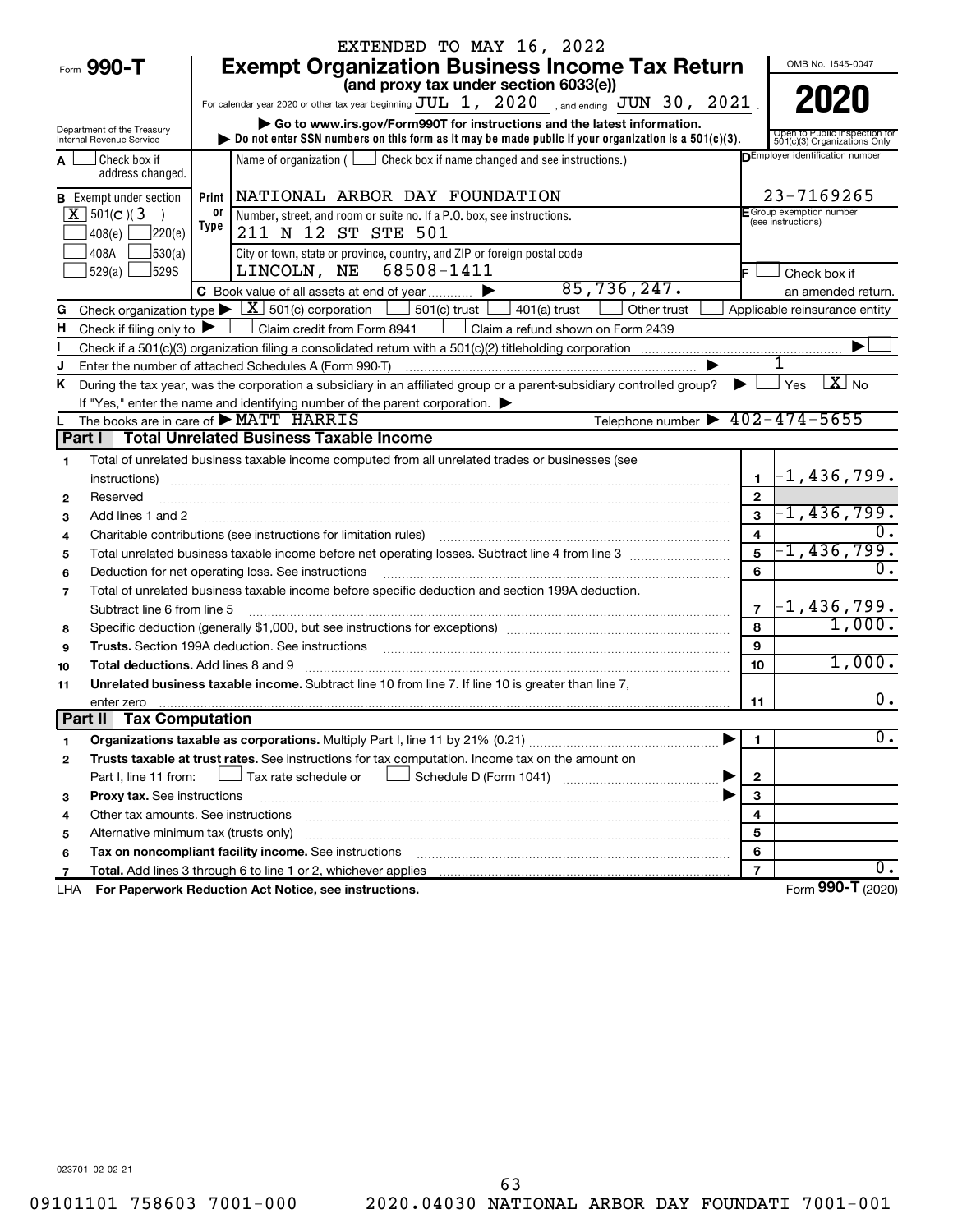EXTENDED TO MAY 16, 2022

# Form 990-T Exempt Organization Business Income Tax Return

**(and proxy tax under section 6033(e))**

For calendar year 2020 or other tax year beginning JUL 1, 2020 , and ending JUN 30, 2021 .

OMB No. 1545-0047

**2020**

Department of the Treasury
Internal Revenue Service

▶ Go to www.irs.gov/Form990T for instructions and the latest information.
▶ Do not enter SSN numbers on this form as it may be made public if your organization is a 501(c)(3).

Open to Public Inspection for 501(c)(3) Organizations Only

**A** ☐ Check box if address changed.

**B** Exempt under section
[X] 501(c)(3)
☐ 408(e) ☐ 220(e)
☐ 408A ☐ 530(a)
☐ 529(a) ☐ 529S

Print or Type

Name of organization ( ☐ Check box if name changed and see instructions.)
NATIONAL ARBOR DAY FOUNDATION

Number, street, and room or suite no. If a P.O. box, see instructions.
211 N 12 ST STE 501

City or town, state or province, country, and ZIP or foreign postal code
LINCOLN, NE 68508-1411

**D** Employer identification number
23-7169265

**E** Group exemption number (see instructions)

**F** ☐ Check box if an amended return.

**C** Book value of all assets at end of year ▶ 85,736,247.

**G** Check organization type ▶ [X] 501(c) corporation ☐ 501(c) trust ☐ 401(a) trust ☐ Other trust ☐ Applicable reinsurance entity

**H** Check if filing only to ▶ ☐ Claim credit from Form 8941 ☐ Claim a refund shown on Form 2439

**I** Check if a 501(c)(3) organization filing a consolidated return with a 501(c)(2) titleholding corporation ▶ ☐

**J** Enter the number of attached Schedules A (Form 990-T) ▶ 1

**K** During the tax year, was the corporation a subsidiary in an affiliated group or a parent-subsidiary controlled group? ▶ ☐ Yes [X] No

If "Yes," enter the name and identifying number of the parent corporation. ▶

**L** The books are in care of ▶ MATT HARRIS Telephone number ▶ 402-474-5655

## Part I Total Unrelated Business Taxable Income

| | | | |
|---|---|---|---|
| 1 | Total of unrelated business taxable income computed from all unrelated trades or businesses (see instructions) | 1 | -1,436,799. |
| 2 | Reserved | 2 | |
| 3 | Add lines 1 and 2 | 3 | -1,436,799. |
| 4 | Charitable contributions (see instructions for limitation rules) | 4 | 0. |
| 5 | Total unrelated business taxable income before net operating losses. Subtract line 4 from line 3 | 5 | -1,436,799. |
| 6 | Deduction for net operating loss. See instructions | 6 | 0. |
| 7 | Total of unrelated business taxable income before specific deduction and section 199A deduction. Subtract line 6 from line 5 | 7 | -1,436,799. |
| 8 | Specific deduction (generally $1,000, but see instructions for exceptions) | 8 | 1,000. |
| 9 | **Trusts.** Section 199A deduction. See instructions | 9 | |
| 10 | **Total deductions.** Add lines 8 and 9 | 10 | 1,000. |
| 11 | **Unrelated business taxable income.** Subtract line 10 from line 7. If line 10 is greater than line 7, enter zero | 11 | 0. |

## Part II Tax Computation

| | | | |
|---|---|---|---|
| 1 | **Organizations taxable as corporations.** Multiply Part I, line 11 by 21% (0.21) ▶ | 1 | 0. |
| 2 | **Trusts taxable at trust rates.** See instructions for tax computation. Income tax on the amount on Part I, line 11 from: ☐ Tax rate schedule or ☐ Schedule D (Form 1041) ▶ | 2 | |
| 3 | **Proxy tax.** See instructions ▶ | 3 | |
| 4 | Other tax amounts. See instructions | 4 | |
| 5 | Alternative minimum tax (trusts only) | 5 | |
| 6 | **Tax on noncompliant facility income.** See instructions | 6 | |
| 7 | **Total.** Add lines 3 through 6 to line 1 or 2, whichever applies | 7 | 0. |

LHA **For Paperwork Reduction Act Notice, see instructions.** Form **990-T** (2020)

023701 02-02-21

09101101 758603 7001-000 2020.04030 NATIONAL ARBOR DAY FOUNDATI 7001-001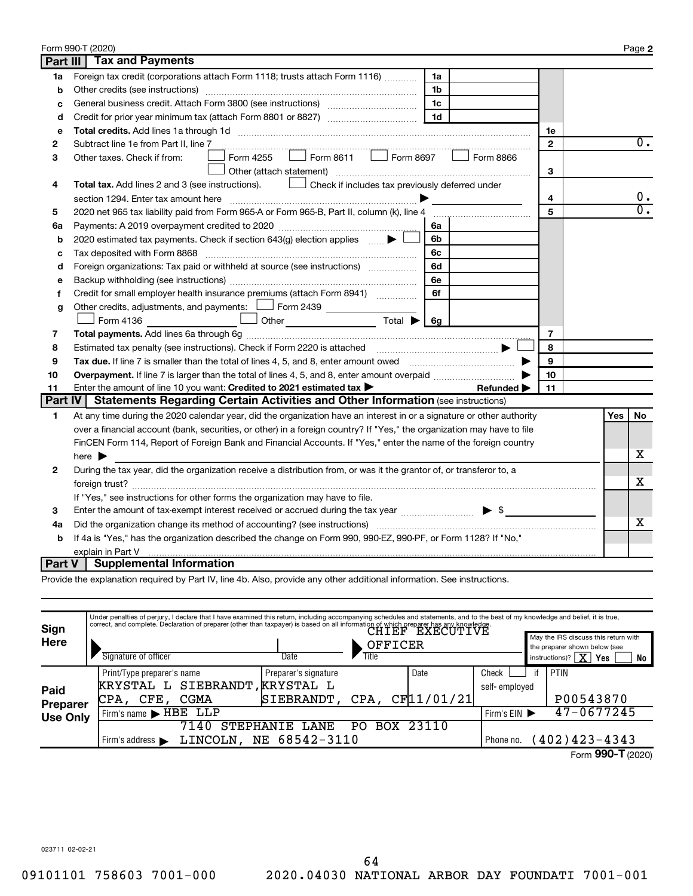Form 990-T (2020) Page **2**

## Part III Tax and Payments

| | | | | | |
|---|---|---|---|---|---|
| **1a** | Foreign tax credit (corporations attach Form 1118; trusts attach Form 1116) | 1a | | | |
| **b** | Other credits (see instructions) | 1b | | | |
| **c** | General business credit. Attach Form 3800 (see instructions) | 1c | | | |
| **d** | Credit for prior year minimum tax (attach Form 8801 or 8827) | 1d | | | |
| **e** | **Total credits.** Add lines 1a through 1d | | | 1e | |
| **2** | Subtract line 1e from Part II, line 7 | | | 2 | 0. |
| **3** | Other taxes. Check if from: ☐ Form 4255 ☐ Form 8611 ☐ Form 8697 ☐ Form 8866 ☐ Other (attach statement) | | | 3 | |
| **4** | **Total tax.** Add lines 2 and 3 (see instructions). ☐ Check if includes tax previously deferred under section 1294. Enter tax amount here ▶ | | | 4 | 0. |
| **5** | 2020 net 965 tax liability paid from Form 965-A or Form 965-B, Part II, column (k), line 4 | | | 5 | 0. |
| **6a** | Payments: A 2019 overpayment credited to 2020 | 6a | | | |
| **b** | 2020 estimated tax payments. Check if section 643(g) election applies ▶ ☐ | 6b | | | |
| **c** | Tax deposited with Form 8868 | 6c | | | |
| **d** | Foreign organizations: Tax paid or withheld at source (see instructions) | 6d | | | |
| **e** | Backup withholding (see instructions) | 6e | | | |
| **f** | Credit for small employer health insurance premiums (attach Form 8941) | 6f | | | |
| **g** | Other credits, adjustments, and payments: ☐ Form 2439 ☐ Form 4136 ☐ Other Total ▶ | 6g | | | |
| **7** | **Total payments.** Add lines 6a through 6g | | | 7 | |
| **8** | Estimated tax penalty (see instructions). Check if Form 2220 is attached ▶ ☐ | | | 8 | |
| **9** | **Tax due.** If line 7 is smaller than the total of lines 4, 5, and 8, enter amount owed ▶ | | | 9 | |
| **10** | **Overpayment.** If line 7 is larger than the total of lines 4, 5, and 8, enter amount overpaid ▶ | | | 10 | |
| **11** | Enter the amount of line 10 you want: **Credited to 2021 estimated tax** ▶ **Refunded** ▶ | | | 11 | |

## Part IV Statements Regarding Certain Activities and Other Information (see instructions)

| | | Yes | No |
|---|---|---|---|
| **1** | At any time during the 2020 calendar year, did the organization have an interest in or a signature or other authority over a financial account (bank, securities, or other) in a foreign country? If "Yes," the organization may have to file FinCEN Form 114, Report of Foreign Bank and Financial Accounts. If "Yes," enter the name of the foreign country here ▶ | | X |
| **2** | During the tax year, did the organization receive a distribution from, or was it the grantor of, or transferor to, a foreign trust? If "Yes," see instructions for other forms the organization may have to file. | | X |
| **3** | Enter the amount of tax-exempt interest received or accrued during the tax year ▶ $ | | |
| **4a** | Did the organization change its method of accounting? (see instructions) | | X |
| **b** | If 4a is "Yes," has the organization described the change on Form 990, 990-EZ, 990-PF, or Form 1128? If "No," explain in Part V | | |

## Part V Supplemental Information

Provide the explanation required by Part IV, line 4b. Also, provide any other additional information. See instructions.

**Sign Here**

Under penalties of perjury, I declare that I have examined this return, including accompanying schedules and statements, and to the best of my knowledge and belief, it is true, correct, and complete. Declaration of preparer (other than taxpayer) is based on all information of which preparer has any knowledge.

Signature of officer | Date | Title: CHIEF EXECUTIVE OFFICER

May the IRS discuss this return with the preparer shown below (see instructions)? ☒ Yes ☐ No

**Paid Preparer Use Only**

| Print/Type preparer's name | Preparer's signature | Date | Check ☐ if self-employed | PTIN |
|---|---|---|---|---|
| KRYSTAL L SIEBRANDT, CPA, CFE, CGMA | KRYSTAL L SIEBRANDT, CPA, CF | 11/01/21 | | P00543870 |
| Firm's name ▶ HBE LLP | | | Firm's EIN ▶ | 47-0677245 |
| Firm's address ▶ 7140 STEPHANIE LANE PO BOX 23110 LINCOLN, NE 68542-3110 | | | Phone no. | (402)423-4343 |

Form **990-T** (2020)

023711 02-02-21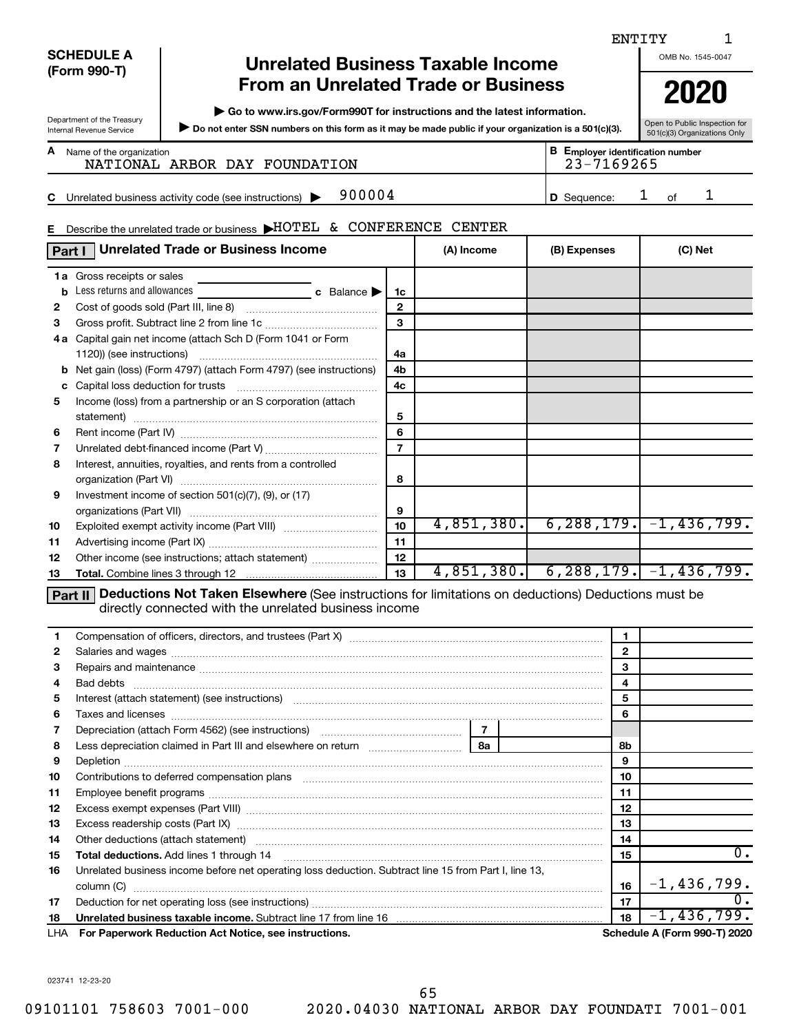ENTITY 1

**SCHEDULE A (Form 990-T)**

Department of the Treasury
Internal Revenue Service

# Unrelated Business Taxable Income From an Unrelated Trade or Business

▶ Go to www.irs.gov/Form990T for instructions and the latest information.

▶ Do not enter SSN numbers on this form as it may be made public if your organization is a 501(c)(3).

OMB No. 1545-0047

**2020**

Open to Public Inspection for 501(c)(3) Organizations Only

**A** Name of the organization: NATIONAL ARBOR DAY FOUNDATION

**B** Employer identification number: 23-7169265

**C** Unrelated business activity code (see instructions) ▶ 900004

**D** Sequence: 1 of 1

**E** Describe the unrelated trade or business ▶ HOTEL & CONFERENCE CENTER

## Part I Unrelated Trade or Business Income

| | | Line | (A) Income | (B) Expenses | (C) Net |
|---|---|---|---|---|---|
| 1a | Gross receipts or sales | | | | |
| b | Less returns and allowances ... c Balance ▶ | 1c | | | |
| 2 | Cost of goods sold (Part III, line 8) | 2 | | | |
| 3 | Gross profit. Subtract line 2 from line 1c | 3 | | | |
| 4a | Capital gain net income (attach Sch D (Form 1041 or Form 1120)) (see instructions) | 4a | | | |
| b | Net gain (loss) (Form 4797) (attach Form 4797) (see instructions) | 4b | | | |
| c | Capital loss deduction for trusts | 4c | | | |
| 5 | Income (loss) from a partnership or an S corporation (attach statement) | 5 | | | |
| 6 | Rent income (Part IV) | 6 | | | |
| 7 | Unrelated debt-financed income (Part V) | 7 | | | |
| 8 | Interest, annuities, royalties, and rents from a controlled organization (Part VI) | 8 | | | |
| 9 | Investment income of section 501(c)(7), (9), or (17) organizations (Part VII) | 9 | | | |
| 10 | Exploited exempt activity income (Part VIII) | 10 | 4,851,380. | 6,288,179. | -1,436,799. |
| 11 | Advertising income (Part IX) | 11 | | | |
| 12 | Other income (see instructions; attach statement) | 12 | | | |
| 13 | **Total.** Combine lines 3 through 12 | 13 | 4,851,380. | 6,288,179. | -1,436,799. |

## Part II Deductions Not Taken Elsewhere (See instructions for limitations on deductions) Deductions must be directly connected with the unrelated business income

| | | Line | Amount |
|---|---|---|---|
| 1 | Compensation of officers, directors, and trustees (Part X) | 1 | |
| 2 | Salaries and wages | 2 | |
| 3 | Repairs and maintenance | 3 | |
| 4 | Bad debts | 4 | |
| 5 | Interest (attach statement) (see instructions) | 5 | |
| 6 | Taxes and licenses | 6 | |
| 7 | Depreciation (attach Form 4562) (see instructions) ... 7 | | |
| 8 | Less depreciation claimed in Part III and elsewhere on return ... 8a | 8b | |
| 9 | Depletion | 9 | |
| 10 | Contributions to deferred compensation plans | 10 | |
| 11 | Employee benefit programs | 11 | |
| 12 | Excess exempt expenses (Part VIII) | 12 | |
| 13 | Excess readership costs (Part IX) | 13 | |
| 14 | Other deductions (attach statement) | 14 | |
| 15 | **Total deductions.** Add lines 1 through 14 | 15 | 0. |
| 16 | Unrelated business income before net operating loss deduction. Subtract line 15 from Part I, line 13, column (C) | 16 | -1,436,799. |
| 17 | Deduction for net operating loss (see instructions) | 17 | 0. |
| 18 | **Unrelated business taxable income.** Subtract line 17 from line 16 | 18 | -1,436,799. |

LHA **For Paperwork Reduction Act Notice, see instructions.** **Schedule A (Form 990-T) 2020**

023741 12-23-20

09101101 758603 7001-000 2020.04030 NATIONAL ARBOR DAY FOUNDATI 7001-001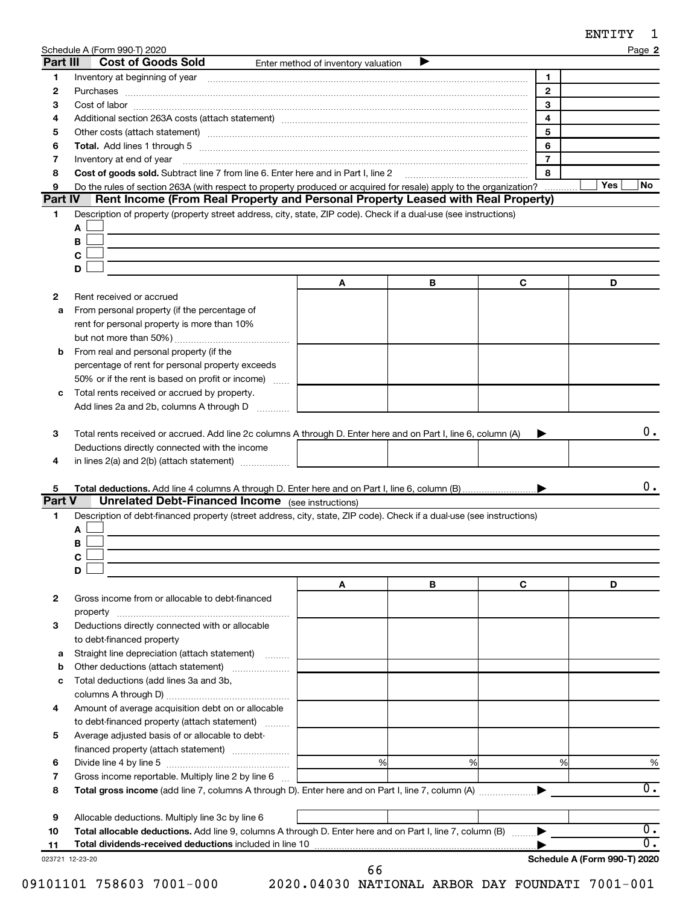ENTITY 1

Schedule A (Form 990-T) 2020 Page **2**

## Part III Cost of Goods Sold

Enter method of inventory valuation ▶

| | | | |
|---|---|---|---|
| 1 | Inventory at beginning of year | 1 | |
| 2 | Purchases | 2 | |
| 3 | Cost of labor | 3 | |
| 4 | Additional section 263A costs (attach statement) | 4 | |
| 5 | Other costs (attach statement) | 5 | |
| 6 | **Total.** Add lines 1 through 5 | 6 | |
| 7 | Inventory at end of year | 7 | |
| 8 | **Cost of goods sold.** Subtract line 7 from line 6. Enter here and in Part I, line 2 | 8 | |
| 9 | Do the rules of section 263A (with respect to property produced or acquired for resale) apply to the organization? | | Yes ☐ No ☐ |

## Part IV Rent Income (From Real Property and Personal Property Leased with Real Property)

1 Description of property (property street address, city, state, ZIP code). Check if a dual-use (see instructions)

A ☐
B ☐
C ☐
D ☐

| | | A | B | C | D |
|---|---|---|---|---|---|
| 2 | Rent received or accrued | | | | |
| a | From personal property (if the percentage of rent for personal property is more than 10% but not more than 50%) | | | | |
| b | From real and personal property (if the percentage of rent for personal property exceeds 50% or if the rent is based on profit or income) | | | | |
| c | Total rents received or accrued by property. Add lines 2a and 2b, columns A through D | | | | |
| 3 | Total rents received or accrued. Add line 2c columns A through D. Enter here and on Part I, line 6, column (A) ▶ | | | | 0. |
| 4 | Deductions directly connected with the income in lines 2(a) and 2(b) (attach statement) | | | | |
| 5 | **Total deductions.** Add line 4 columns A through D. Enter here and on Part I, line 6, column (B) ▶ | | | | 0. |

## Part V Unrelated Debt-Financed Income (see instructions)

1 Description of debt-financed property (street address, city, state, ZIP code). Check if a dual-use (see instructions)

A ☐
B ☐
C ☐
D ☐

| | | A | B | C | D |
|---|---|---|---|---|---|
| 2 | Gross income from or allocable to debt-financed property | | | | |
| 3 | Deductions directly connected with or allocable to debt-financed property | | | | |
| a | Straight line depreciation (attach statement) | | | | |
| b | Other deductions (attach statement) | | | | |
| c | Total deductions (add lines 3a and 3b, columns A through D) | | | | |
| 4 | Amount of average acquisition debt on or allocable to debt-financed property (attach statement) | | | | |
| 5 | Average adjusted basis of or allocable to debt-financed property (attach statement) | | | | |
| 6 | Divide line 4 by line 5 | % | % | % | % |
| 7 | Gross income reportable. Multiply line 2 by line 6 | | | | |
| 8 | **Total gross income** (add line 7, columns A through D). Enter here and on Part I, line 7, column (A) ▶ | | | | 0. |
| 9 | Allocable deductions. Multiply line 3c by line 6 | | | | |
| 10 | **Total allocable deductions.** Add line 9, columns A through D. Enter here and on Part I, line 7, column (B) ▶ | | | | 0. |
| 11 | **Total dividends-received deductions** included in line 10 ▶ | | | | 0. |

023721 12-23-20 **Schedule A (Form 990-T) 2020**

09101101 758603 7001-000 2020.04030 NATIONAL ARBOR DAY FOUNDATI 7001-001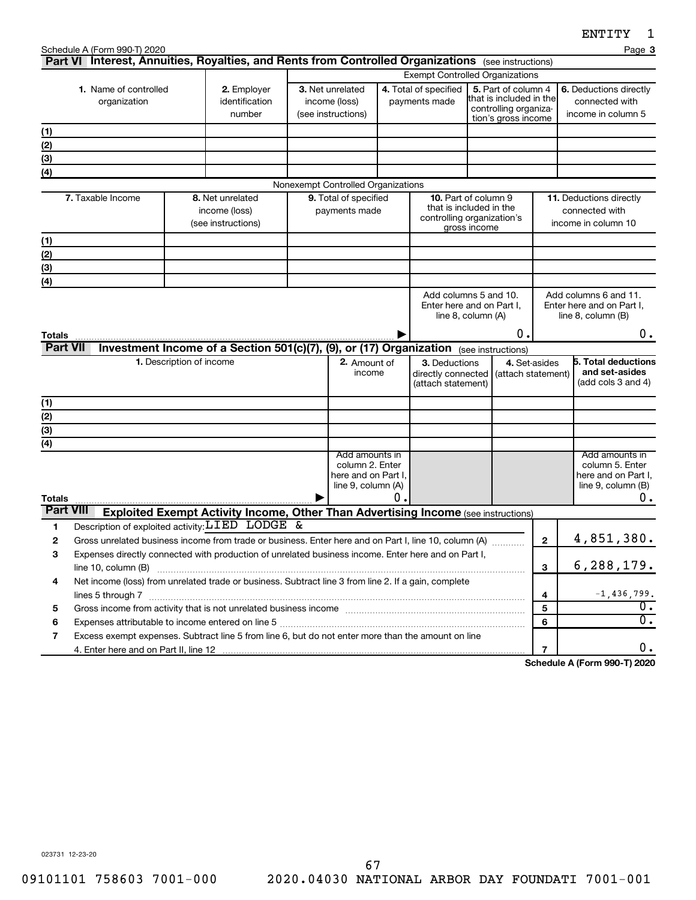Schedule A (Form 990-T) 2020

## Part VI Interest, Annuities, Royalties, and Rents from Controlled Organizations (see instructions)

| 1. Name of controlled organization | 2. Employer identification number | Exempt Controlled Organizations | | | |
|---|---|---|---|---|---|
| | | 3. Net unrelated income (loss) (see instructions) | 4. Total of specified payments made | 5. Part of column 4 that is included in the controlling organization's gross income | 6. Deductions directly connected with income in column 5 |
| (1) | | | | | |
| (2) | | | | | |
| (3) | | | | | |
| (4) | | | | | |

Nonexempt Controlled Organizations

| 7. Taxable Income | 8. Net unrelated income (loss) (see instructions) | 9. Total of specified payments made | 10. Part of column 9 that is included in the controlling organization's gross income | 11. Deductions directly connected with income in column 10 |
|---|---|---|---|---|
| (1) | | | | |
| (2) | | | | |
| (3) | | | | |
| (4) | | | | |
| | | | Add columns 5 and 10. Enter here and on Part I, line 8, column (A) | Add columns 6 and 11. Enter here and on Part I, line 8, column (B) |
| **Totals** ▶ | | | 0. | 0. |

## Part VII Investment Income of a Section 501(c)(7), (9), or (17) Organization (see instructions)

| 1. Description of income | 2. Amount of income | 3. Deductions directly connected (attach statement) | 4. Set-asides (attach statement) | 5. Total deductions and set-asides (add cols 3 and 4) |
|---|---|---|---|---|
| (1) | | | | |
| (2) | | | | |
| (3) | | | | |
| (4) | | | | |
| | Add amounts in column 2. Enter here and on Part I, line 9, column (A) | | | Add amounts in column 5. Enter here and on Part I, line 9, column (B) |
| **Totals** ▶ | 0. | | | 0. |

## Part VIII Exploited Exempt Activity Income, Other Than Advertising Income (see instructions)

| | | | |
|---|---|---|---|
| 1 | Description of exploited activity: LIED LODGE & | | |
| 2 | Gross unrelated business income from trade or business. Enter here and on Part I, line 10, column (A) | 2 | 4,851,380. |
| 3 | Expenses directly connected with production of unrelated business income. Enter here and on Part I, line 10, column (B) | 3 | 6,288,179. |
| 4 | Net income (loss) from unrelated trade or business. Subtract line 3 from line 2. If a gain, complete lines 5 through 7 | 4 | -1,436,799. |
| 5 | Gross income from activity that is not unrelated business income | 5 | 0. |
| 6 | Expenses attributable to income entered on line 5 | 6 | 0. |
| 7 | Excess exempt expenses. Subtract line 5 from line 6, but do not enter more than the amount on line 4. Enter here and on Part II, line 12 | 7 | 0. |

Schedule A (Form 990-T) 2020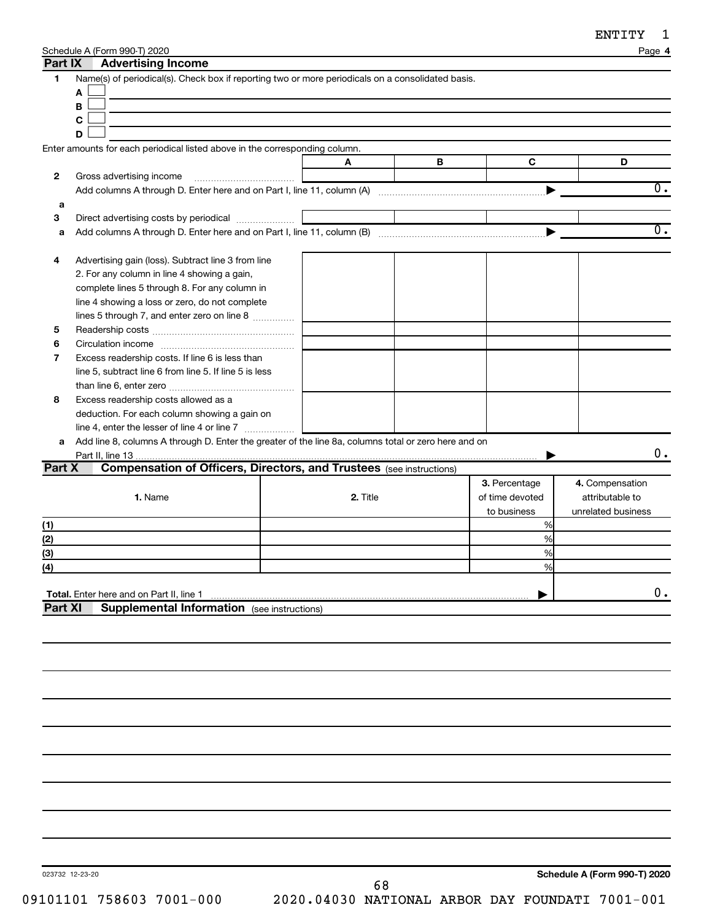ENTITY 1

Schedule A (Form 990-T) 2020 Page **4**

## Part IX Advertising Income

**1** Name(s) of periodical(s). Check box if reporting two or more periodicals on a consolidated basis.

**A** ☐

**B** ☐

**C** ☐

**D** ☐

Enter amounts for each periodical listed above in the corresponding column.

| | | A | B | C | D |
|---|---|---|---|---|---|
| **2** | Gross advertising income | | | | |
| | Add columns A through D. Enter here and on Part I, line 11, column (A) ▶ | | | | 0. |
| **a** | | | | | |
| **3** | Direct advertising costs by periodical | | | | |
| **a** | Add columns A through D. Enter here and on Part I, line 11, column (B) ▶ | | | | 0. |
| **4** | Advertising gain (loss). Subtract line 3 from line 2. For any column in line 4 showing a gain, complete lines 5 through 8. For any column in line 4 showing a loss or zero, do not complete lines 5 through 7, and enter zero on line 8 | | | | |
| **5** | Readership costs | | | | |
| **6** | Circulation income | | | | |
| **7** | Excess readership costs. If line 6 is less than line 5, subtract line 6 from line 5. If line 5 is less than line 6, enter zero | | | | |
| **8** | Excess readership costs allowed as a deduction. For each column showing a gain on line 4, enter the lesser of line 4 or line 7 | | | | |
| **a** | Add line 8, columns A through D. Enter the greater of the line 8a, columns total or zero here and on Part II, line 13 ▶ | | | | 0. |

## Part X Compensation of Officers, Directors, and Trustees (see instructions)

| | 1. Name | 2. Title | 3. Percentage of time devoted to business | 4. Compensation attributable to unrelated business |
|---|---|---|---|---|
| (1) | | | % | |
| (2) | | | % | |
| (3) | | | % | |
| (4) | | | % | |
| **Total.** Enter here and on Part II, line 1 ▶ | | | | 0. |

## Part XI Supplemental Information (see instructions)

023732 12-23-20 **Schedule A (Form 990-T) 2020**

09101101 758603 7001-000 2020.04030 NATIONAL ARBOR DAY FOUNDATI 7001-001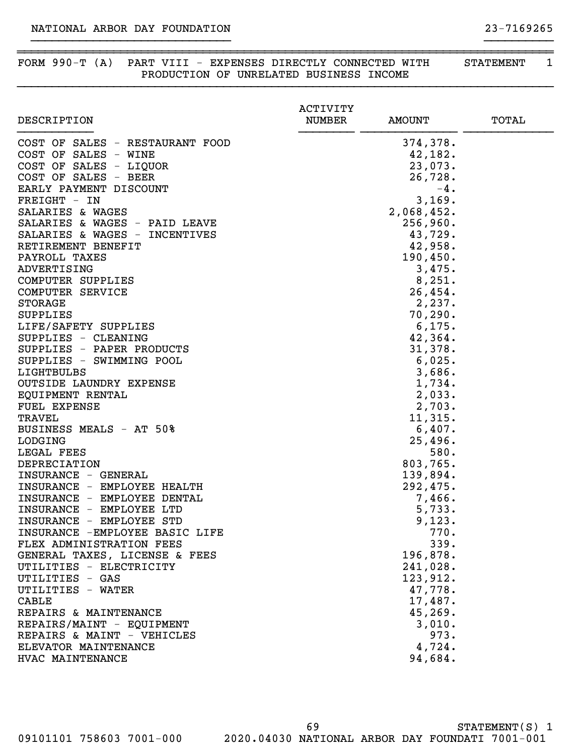NATIONAL ARBOR DAY FOUNDATION 23-7169265

## FORM 990-T (A) PART VIII - EXPENSES DIRECTLY CONNECTED WITH PRODUCTION OF UNRELATED BUSINESS INCOME — STATEMENT 1

| DESCRIPTION | ACTIVITY NUMBER | AMOUNT | TOTAL |
|---|---|---|---|
| COST OF SALES - RESTAURANT FOOD | | 374,378. | |
| COST OF SALES - WINE | | 42,182. | |
| COST OF SALES - LIQUOR | | 23,073. | |
| COST OF SALES - BEER | | 26,728. | |
| EARLY PAYMENT DISCOUNT | | -4. | |
| FREIGHT - IN | | 3,169. | |
| SALARIES & WAGES | | 2,068,452. | |
| SALARIES & WAGES - PAID LEAVE | | 256,960. | |
| SALARIES & WAGES - INCENTIVES | | 43,729. | |
| RETIREMENT BENEFIT | | 42,958. | |
| PAYROLL TAXES | | 190,450. | |
| ADVERTISING | | 3,475. | |
| COMPUTER SUPPLIES | | 8,251. | |
| COMPUTER SERVICE | | 26,454. | |
| STORAGE | | 2,237. | |
| SUPPLIES | | 70,290. | |
| LIFE/SAFETY SUPPLIES | | 6,175. | |
| SUPPLIES - CLEANING | | 42,364. | |
| SUPPLIES - PAPER PRODUCTS | | 31,378. | |
| SUPPLIES - SWIMMING POOL | | 6,025. | |
| LIGHTBULBS | | 3,686. | |
| OUTSIDE LAUNDRY EXPENSE | | 1,734. | |
| EQUIPMENT RENTAL | | 2,033. | |
| FUEL EXPENSE | | 2,703. | |
| TRAVEL | | 11,315. | |
| BUSINESS MEALS - AT 50% | | 6,407. | |
| LODGING | | 25,496. | |
| LEGAL FEES | | 580. | |
| DEPRECIATION | | 803,765. | |
| INSURANCE - GENERAL | | 139,894. | |
| INSURANCE - EMPLOYEE HEALTH | | 292,475. | |
| INSURANCE - EMPLOYEE DENTAL | | 7,466. | |
| INSURANCE - EMPLOYEE LTD | | 5,733. | |
| INSURANCE - EMPLOYEE STD | | 9,123. | |
| INSURANCE -EMPLOYEE BASIC LIFE | | 770. | |
| FLEX ADMINISTRATION FEES | | 339. | |
| GENERAL TAXES, LICENSE & FEES | | 196,878. | |
| UTILITIES - ELECTRICITY | | 241,028. | |
| UTILITIES - GAS | | 123,912. | |
| UTILITIES - WATER | | 47,778. | |
| CABLE | | 17,487. | |
| REPAIRS & MAINTENANCE | | 45,269. | |
| REPAIRS/MAINT - EQUIPMENT | | 3,010. | |
| REPAIRS & MAINT - VEHICLES | | 973. | |
| ELEVATOR MAINTENANCE | | 4,724. | |
| HVAC MAINTENANCE | | 94,684. | |

STATEMENT(S) 1

09101101 758603 7001-000 2020.04030 NATIONAL ARBOR DAY FOUNDATI 7001-001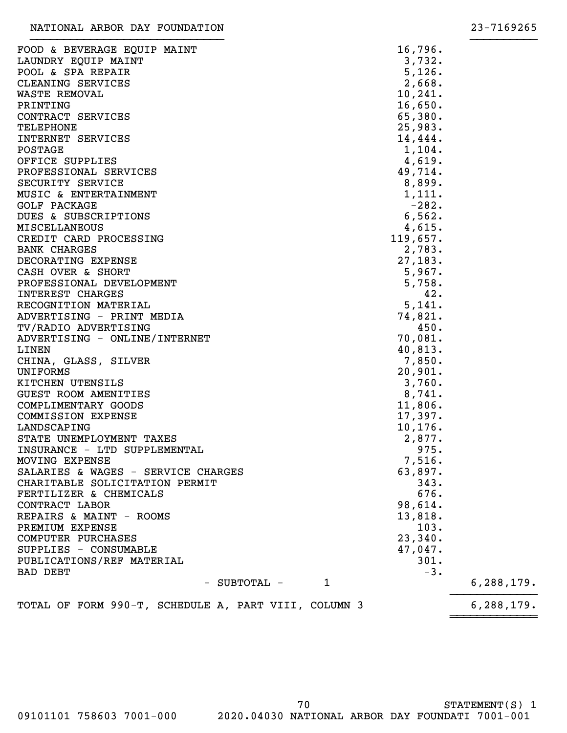NATIONAL ARBOR DAY FOUNDATION 23-7169265

| | | |
|---|---|---|
| FOOD & BEVERAGE EQUIP MAINT | 16,796. | |
| LAUNDRY EQUIP MAINT | 3,732. | |
| POOL & SPA REPAIR | 5,126. | |
| CLEANING SERVICES | 2,668. | |
| WASTE REMOVAL | 10,241. | |
| PRINTING | 16,650. | |
| CONTRACT SERVICES | 65,380. | |
| TELEPHONE | 25,983. | |
| INTERNET SERVICES | 14,444. | |
| POSTAGE | 1,104. | |
| OFFICE SUPPLIES | 4,619. | |
| PROFESSIONAL SERVICES | 49,714. | |
| SECURITY SERVICE | 8,899. | |
| MUSIC & ENTERTAINMENT | 1,111. | |
| GOLF PACKAGE | -282. | |
| DUES & SUBSCRIPTIONS | 6,562. | |
| MISCELLANEOUS | 4,615. | |
| CREDIT CARD PROCESSING | 119,657. | |
| BANK CHARGES | 2,783. | |
| DECORATING EXPENSE | 27,183. | |
| CASH OVER & SHORT | 5,967. | |
| PROFESSIONAL DEVELOPMENT | 5,758. | |
| INTEREST CHARGES | 42. | |
| RECOGNITION MATERIAL | 5,141. | |
| ADVERTISING - PRINT MEDIA | 74,821. | |
| TV/RADIO ADVERTISING | 450. | |
| ADVERTISING - ONLINE/INTERNET | 70,081. | |
| LINEN | 40,813. | |
| CHINA, GLASS, SILVER | 7,850. | |
| UNIFORMS | 20,901. | |
| KITCHEN UTENSILS | 3,760. | |
| GUEST ROOM AMENITIES | 8,741. | |
| COMPLIMENTARY GOODS | 11,806. | |
| COMMISSION EXPENSE | 17,397. | |
| LANDSCAPING | 10,176. | |
| STATE UNEMPLOYMENT TAXES | 2,877. | |
| INSURANCE - LTD SUPPLEMENTAL | 975. | |
| MOVING EXPENSE | 7,516. | |
| SALARIES & WAGES - SERVICE CHARGES | 63,897. | |
| CHARITABLE SOLICITATION PERMIT | 343. | |
| FERTILIZER & CHEMICALS | 676. | |
| CONTRACT LABOR | 98,614. | |
| REPAIRS & MAINT - ROOMS | 13,818. | |
| PREMIUM EXPENSE | 103. | |
| COMPUTER PURCHASES | 23,340. | |
| SUPPLIES - CONSUMABLE | 47,047. | |
| PUBLICATIONS/REF MATERIAL | 301. | |
| BAD DEBT | -3. | |
| - SUBTOTAL - 1 | | 6,288,179. |
| TOTAL OF FORM 990-T, SCHEDULE A, PART VIII, COLUMN 3 | | 6,288,179. |

STATEMENT(S) 1

09101101 758603 7001-000 2020.04030 NATIONAL ARBOR DAY FOUNDATI 7001-001